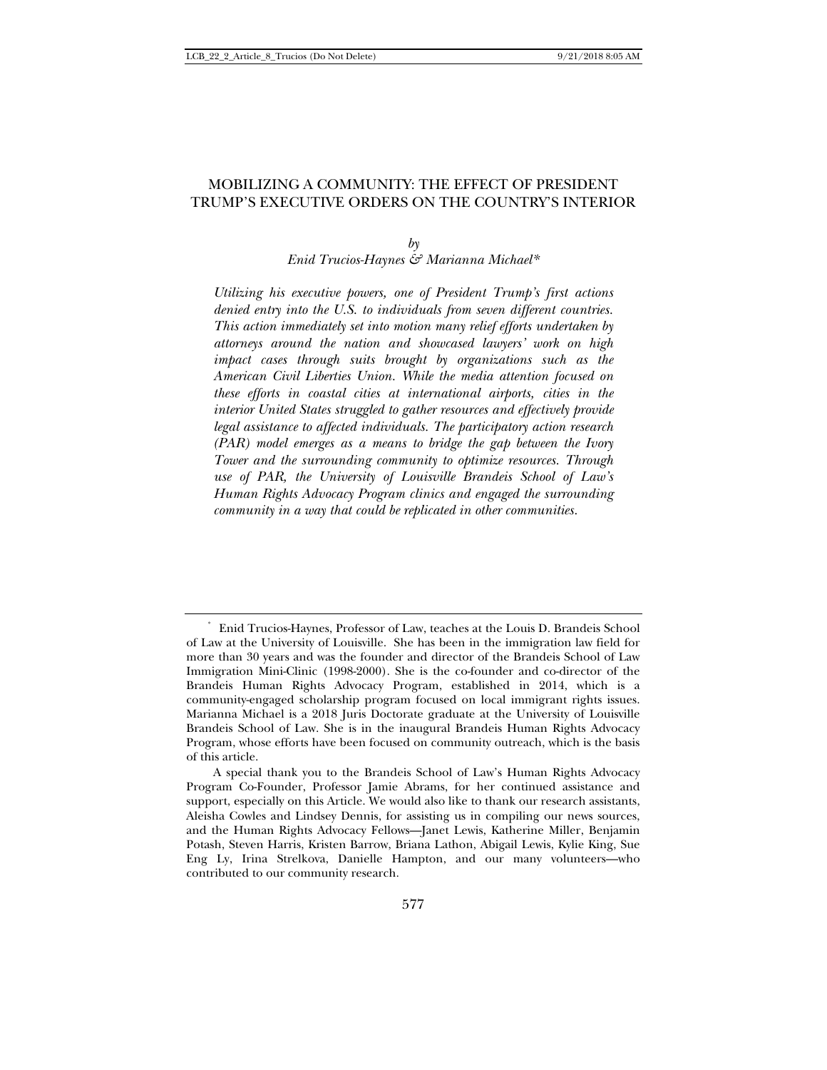# MOBILIZING A COMMUNITY: THE EFFECT OF PRESIDENT TRUMP'S EXECUTIVE ORDERS ON THE COUNTRY'S INTERIOR

*by*

*Enid Trucios-Haynes & Marianna Michael**

*Utilizing his executive powers, one of President Trump's first actions denied entry into the U.S. to individuals from seven different countries. This action immediately set into motion many relief efforts undertaken by attorneys around the nation and showcased lawyers' work on high impact cases through suits brought by organizations such as the American Civil Liberties Union. While the media attention focused on these efforts in coastal cities at international airports, cities in the interior United States struggled to gather resources and effectively provide legal assistance to affected individuals. The participatory action research (PAR) model emerges as a means to bridge the gap between the Ivory Tower and the surrounding community to optimize resources. Through use of PAR, the University of Louisville Brandeis School of Law's Human Rights Advocacy Program clinics and engaged the surrounding community in a way that could be replicated in other communities.*

---

\* Enid Trucios-Haynes, Professor of Law, teaches at the Louis D. Brandeis School of Law at the University of Louisville. She has been in the immigration law field for more than 30 years and was the founder and director of the Brandeis School of Law Immigration Mini-Clinic (1998-2000). She is the co-founder and co-director of the Brandeis Human Rights Advocacy Program, established in 2014, which is a community-engaged scholarship program focused on local immigrant rights issues. Marianna Michael is a 2018 Juris Doctorate graduate at the University of Louisville Brandeis School of Law. She is in the inaugural Brandeis Human Rights Advocacy Program, whose efforts have been focused on community outreach, which is the basis of this article.

A special thank you to the Brandeis School of Law's Human Rights Advocacy Program Co-Founder, Professor Jamie Abrams, for her continued assistance and support, especially on this Article. We would also like to thank our research assistants, Aleisha Cowles and Lindsey Dennis, for assisting us in compiling our news sources, and the Human Rights Advocacy Fellows—Janet Lewis, Katherine Miller, Benjamin Potash, Steven Harris, Kristen Barrow, Briana Lathon, Abigail Lewis, Kylie King, Sue Eng Ly, Irina Strelkova, Danielle Hampton, and our many volunteers—who contributed to our community research.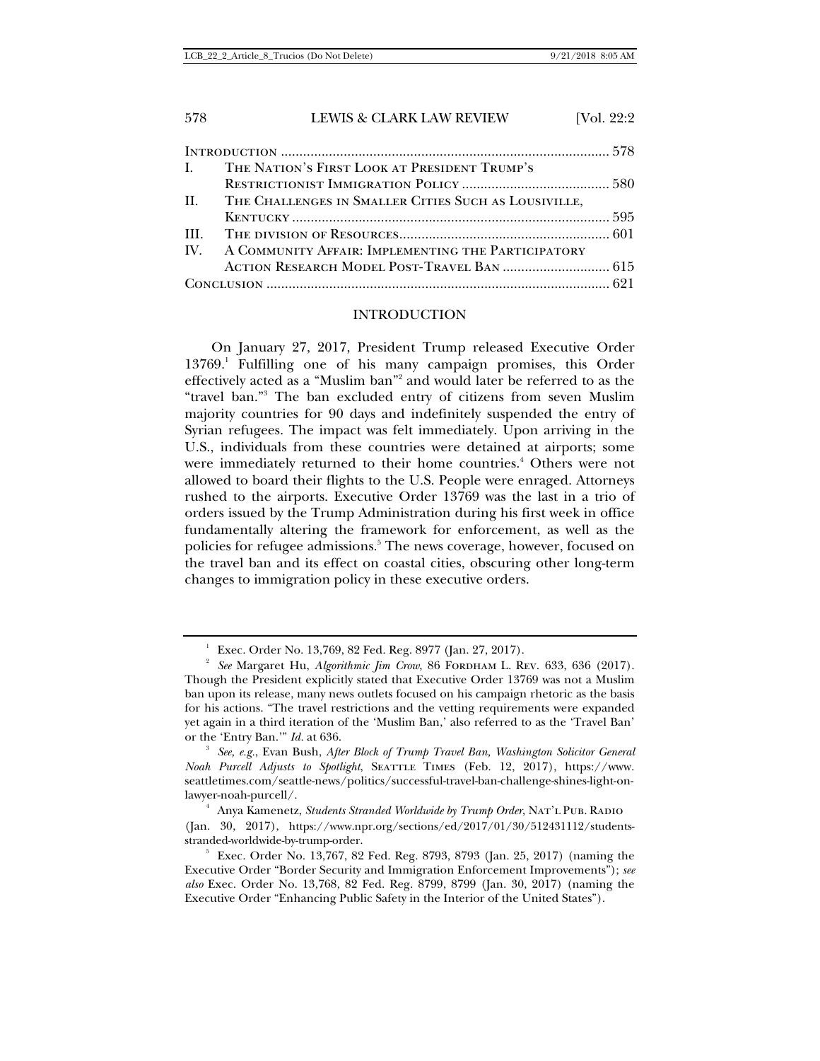| | | |
|---|---|---|
| Introduction | | 578 |
| I. | The Nation's First Look at President Trump's Restrictionist Immigration Policy | 580 |
| II. | The Challenges in Smaller Cities Such as Lousiville, Kentucky | 595 |
| III. | The division of Resources | 601 |
| IV. | A Community Affair: Implementing the Participatory Action Research Model Post-Travel Ban | 615 |
| Conclusion | | 621 |

## INTRODUCTION

On January 27, 2017, President Trump released Executive Order 13769.[1] Fulfilling one of his many campaign promises, this Order effectively acted as a "Muslim ban"[2] and would later be referred to as the "travel ban."[3] The ban excluded entry of citizens from seven Muslim majority countries for 90 days and indefinitely suspended the entry of Syrian refugees. The impact was felt immediately. Upon arriving in the U.S., individuals from these countries were detained at airports; some were immediately returned to their home countries.[4] Others were not allowed to board their flights to the U.S. People were enraged. Attorneys rushed to the airports. Executive Order 13769 was the last in a trio of orders issued by the Trump Administration during his first week in office fundamentally altering the framework for enforcement, as well as the policies for refugee admissions.[5] The news coverage, however, focused on the travel ban and its effect on coastal cities, obscuring other long-term changes to immigration policy in these executive orders.

---

[1] Exec. Order No. 13,769, 82 Fed. Reg. 8977 (Jan. 27, 2017).

[2] *See* Margaret Hu, *Algorithmic Jim Crow*, 86 Fordham L. Rev. 633, 636 (2017). Though the President explicitly stated that Executive Order 13769 was not a Muslim ban upon its release, many news outlets focused on his campaign rhetoric as the basis for his actions. "The travel restrictions and the vetting requirements were expanded yet again in a third iteration of the 'Muslim Ban,' also referred to as the 'Travel Ban' or the 'Entry Ban.'" *Id.* at 636.

[3] *See, e.g.*, Evan Bush, *After Block of Trump Travel Ban, Washington Solicitor General Noah Purcell Adjusts to Spotlight*, Seattle Times (Feb. 12, 2017), https://www.seattletimes.com/seattle-news/politics/successful-travel-ban-challenge-shines-light-on-lawyer-noah-purcell/.

[4] Anya Kamenetz, *Students Stranded Worldwide by Trump Order*, Nat'l Pub. Radio (Jan. 30, 2017), https://www.npr.org/sections/ed/2017/01/30/512431112/students-stranded-worldwide-by-trump-order.

[5] Exec. Order No. 13,767, 82 Fed. Reg. 8793, 8793 (Jan. 25, 2017) (naming the Executive Order "Border Security and Immigration Enforcement Improvements"); *see also* Exec. Order No. 13,768, 82 Fed. Reg. 8799, 8799 (Jan. 30, 2017) (naming the Executive Order "Enhancing Public Safety in the Interior of the United States").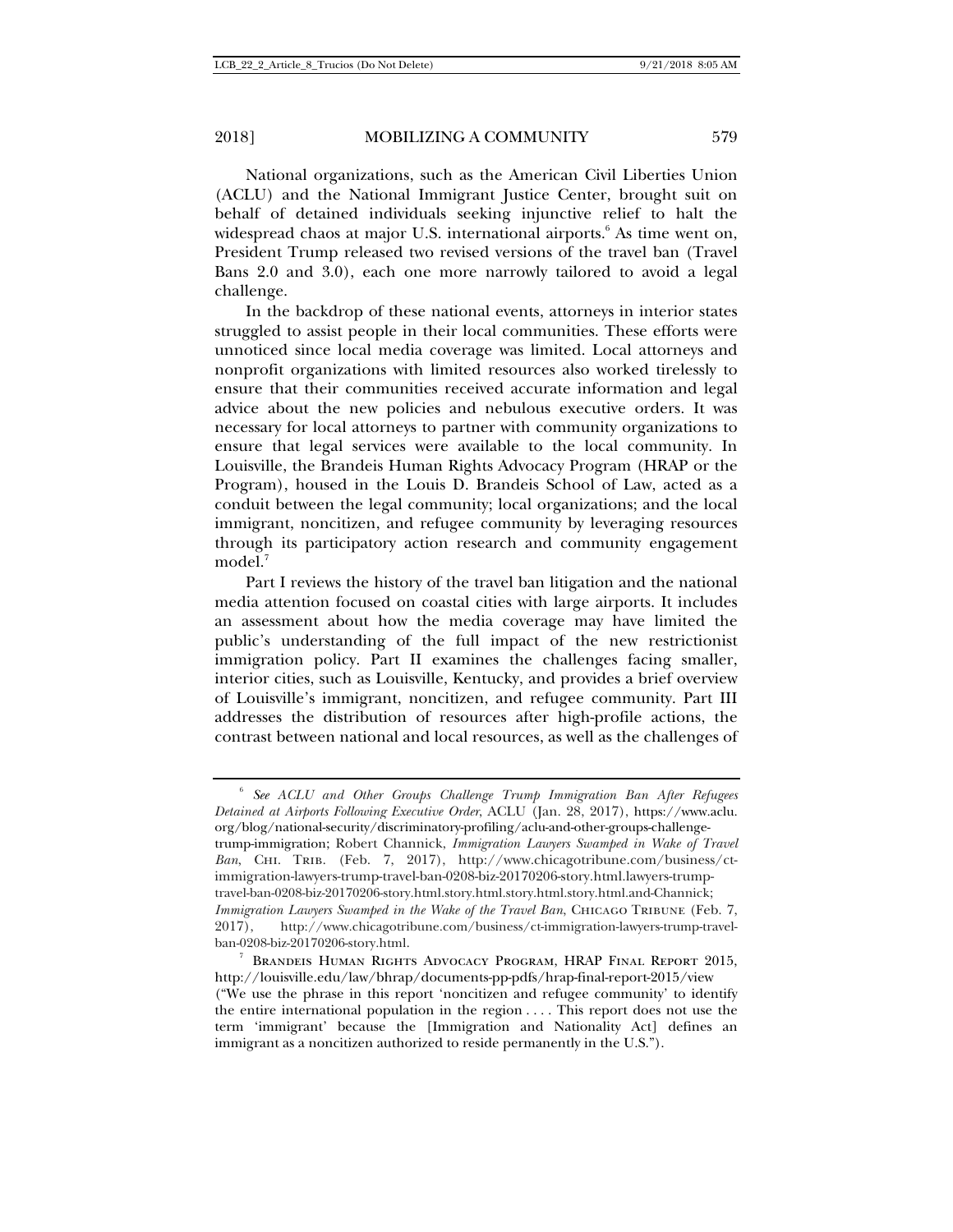National organizations, such as the American Civil Liberties Union (ACLU) and the National Immigrant Justice Center, brought suit on behalf of detained individuals seeking injunctive relief to halt the widespread chaos at major U.S. international airports.[6] As time went on, President Trump released two revised versions of the travel ban (Travel Bans 2.0 and 3.0), each one more narrowly tailored to avoid a legal challenge.

In the backdrop of these national events, attorneys in interior states struggled to assist people in their local communities. These efforts were unnoticed since local media coverage was limited. Local attorneys and nonprofit organizations with limited resources also worked tirelessly to ensure that their communities received accurate information and legal advice about the new policies and nebulous executive orders. It was necessary for local attorneys to partner with community organizations to ensure that legal services were available to the local community. In Louisville, the Brandeis Human Rights Advocacy Program (HRAP or the Program), housed in the Louis D. Brandeis School of Law, acted as a conduit between the legal community; local organizations; and the local immigrant, noncitizen, and refugee community by leveraging resources through its participatory action research and community engagement model.[7]

Part I reviews the history of the travel ban litigation and the national media attention focused on coastal cities with large airports. It includes an assessment about how the media coverage may have limited the public's understanding of the full impact of the new restrictionist immigration policy. Part II examines the challenges facing smaller, interior cities, such as Louisville, Kentucky, and provides a brief overview of Louisville's immigrant, noncitizen, and refugee community. Part III addresses the distribution of resources after high-profile actions, the contrast between national and local resources, as well as the challenges of

---

[6] *See ACLU and Other Groups Challenge Trump Immigration Ban After Refugees Detained at Airports Following Executive Order*, ACLU (Jan. 28, 2017), https://www.aclu.org/blog/national-security/discriminatory-profiling/aclu-and-other-groups-challenge-trump-immigration; Robert Channick, *Immigration Lawyers Swamped in Wake of Travel Ban*, CHI. TRIB. (Feb. 7, 2017), http://www.chicagotribune.com/business/ct-immigration-lawyers-trump-travel-ban-0208-biz-20170206-story.html.lawyers-trump-travel-ban-0208-biz-20170206-story.html.story.html.story.html.story.html.and-Channick; *Immigration Lawyers Swamped in the Wake of the Travel Ban*, CHICAGO TRIBUNE (Feb. 7, 2017), http://www.chicagotribune.com/business/ct-immigration-lawyers-trump-travel-ban-0208-biz-20170206-story.html.

[7] BRANDEIS HUMAN RIGHTS ADVOCACY PROGRAM, HRAP FINAL REPORT 2015, http://louisville.edu/law/bhrap/documents-pp-pdfs/hrap-final-report-2015/view ("We use the phrase in this report 'noncitizen and refugee community' to identify the entire international population in the region . . . . This report does not use the term 'immigrant' because the [Immigration and Nationality Act] defines an immigrant as a noncitizen authorized to reside permanently in the U.S.").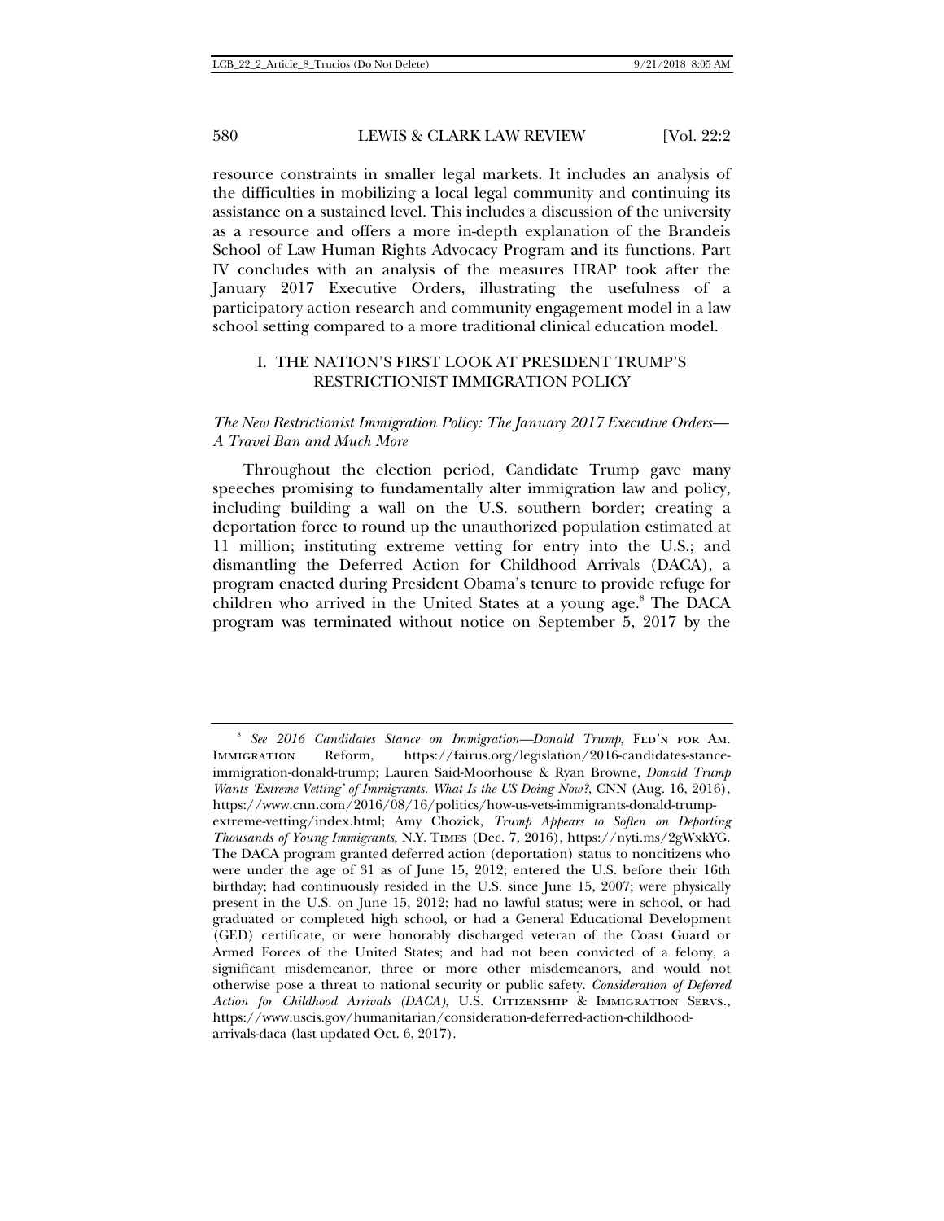resource constraints in smaller legal markets. It includes an analysis of the difficulties in mobilizing a local legal community and continuing its assistance on a sustained level. This includes a discussion of the university as a resource and offers a more in-depth explanation of the Brandeis School of Law Human Rights Advocacy Program and its functions. Part IV concludes with an analysis of the measures HRAP took after the January 2017 Executive Orders, illustrating the usefulness of a participatory action research and community engagement model in a law school setting compared to a more traditional clinical education model.

## I. THE NATION'S FIRST LOOK AT PRESIDENT TRUMP'S RESTRICTIONIST IMMIGRATION POLICY

### *The New Restrictionist Immigration Policy: The January 2017 Executive Orders—A Travel Ban and Much More*

Throughout the election period, Candidate Trump gave many speeches promising to fundamentally alter immigration law and policy, including building a wall on the U.S. southern border; creating a deportation force to round up the unauthorized population estimated at 11 million; instituting extreme vetting for entry into the U.S.; and dismantling the Deferred Action for Childhood Arrivals (DACA), a program enacted during President Obama's tenure to provide refuge for children who arrived in the United States at a young age.[8] The DACA program was terminated without notice on September 5, 2017 by the

---

[8] *See 2016 Candidates Stance on Immigration—Donald Trump*, FED'N FOR AM. IMMIGRATION Reform, https://fairus.org/legislation/2016-candidates-stance-immigration-donald-trump; Lauren Said-Moorhouse & Ryan Browne, *Donald Trump Wants 'Extreme Vetting' of Immigrants. What Is the US Doing Now?*, CNN (Aug. 16, 2016), https://www.cnn.com/2016/08/16/politics/how-us-vets-immigrants-donald-trump-extreme-vetting/index.html; Amy Chozick, *Trump Appears to Soften on Deporting Thousands of Young Immigrants*, N.Y. TIMES (Dec. 7, 2016), https://nyti.ms/2gWxkYG. The DACA program granted deferred action (deportation) status to noncitizens who were under the age of 31 as of June 15, 2012; entered the U.S. before their 16th birthday; had continuously resided in the U.S. since June 15, 2007; were physically present in the U.S. on June 15, 2012; had no lawful status; were in school, or had graduated or completed high school, or had a General Educational Development (GED) certificate, or were honorably discharged veteran of the Coast Guard or Armed Forces of the United States; and had not been convicted of a felony, a significant misdemeanor, three or more other misdemeanors, and would not otherwise pose a threat to national security or public safety. *Consideration of Deferred Action for Childhood Arrivals (DACA)*, U.S. CITIZENSHIP & IMMIGRATION SERVS., https://www.uscis.gov/humanitarian/consideration-deferred-action-childhood-arrivals-daca (last updated Oct. 6, 2017).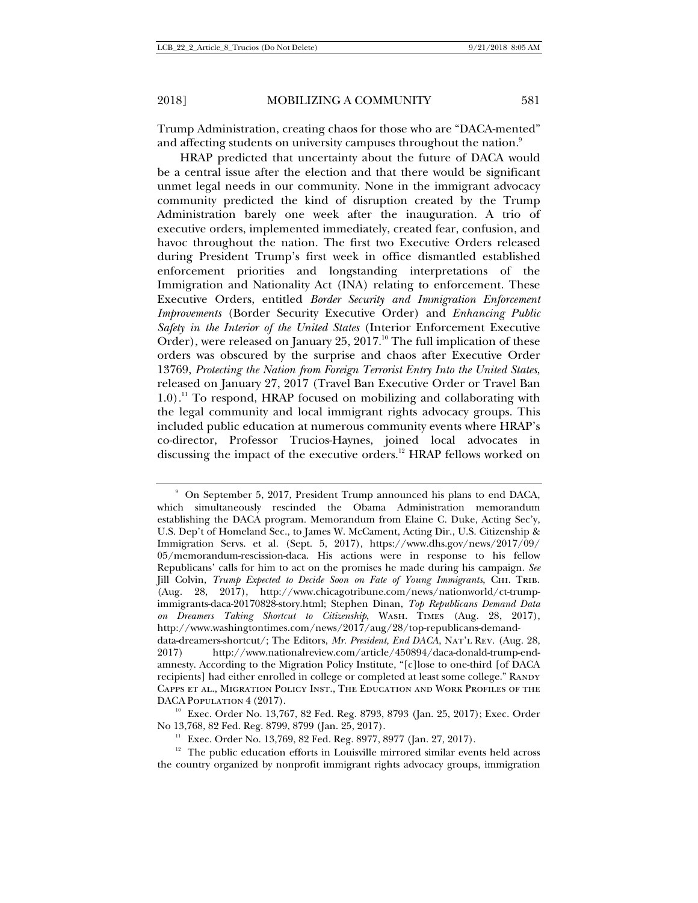Trump Administration, creating chaos for those who are "DACA-mented" and affecting students on university campuses throughout the nation.[9]

HRAP predicted that uncertainty about the future of DACA would be a central issue after the election and that there would be significant unmet legal needs in our community. None in the immigrant advocacy community predicted the kind of disruption created by the Trump Administration barely one week after the inauguration. A trio of executive orders, implemented immediately, created fear, confusion, and havoc throughout the nation. The first two Executive Orders released during President Trump's first week in office dismantled established enforcement priorities and longstanding interpretations of the Immigration and Nationality Act (INA) relating to enforcement. These Executive Orders, entitled *Border Security and Immigration Enforcement Improvements* (Border Security Executive Order) and *Enhancing Public Safety in the Interior of the United States* (Interior Enforcement Executive Order), were released on January 25, 2017.[10] The full implication of these orders was obscured by the surprise and chaos after Executive Order 13769, *Protecting the Nation from Foreign Terrorist Entry Into the United States*, released on January 27, 2017 (Travel Ban Executive Order or Travel Ban 1.0).[11] To respond, HRAP focused on mobilizing and collaborating with the legal community and local immigrant rights advocacy groups. This included public education at numerous community events where HRAP's co-director, Professor Trucios-Haynes, joined local advocates in discussing the impact of the executive orders.[12] HRAP fellows worked on

---

[9] On September 5, 2017, President Trump announced his plans to end DACA, which simultaneously rescinded the Obama Administration memorandum establishing the DACA program. Memorandum from Elaine C. Duke, Acting Sec'y, U.S. Dep't of Homeland Sec., to James W. McCament, Acting Dir., U.S. Citizenship & Immigration Servs. et al. (Sept. 5, 2017), https://www.dhs.gov/news/2017/09/05/memorandum-rescission-daca. His actions were in response to his fellow Republicans' calls for him to act on the promises he made during his campaign. *See* Jill Colvin, *Trump Expected to Decide Soon on Fate of Young Immigrants*, CHI. TRIB. (Aug. 28, 2017), http://www.chicagotribune.com/news/nationworld/ct-trump-immigrants-daca-20170828-story.html; Stephen Dinan, *Top Republicans Demand Data on Dreamers Taking Shortcut to Citizenship*, WASH. TIMES (Aug. 28, 2017), http://www.washingtontimes.com/news/2017/aug/28/top-republicans-demand-data-dreamers-shortcut/; The Editors, *Mr. President, End DACA*, NAT'L REV. (Aug. 28, 2017) http://www.nationalreview.com/article/450894/daca-donald-trump-end-amnesty. According to the Migration Policy Institute, "[c]lose to one-third [of DACA recipients] had either enrolled in college or completed at least some college." RANDY CAPPS ET AL., MIGRATION POLICY INST., THE EDUCATION AND WORK PROFILES OF THE DACA POPULATION 4 (2017).

[10] Exec. Order No. 13,767, 82 Fed. Reg. 8793, 8793 (Jan. 25, 2017); Exec. Order No 13,768, 82 Fed. Reg. 8799, 8799 (Jan. 25, 2017).

[11] Exec. Order No. 13,769, 82 Fed. Reg. 8977, 8977 (Jan. 27, 2017).

[12] The public education efforts in Louisville mirrored similar events held across the country organized by nonprofit immigrant rights advocacy groups, immigration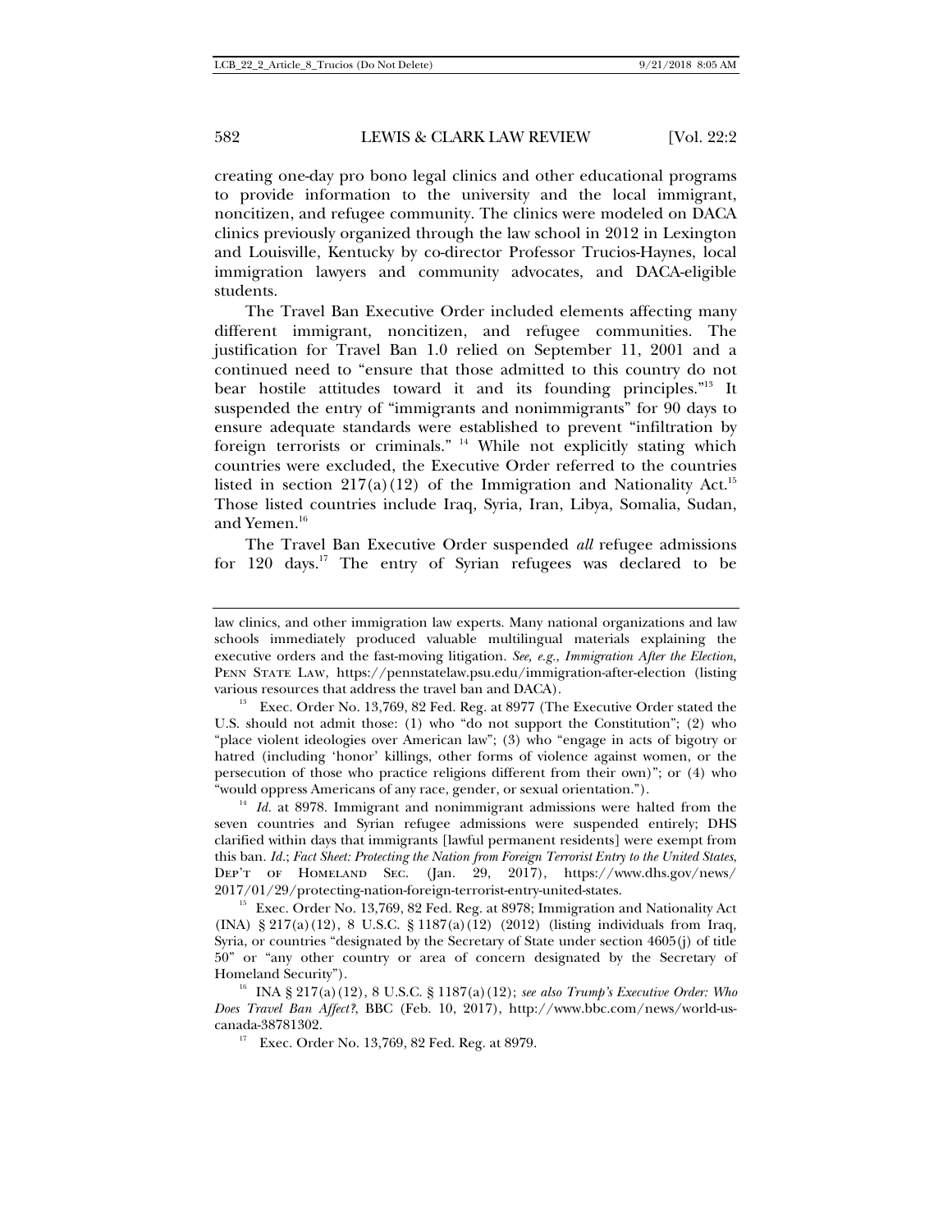creating one-day pro bono legal clinics and other educational programs to provide information to the university and the local immigrant, noncitizen, and refugee community. The clinics were modeled on DACA clinics previously organized through the law school in 2012 in Lexington and Louisville, Kentucky by co-director Professor Trucios-Haynes, local immigration lawyers and community advocates, and DACA-eligible students.

The Travel Ban Executive Order included elements affecting many different immigrant, noncitizen, and refugee communities. The justification for Travel Ban 1.0 relied on September 11, 2001 and a continued need to "ensure that those admitted to this country do not bear hostile attitudes toward it and its founding principles."[13] It suspended the entry of "immigrants and nonimmigrants" for 90 days to ensure adequate standards were established to prevent "infiltration by foreign terrorists or criminals." [14] While not explicitly stating which countries were excluded, the Executive Order referred to the countries listed in section 217(a)(12) of the Immigration and Nationality Act.[15] Those listed countries include Iraq, Syria, Iran, Libya, Somalia, Sudan, and Yemen.[16]

The Travel Ban Executive Order suspended *all* refugee admissions for 120 days.[17] The entry of Syrian refugees was declared to be

---

law clinics, and other immigration law experts. Many national organizations and law schools immediately produced valuable multilingual materials explaining the executive orders and the fast-moving litigation. *See, e.g.*, *Immigration After the Election*, Penn State Law, https://pennstatelaw.psu.edu/immigration-after-election (listing various resources that address the travel ban and DACA).

[13] Exec. Order No. 13,769, 82 Fed. Reg. at 8977 (The Executive Order stated the U.S. should not admit those: (1) who "do not support the Constitution"; (2) who "place violent ideologies over American law"; (3) who "engage in acts of bigotry or hatred (including 'honor' killings, other forms of violence against women, or the persecution of those who practice religions different from their own)"; or (4) who "would oppress Americans of any race, gender, or sexual orientation.").

[14] *Id.* at 8978. Immigrant and nonimmigrant admissions were halted from the seven countries and Syrian refugee admissions were suspended entirely; DHS clarified within days that immigrants [lawful permanent residents] were exempt from this ban. *Id.*; *Fact Sheet: Protecting the Nation from Foreign Terrorist Entry to the United States*, Dep't of Homeland Sec. (Jan. 29, 2017), https://www.dhs.gov/news/2017/01/29/protecting-nation-foreign-terrorist-entry-united-states.

[15] Exec. Order No. 13,769, 82 Fed. Reg. at 8978; Immigration and Nationality Act (INA) § 217(a)(12), 8 U.S.C. § 1187(a)(12) (2012) (listing individuals from Iraq, Syria, or countries "designated by the Secretary of State under section 4605(j) of title 50" or "any other country or area of concern designated by the Secretary of Homeland Security").

[16] INA § 217(a)(12), 8 U.S.C. § 1187(a)(12); *see also Trump's Executive Order: Who Does Travel Ban Affect?*, BBC (Feb. 10, 2017), http://www.bbc.com/news/world-us-canada-38781302.

[17] Exec. Order No. 13,769, 82 Fed. Reg. at 8979.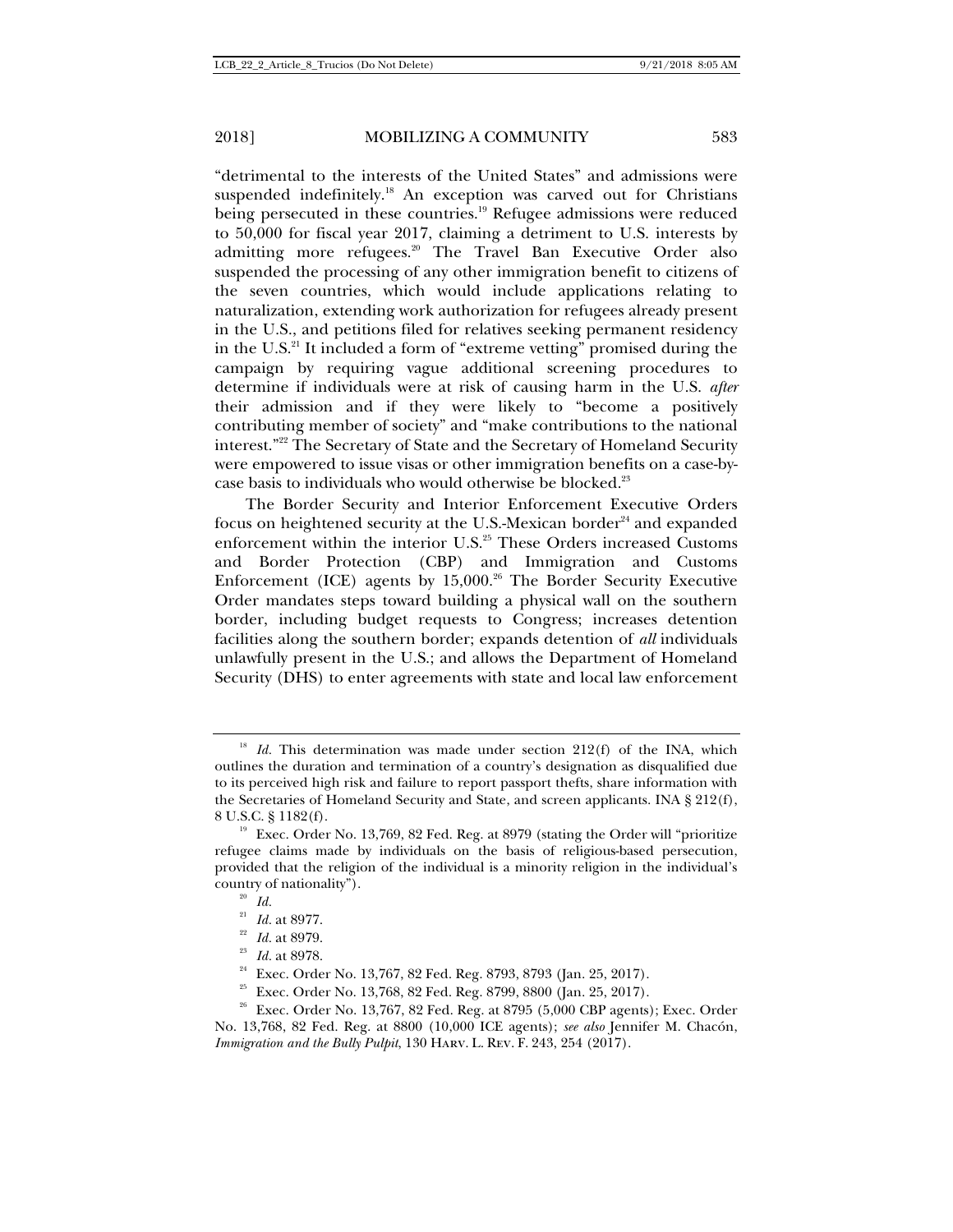"detrimental to the interests of the United States" and admissions were suspended indefinitely.[18] An exception was carved out for Christians being persecuted in these countries.[19] Refugee admissions were reduced to 50,000 for fiscal year 2017, claiming a detriment to U.S. interests by admitting more refugees.[20] The Travel Ban Executive Order also suspended the processing of any other immigration benefit to citizens of the seven countries, which would include applications relating to naturalization, extending work authorization for refugees already present in the U.S., and petitions filed for relatives seeking permanent residency in the U.S.[21] It included a form of "extreme vetting" promised during the campaign by requiring vague additional screening procedures to determine if individuals were at risk of causing harm in the U.S. *after* their admission and if they were likely to "become a positively contributing member of society" and "make contributions to the national interest."[22] The Secretary of State and the Secretary of Homeland Security were empowered to issue visas or other immigration benefits on a case-by-case basis to individuals who would otherwise be blocked.[23]

The Border Security and Interior Enforcement Executive Orders focus on heightened security at the U.S.-Mexican border[24] and expanded enforcement within the interior U.S.[25] These Orders increased Customs and Border Protection (CBP) and Immigration and Customs Enforcement (ICE) agents by 15,000.[26] The Border Security Executive Order mandates steps toward building a physical wall on the southern border, including budget requests to Congress; increases detention facilities along the southern border; expands detention of *all* individuals unlawfully present in the U.S.; and allows the Department of Homeland Security (DHS) to enter agreements with state and local law enforcement

---

[18] *Id.* This determination was made under section 212(f) of the INA, which outlines the duration and termination of a country's designation as disqualified due to its perceived high risk and failure to report passport thefts, share information with the Secretaries of Homeland Security and State, and screen applicants. INA § 212(f), 8 U.S.C. § 1182(f).

[19] Exec. Order No. 13,769, 82 Fed. Reg. at 8979 (stating the Order will "prioritize refugee claims made by individuals on the basis of religious-based persecution, provided that the religion of the individual is a minority religion in the individual's country of nationality").

[20] *Id.*

[21] *Id.* at 8977.

[22] *Id.* at 8979.

[23] *Id.* at 8978.

[24] Exec. Order No. 13,767, 82 Fed. Reg. 8793, 8793 (Jan. 25, 2017).

[25] Exec. Order No. 13,768, 82 Fed. Reg. 8799, 8800 (Jan. 25, 2017).

[26] Exec. Order No. 13,767, 82 Fed. Reg. at 8795 (5,000 CBP agents); Exec. Order No. 13,768, 82 Fed. Reg. at 8800 (10,000 ICE agents); *see also* Jennifer M. Chacón, *Immigration and the Bully Pulpit*, 130 HARV. L. REV. F. 243, 254 (2017).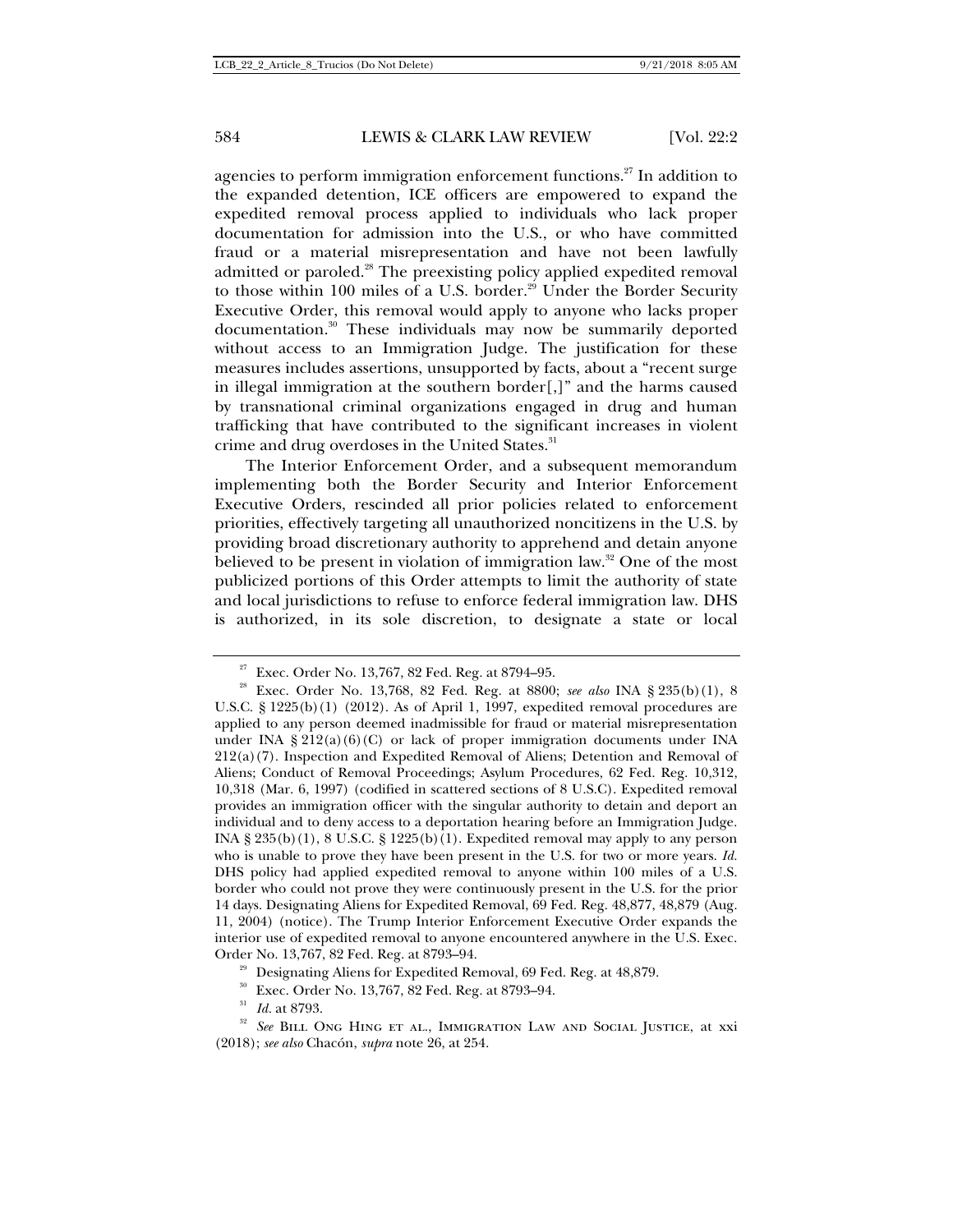agencies to perform immigration enforcement functions.[27] In addition to the expanded detention, ICE officers are empowered to expand the expedited removal process applied to individuals who lack proper documentation for admission into the U.S., or who have committed fraud or a material misrepresentation and have not been lawfully admitted or paroled.[28] The preexisting policy applied expedited removal to those within 100 miles of a U.S. border.[29] Under the Border Security Executive Order, this removal would apply to anyone who lacks proper documentation.[30] These individuals may now be summarily deported without access to an Immigration Judge. The justification for these measures includes assertions, unsupported by facts, about a "recent surge in illegal immigration at the southern border[,]" and the harms caused by transnational criminal organizations engaged in drug and human trafficking that have contributed to the significant increases in violent crime and drug overdoses in the United States.[31]

The Interior Enforcement Order, and a subsequent memorandum implementing both the Border Security and Interior Enforcement Executive Orders, rescinded all prior policies related to enforcement priorities, effectively targeting all unauthorized noncitizens in the U.S. by providing broad discretionary authority to apprehend and detain anyone believed to be present in violation of immigration law.[32] One of the most publicized portions of this Order attempts to limit the authority of state and local jurisdictions to refuse to enforce federal immigration law. DHS is authorized, in its sole discretion, to designate a state or local

---

[27] Exec. Order No. 13,767, 82 Fed. Reg. at 8794–95.

[28] Exec. Order No. 13,768, 82 Fed. Reg. at 8800; *see also* INA § 235(b)(1), 8 U.S.C. § 1225(b)(1) (2012). As of April 1, 1997, expedited removal procedures are applied to any person deemed inadmissible for fraud or material misrepresentation under INA § 212(a)(6)(C) or lack of proper immigration documents under INA 212(a)(7). Inspection and Expedited Removal of Aliens; Detention and Removal of Aliens; Conduct of Removal Proceedings; Asylum Procedures, 62 Fed. Reg. 10,312, 10,318 (Mar. 6, 1997) (codified in scattered sections of 8 U.S.C). Expedited removal provides an immigration officer with the singular authority to detain and deport an individual and to deny access to a deportation hearing before an Immigration Judge. INA § 235(b)(1), 8 U.S.C. § 1225(b)(1). Expedited removal may apply to any person who is unable to prove they have been present in the U.S. for two or more years. *Id.* DHS policy had applied expedited removal to anyone within 100 miles of a U.S. border who could not prove they were continuously present in the U.S. for the prior 14 days. Designating Aliens for Expedited Removal, 69 Fed. Reg. 48,877, 48,879 (Aug. 11, 2004) (notice). The Trump Interior Enforcement Executive Order expands the interior use of expedited removal to anyone encountered anywhere in the U.S. Exec. Order No. 13,767, 82 Fed. Reg. at 8793–94.

[29] Designating Aliens for Expedited Removal, 69 Fed. Reg. at 48,879.

[30] Exec. Order No. 13,767, 82 Fed. Reg. at 8793–94.

[31] *Id.* at 8793.

[32] *See* BILL ONG HING ET AL., IMMIGRATION LAW AND SOCIAL JUSTICE, at xxi (2018); *see also* Chacón, *supra* note 26, at 254.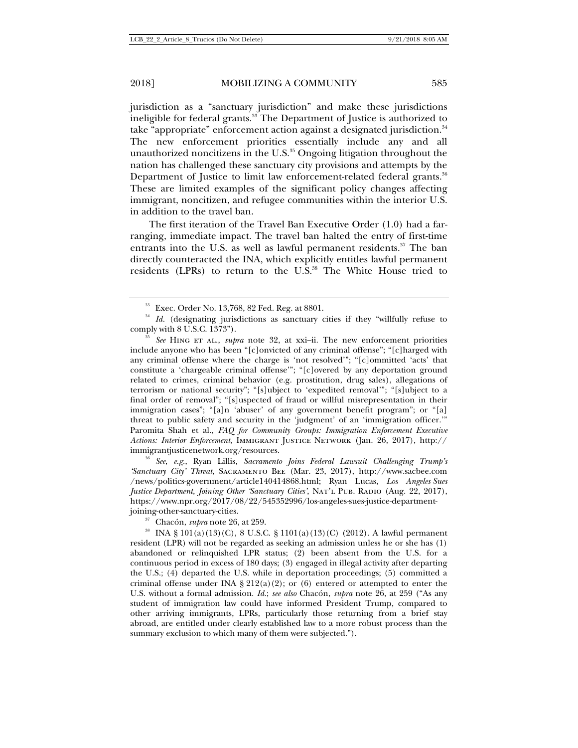jurisdiction as a "sanctuary jurisdiction" and make these jurisdictions ineligible for federal grants.[33] The Department of Justice is authorized to take "appropriate" enforcement action against a designated jurisdiction.[34] The new enforcement priorities essentially include any and all unauthorized noncitizens in the U.S.[35] Ongoing litigation throughout the nation has challenged these sanctuary city provisions and attempts by the Department of Justice to limit law enforcement-related federal grants.[36] These are limited examples of the significant policy changes affecting immigrant, noncitizen, and refugee communities within the interior U.S. in addition to the travel ban.

The first iteration of the Travel Ban Executive Order (1.0) had a far-ranging, immediate impact. The travel ban halted the entry of first-time entrants into the U.S. as well as lawful permanent residents.[37] The ban directly counteracted the INA, which explicitly entitles lawful permanent residents (LPRs) to return to the U.S.[38] The White House tried to

---

[33] Exec. Order No. 13,768, 82 Fed. Reg. at 8801.

[34] *Id.* (designating jurisdictions as sanctuary cities if they "willfully refuse to comply with 8 U.S.C. 1373").

[35] *See* Hing et al., *supra* note 32, at xxi–ii. The new enforcement priorities include anyone who has been "[c]onvicted of any criminal offense"; "[c]harged with any criminal offense where the charge is 'not resolved'"; "[c]ommitted 'acts' that constitute a 'chargeable criminal offense'"; "[c]overed by any deportation ground related to crimes, criminal behavior (e.g. prostitution, drug sales), allegations of terrorism or national security"; "[s]ubject to 'expedited removal'"; "[s]ubject to a final order of removal"; "[s]uspected of fraud or willful misrepresentation in their immigration cases"; "[a]n 'abuser' of any government benefit program"; or "[a] threat to public safety and security in the 'judgment' of an 'immigration officer.'" Paromita Shah et al., *FAQ for Community Groups: Immigration Enforcement Executive Actions: Interior Enforcement*, Immigrant Justice Network (Jan. 26, 2017), http://immigrantjusticenetwork.org/resources.

[36] *See, e.g.*, Ryan Lillis, *Sacramento Joins Federal Lawsuit Challenging Trump's 'Sanctuary City' Threat*, Sacramento Bee (Mar. 23, 2017), http://www.sacbee.com/news/politics-government/article140414868.html; Ryan Lucas, *Los Angeles Sues Justice Department, Joining Other 'Sanctuary Cities'*, Nat'l Pub. Radio (Aug. 22, 2017), https://www.npr.org/2017/08/22/545352996/los-angeles-sues-justice-department-joining-other-sanctuary-cities.

[37] Chacón, *supra* note 26, at 259.

[38] INA § 101(a)(13)(C), 8 U.S.C. § 1101(a)(13)(C) (2012). A lawful permanent resident (LPR) will not be regarded as seeking an admission unless he or she has (1) abandoned or relinquished LPR status; (2) been absent from the U.S. for a continuous period in excess of 180 days; (3) engaged in illegal activity after departing the U.S.; (4) departed the U.S. while in deportation proceedings; (5) committed a criminal offense under INA § 212(a)(2); or (6) entered or attempted to enter the U.S. without a formal admission. *Id.*; *see also* Chacón, *supra* note 26, at 259 ("As any student of immigration law could have informed President Trump, compared to other arriving immigrants, LPRs, particularly those returning from a brief stay abroad, are entitled under clearly established law to a more robust process than the summary exclusion to which many of them were subjected.").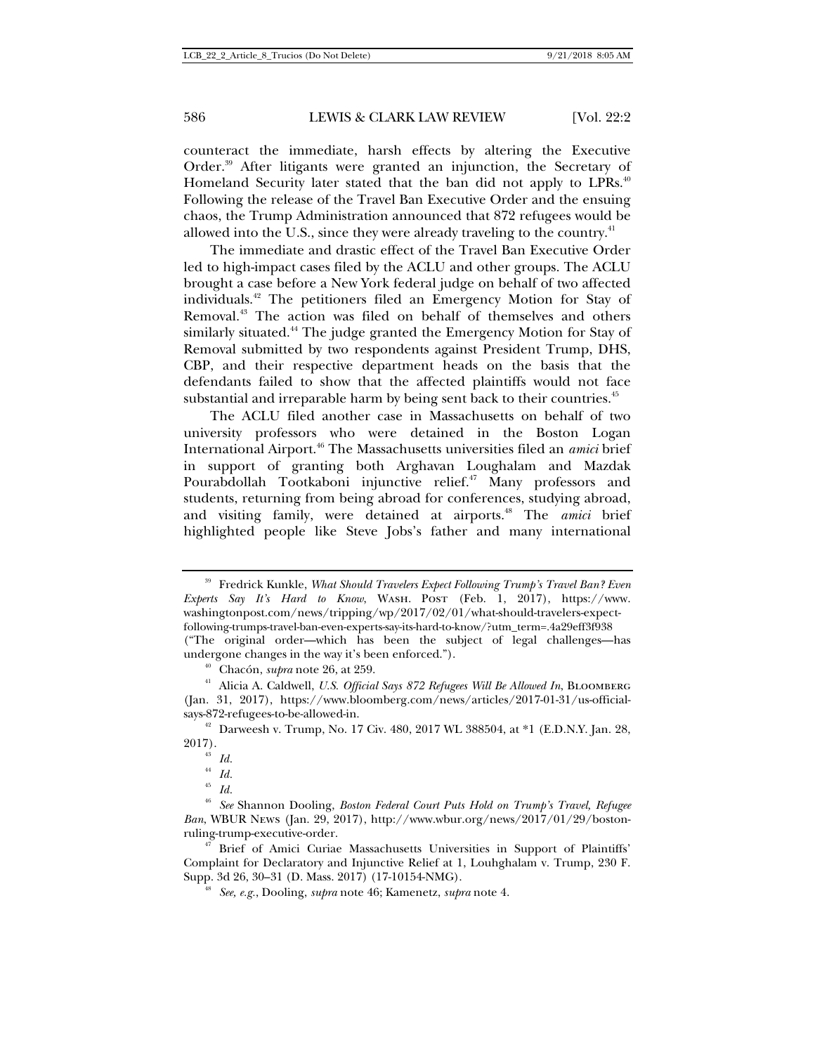counteract the immediate, harsh effects by altering the Executive Order.[39] After litigants were granted an injunction, the Secretary of Homeland Security later stated that the ban did not apply to LPRs.[40] Following the release of the Travel Ban Executive Order and the ensuing chaos, the Trump Administration announced that 872 refugees would be allowed into the U.S., since they were already traveling to the country.[41]

The immediate and drastic effect of the Travel Ban Executive Order led to high-impact cases filed by the ACLU and other groups. The ACLU brought a case before a New York federal judge on behalf of two affected individuals.[42] The petitioners filed an Emergency Motion for Stay of Removal.[43] The action was filed on behalf of themselves and others similarly situated.[44] The judge granted the Emergency Motion for Stay of Removal submitted by two respondents against President Trump, DHS, CBP, and their respective department heads on the basis that the defendants failed to show that the affected plaintiffs would not face substantial and irreparable harm by being sent back to their countries.[45]

The ACLU filed another case in Massachusetts on behalf of two university professors who were detained in the Boston Logan International Airport.[46] The Massachusetts universities filed an *amici* brief in support of granting both Arghavan Loughalam and Mazdak Pourabdollah Tootkaboni injunctive relief.[47] Many professors and students, returning from being abroad for conferences, studying abroad, and visiting family, were detained at airports.[48] The *amici* brief highlighted people like Steve Jobs's father and many international

---

[39] Fredrick Kunkle, *What Should Travelers Expect Following Trump's Travel Ban? Even Experts Say It's Hard to Know*, WASH. POST (Feb. 1, 2017), https://www.washingtonpost.com/news/tripping/wp/2017/02/01/what-should-travelers-expect-following-trumps-travel-ban-even-experts-say-its-hard-to-know/?utm_term=.4a29eff3f938 ("The original order—which has been the subject of legal challenges—has undergone changes in the way it's been enforced.").

[40] Chacón, *supra* note 26, at 259.

[41] Alicia A. Caldwell, *U.S. Official Says 872 Refugees Will Be Allowed In*, BLOOMBERG (Jan. 31, 2017), https://www.bloomberg.com/news/articles/2017-01-31/us-official-says-872-refugees-to-be-allowed-in.

[42] Darweesh v. Trump, No. 17 Civ. 480, 2017 WL 388504, at *1 (E.D.N.Y. Jan. 28, 2017).

[43] *Id.*

[44] *Id.*

[45] *Id.*

[46] *See* Shannon Dooling, *Boston Federal Court Puts Hold on Trump's Travel, Refugee Ban*, WBUR NEWS (Jan. 29, 2017), http://www.wbur.org/news/2017/01/29/boston-ruling-trump-executive-order.

[47] Brief of Amici Curiae Massachusetts Universities in Support of Plaintiffs' Complaint for Declaratory and Injunctive Relief at 1, Louhghalam v. Trump, 230 F. Supp. 3d 26, 30–31 (D. Mass. 2017) (17-10154-NMG).

[48] *See, e.g.*, Dooling, *supra* note 46; Kamenetz, *supra* note 4.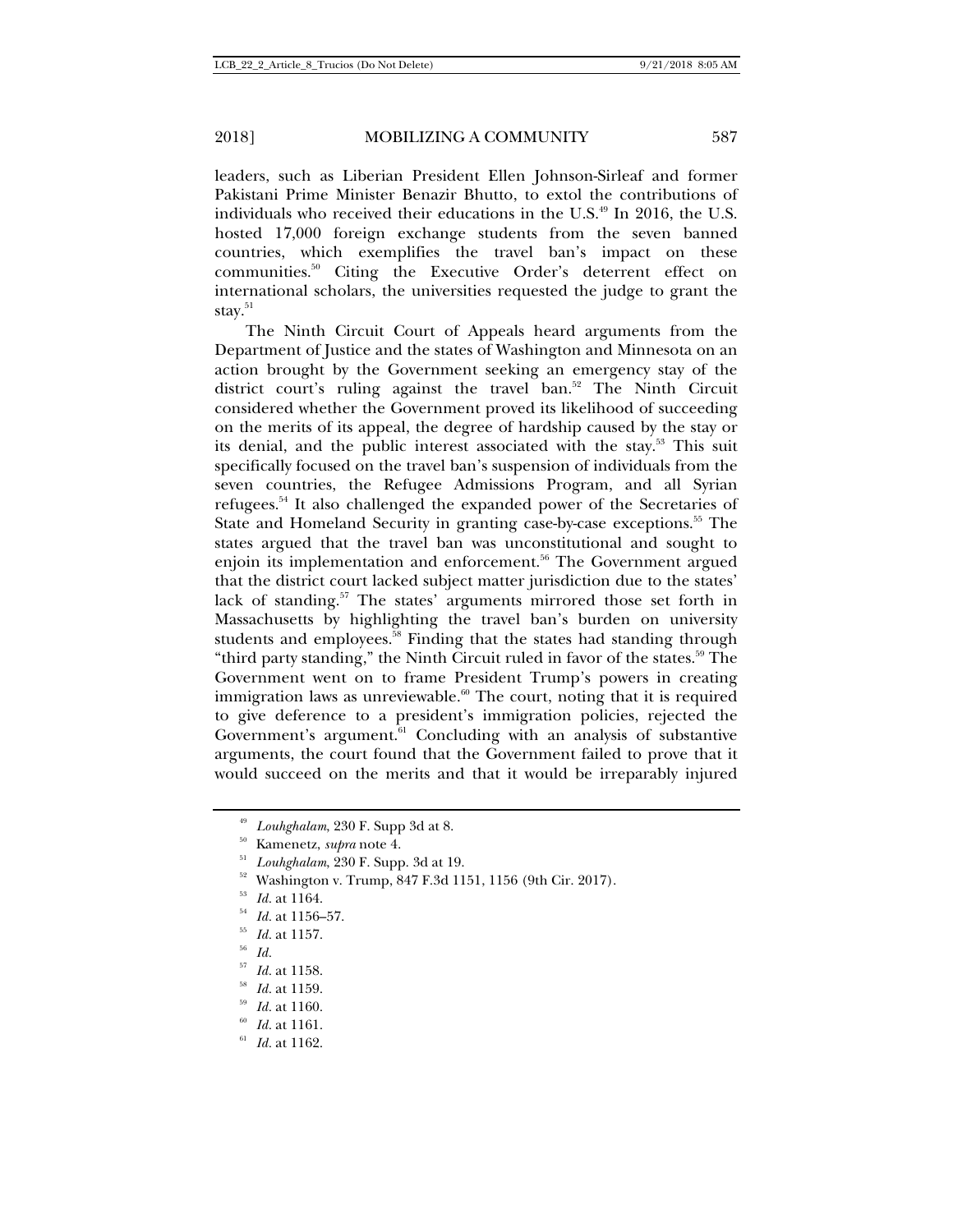leaders, such as Liberian President Ellen Johnson-Sirleaf and former Pakistani Prime Minister Benazir Bhutto, to extol the contributions of individuals who received their educations in the U.S.[49] In 2016, the U.S. hosted 17,000 foreign exchange students from the seven banned countries, which exemplifies the travel ban's impact on these communities.[50] Citing the Executive Order's deterrent effect on international scholars, the universities requested the judge to grant the stay.[51]

The Ninth Circuit Court of Appeals heard arguments from the Department of Justice and the states of Washington and Minnesota on an action brought by the Government seeking an emergency stay of the district court's ruling against the travel ban.[52] The Ninth Circuit considered whether the Government proved its likelihood of succeeding on the merits of its appeal, the degree of hardship caused by the stay or its denial, and the public interest associated with the stay.[53] This suit specifically focused on the travel ban's suspension of individuals from the seven countries, the Refugee Admissions Program, and all Syrian refugees.[54] It also challenged the expanded power of the Secretaries of State and Homeland Security in granting case-by-case exceptions.[55] The states argued that the travel ban was unconstitutional and sought to enjoin its implementation and enforcement.[56] The Government argued that the district court lacked subject matter jurisdiction due to the states' lack of standing.[57] The states' arguments mirrored those set forth in Massachusetts by highlighting the travel ban's burden on university students and employees.[58] Finding that the states had standing through "third party standing," the Ninth Circuit ruled in favor of the states.[59] The Government went on to frame President Trump's powers in creating immigration laws as unreviewable.[60] The court, noting that it is required to give deference to a president's immigration policies, rejected the Government's argument.[61] Concluding with an analysis of substantive arguments, the court found that the Government failed to prove that it would succeed on the merits and that it would be irreparably injured

---

[49] *Louhghalam*, 230 F. Supp 3d at 8.

[50] Kamenetz, *supra* note 4.

[51] *Louhghalam*, 230 F. Supp. 3d at 19.

[52] Washington v. Trump, 847 F.3d 1151, 1156 (9th Cir. 2017).

[53] *Id.* at 1164.

[54] *Id.* at 1156–57.

[55] *Id.* at 1157.

[56] *Id.*

[57] *Id.* at 1158.

[58] *Id.* at 1159.

[59] *Id.* at 1160.

[60] *Id.* at 1161.

[61] *Id.* at 1162.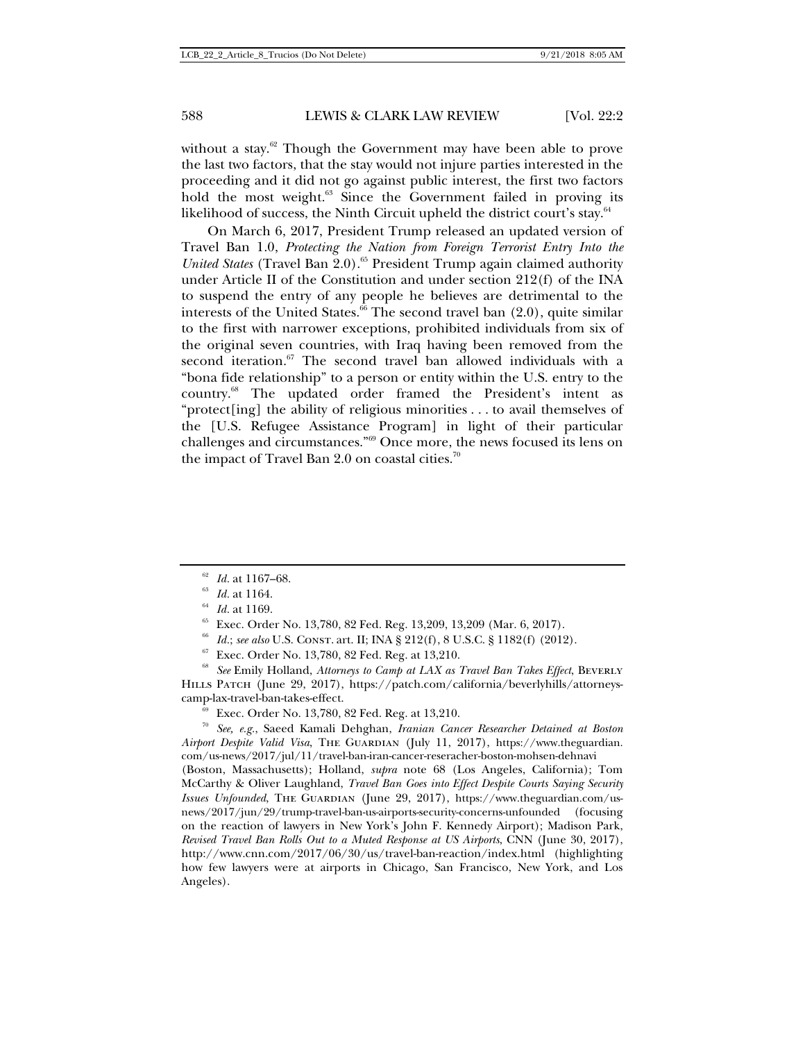without a stay.[62] Though the Government may have been able to prove the last two factors, that the stay would not injure parties interested in the proceeding and it did not go against public interest, the first two factors hold the most weight.[63] Since the Government failed in proving its likelihood of success, the Ninth Circuit upheld the district court's stay.[64]

On March 6, 2017, President Trump released an updated version of Travel Ban 1.0, *Protecting the Nation from Foreign Terrorist Entry Into the United States* (Travel Ban 2.0).[65] President Trump again claimed authority under Article II of the Constitution and under section 212(f) of the INA to suspend the entry of any people he believes are detrimental to the interests of the United States.[66] The second travel ban (2.0), quite similar to the first with narrower exceptions, prohibited individuals from six of the original seven countries, with Iraq having been removed from the second iteration.[67] The second travel ban allowed individuals with a "bona fide relationship" to a person or entity within the U.S. entry to the country.[68] The updated order framed the President's intent as "protect[ing] the ability of religious minorities . . . to avail themselves of the [U.S. Refugee Assistance Program] in light of their particular challenges and circumstances."[69] Once more, the news focused its lens on the impact of Travel Ban 2.0 on coastal cities.[70]

---

[62] *Id.* at 1167–68.

[63] *Id.* at 1164.

[64] *Id.* at 1169.

[65] Exec. Order No. 13,780, 82 Fed. Reg. 13,209, 13,209 (Mar. 6, 2017).

[66] *Id.*; *see also* U.S. Const. art. II; INA § 212(f), 8 U.S.C. § 1182(f) (2012).

[67] Exec. Order No. 13,780, 82 Fed. Reg. at 13,210.

[68] *See* Emily Holland, *Attorneys to Camp at LAX as Travel Ban Takes Effect*, Beverly Hills Patch (June 29, 2017), https://patch.com/california/beverlyhills/attorneys-camp-lax-travel-ban-takes-effect.

[69] Exec. Order No. 13,780, 82 Fed. Reg. at 13,210.

[70] *See, e.g.*, Saeed Kamali Dehghan, *Iranian Cancer Researcher Detained at Boston Airport Despite Valid Visa*, The Guardian (July 11, 2017), https://www.theguardian.com/us-news/2017/jul/11/travel-ban-iran-cancer-reseracher-boston-mohsen-dehnavi (Boston, Massachusetts); Holland, *supra* note 68 (Los Angeles, California); Tom McCarthy & Oliver Laughland, *Travel Ban Goes into Effect Despite Courts Saying Security Issues Unfounded*, The Guardian (June 29, 2017), https://www.theguardian.com/us-news/2017/jun/29/trump-travel-ban-us-airports-security-concerns-unfounded (focusing on the reaction of lawyers in New York's John F. Kennedy Airport); Madison Park, *Revised Travel Ban Rolls Out to a Muted Response at US Airports*, CNN (June 30, 2017), http://www.cnn.com/2017/06/30/us/travel-ban-reaction/index.html (highlighting how few lawyers were at airports in Chicago, San Francisco, New York, and Los Angeles).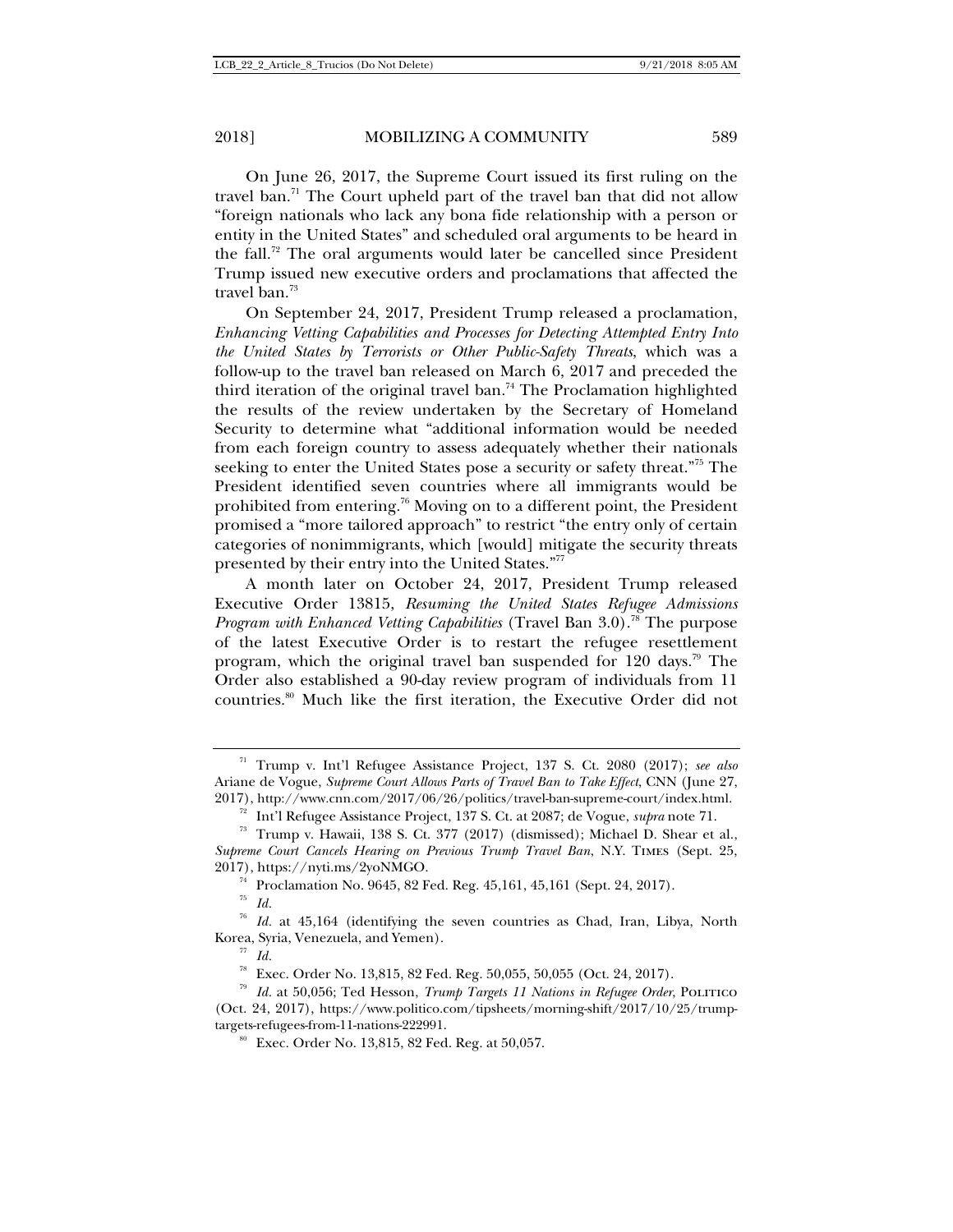On June 26, 2017, the Supreme Court issued its first ruling on the travel ban.[71] The Court upheld part of the travel ban that did not allow "foreign nationals who lack any bona fide relationship with a person or entity in the United States" and scheduled oral arguments to be heard in the fall.[72] The oral arguments would later be cancelled since President Trump issued new executive orders and proclamations that affected the travel ban.[73]

On September 24, 2017, President Trump released a proclamation, *Enhancing Vetting Capabilities and Processes for Detecting Attempted Entry Into the United States by Terrorists or Other Public-Safety Threats*, which was a follow-up to the travel ban released on March 6, 2017 and preceded the third iteration of the original travel ban.[74] The Proclamation highlighted the results of the review undertaken by the Secretary of Homeland Security to determine what "additional information would be needed from each foreign country to assess adequately whether their nationals seeking to enter the United States pose a security or safety threat."[75] The President identified seven countries where all immigrants would be prohibited from entering.[76] Moving on to a different point, the President promised a "more tailored approach" to restrict "the entry only of certain categories of nonimmigrants, which [would] mitigate the security threats presented by their entry into the United States."[77]

A month later on October 24, 2017, President Trump released Executive Order 13815, *Resuming the United States Refugee Admissions Program with Enhanced Vetting Capabilities* (Travel Ban 3.0).[78] The purpose of the latest Executive Order is to restart the refugee resettlement program, which the original travel ban suspended for 120 days.[79] The Order also established a 90-day review program of individuals from 11 countries.[80] Much like the first iteration, the Executive Order did not

---

[71] Trump v. Int'l Refugee Assistance Project, 137 S. Ct. 2080 (2017); *see also* Ariane de Vogue, *Supreme Court Allows Parts of Travel Ban to Take Effect*, CNN (June 27, 2017), http://www.cnn.com/2017/06/26/politics/travel-ban-supreme-court/index.html.

[72] Int'l Refugee Assistance Project, 137 S. Ct. at 2087; de Vogue, *supra* note 71.

[73] Trump v. Hawaii, 138 S. Ct. 377 (2017) (dismissed); Michael D. Shear et al., *Supreme Court Cancels Hearing on Previous Trump Travel Ban*, N.Y. TIMES (Sept. 25, 2017), https://nyti.ms/2yoNMGO.

[74] Proclamation No. 9645, 82 Fed. Reg. 45,161, 45,161 (Sept. 24, 2017).

[75] *Id.*

[76] *Id.* at 45,164 (identifying the seven countries as Chad, Iran, Libya, North Korea, Syria, Venezuela, and Yemen).

[77] *Id.*

[78] Exec. Order No. 13,815, 82 Fed. Reg. 50,055, 50,055 (Oct. 24, 2017).

[79] *Id.* at 50,056; Ted Hesson, *Trump Targets 11 Nations in Refugee Order*, POLITICO (Oct. 24, 2017), https://www.politico.com/tipsheets/morning-shift/2017/10/25/trump-targets-refugees-from-11-nations-222991.

[80] Exec. Order No. 13,815, 82 Fed. Reg. at 50,057.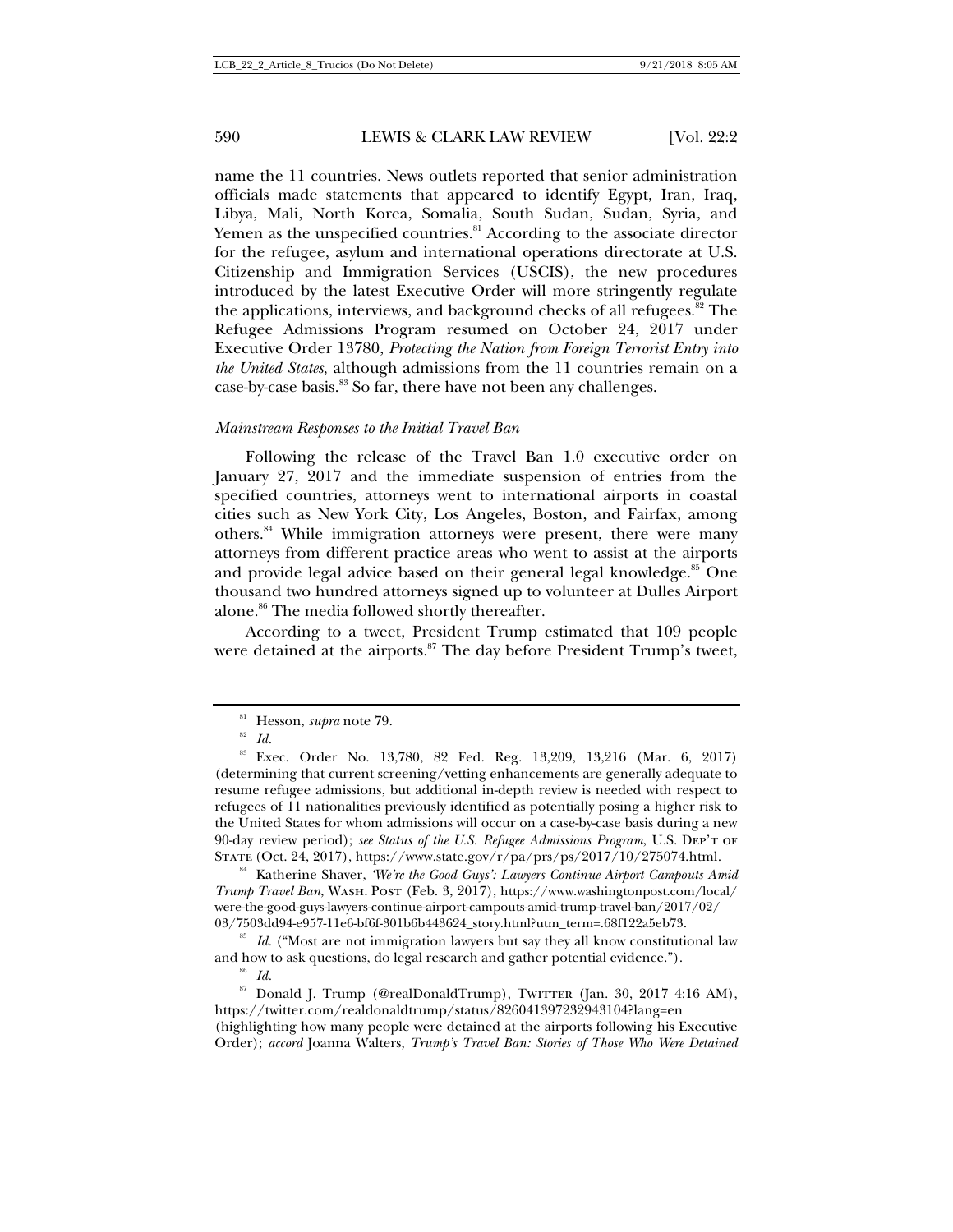name the 11 countries. News outlets reported that senior administration officials made statements that appeared to identify Egypt, Iran, Iraq, Libya, Mali, North Korea, Somalia, South Sudan, Sudan, Syria, and Yemen as the unspecified countries.[81] According to the associate director for the refugee, asylum and international operations directorate at U.S. Citizenship and Immigration Services (USCIS), the new procedures introduced by the latest Executive Order will more stringently regulate the applications, interviews, and background checks of all refugees.[82] The Refugee Admissions Program resumed on October 24, 2017 under Executive Order 13780, *Protecting the Nation from Foreign Terrorist Entry into the United States*, although admissions from the 11 countries remain on a case-by-case basis.[83] So far, there have not been any challenges.

### *Mainstream Responses to the Initial Travel Ban*

Following the release of the Travel Ban 1.0 executive order on January 27, 2017 and the immediate suspension of entries from the specified countries, attorneys went to international airports in coastal cities such as New York City, Los Angeles, Boston, and Fairfax, among others.[84] While immigration attorneys were present, there were many attorneys from different practice areas who went to assist at the airports and provide legal advice based on their general legal knowledge.[85] One thousand two hundred attorneys signed up to volunteer at Dulles Airport alone.[86] The media followed shortly thereafter.

According to a tweet, President Trump estimated that 109 people were detained at the airports.[87] The day before President Trump's tweet,

---

[81] Hesson, *supra* note 79.

[82] *Id.*

[83] Exec. Order No. 13,780, 82 Fed. Reg. 13,209, 13,216 (Mar. 6, 2017) (determining that current screening/vetting enhancements are generally adequate to resume refugee admissions, but additional in-depth review is needed with respect to refugees of 11 nationalities previously identified as potentially posing a higher risk to the United States for whom admissions will occur on a case-by-case basis during a new 90-day review period); *see Status of the U.S. Refugee Admissions Program*, U.S. DEP'T OF STATE (Oct. 24, 2017), https://www.state.gov/r/pa/prs/ps/2017/10/275074.html.

[84] Katherine Shaver, *'We're the Good Guys': Lawyers Continue Airport Campouts Amid Trump Travel Ban*, WASH. POST (Feb. 3, 2017), https://www.washingtonpost.com/local/were-the-good-guys-lawyers-continue-airport-campouts-amid-trump-travel-ban/2017/02/03/7503dd94-e957-11e6-bf6f-301b6b443624_story.html?utm_term=.68f122a5eb73.

[85] *Id.* ("Most are not immigration lawyers but say they all know constitutional law and how to ask questions, do legal research and gather potential evidence.").

[86] *Id.*

[87] Donald J. Trump (@realDonaldTrump), TWITTER (Jan. 30, 2017 4:16 AM), https://twitter.com/realdonaldtrump/status/826041397232943104?lang=en (highlighting how many people were detained at the airports following his Executive Order); *accord* Joanna Walters, *Trump's Travel Ban: Stories of Those Who Were Detained*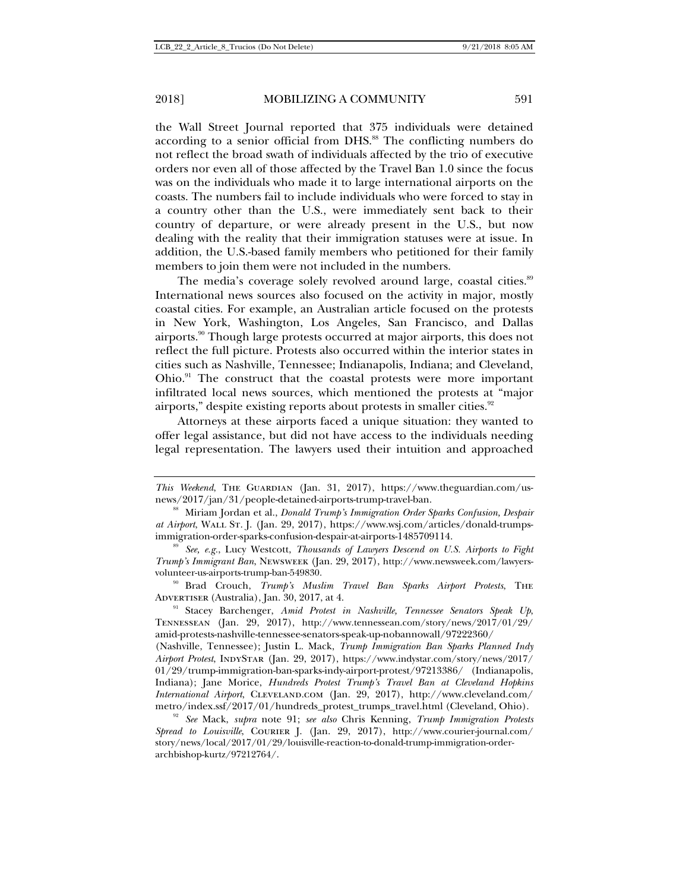the Wall Street Journal reported that 375 individuals were detained according to a senior official from DHS.[88] The conflicting numbers do not reflect the broad swath of individuals affected by the trio of executive orders nor even all of those affected by the Travel Ban 1.0 since the focus was on the individuals who made it to large international airports on the coasts. The numbers fail to include individuals who were forced to stay in a country other than the U.S., were immediately sent back to their country of departure, or were already present in the U.S., but now dealing with the reality that their immigration statuses were at issue. In addition, the U.S.-based family members who petitioned for their family members to join them were not included in the numbers.

The media's coverage solely revolved around large, coastal cities.[89] International news sources also focused on the activity in major, mostly coastal cities. For example, an Australian article focused on the protests in New York, Washington, Los Angeles, San Francisco, and Dallas airports.[90] Though large protests occurred at major airports, this does not reflect the full picture. Protests also occurred within the interior states in cities such as Nashville, Tennessee; Indianapolis, Indiana; and Cleveland, Ohio.[91] The construct that the coastal protests were more important infiltrated local news sources, which mentioned the protests at "major airports," despite existing reports about protests in smaller cities.[92]

Attorneys at these airports faced a unique situation: they wanted to offer legal assistance, but did not have access to the individuals needing legal representation. The lawyers used their intuition and approached

---

*This Weekend*, THE GUARDIAN (Jan. 31, 2017), https://www.theguardian.com/us-news/2017/jan/31/people-detained-airports-trump-travel-ban.

[88] Miriam Jordan et al., *Donald Trump's Immigration Order Sparks Confusion, Despair at Airport*, WALL ST. J. (Jan. 29, 2017), https://www.wsj.com/articles/donald-trumps-immigration-order-sparks-confusion-despair-at-airports-1485709114.

[89] *See, e.g.*, Lucy Westcott, *Thousands of Lawyers Descend on U.S. Airports to Fight Trump's Immigrant Ban*, NEWSWEEK (Jan. 29, 2017), http://www.newsweek.com/lawyers-volunteer-us-airports-trump-ban-549830.

[90] Brad Crouch, *Trump's Muslim Travel Ban Sparks Airport Protests*, THE ADVERTISER (Australia), Jan. 30, 2017, at 4.

[91] Stacey Barchenger, *Amid Protest in Nashville, Tennessee Senators Speak Up*, TENNESSEAN (Jan. 29, 2017), http://www.tennessean.com/story/news/2017/01/29/amid-protests-nashville-tennessee-senators-speak-up-nobannowall/97222360/ (Nashville, Tennessee); Justin L. Mack, *Trump Immigration Ban Sparks Planned Indy Airport Protest*, INDYSTAR (Jan. 29, 2017), https://www.indystar.com/story/news/2017/01/29/trump-immigration-ban-sparks-indy-airport-protest/97213386/ (Indianapolis, Indiana); Jane Morice, *Hundreds Protest Trump's Travel Ban at Cleveland Hopkins International Airport*, CLEVELAND.COM (Jan. 29, 2017), http://www.cleveland.com/metro/index.ssf/2017/01/hundreds_protest_trumps_travel.html (Cleveland, Ohio).

[92] *See* Mack, *supra* note 91; *see also* Chris Kenning, *Trump Immigration Protests Spread to Louisville*, COURIER J. (Jan. 29, 2017), http://www.courier-journal.com/story/news/local/2017/01/29/louisville-reaction-to-donald-trump-immigration-order-archbishop-kurtz/97212764/.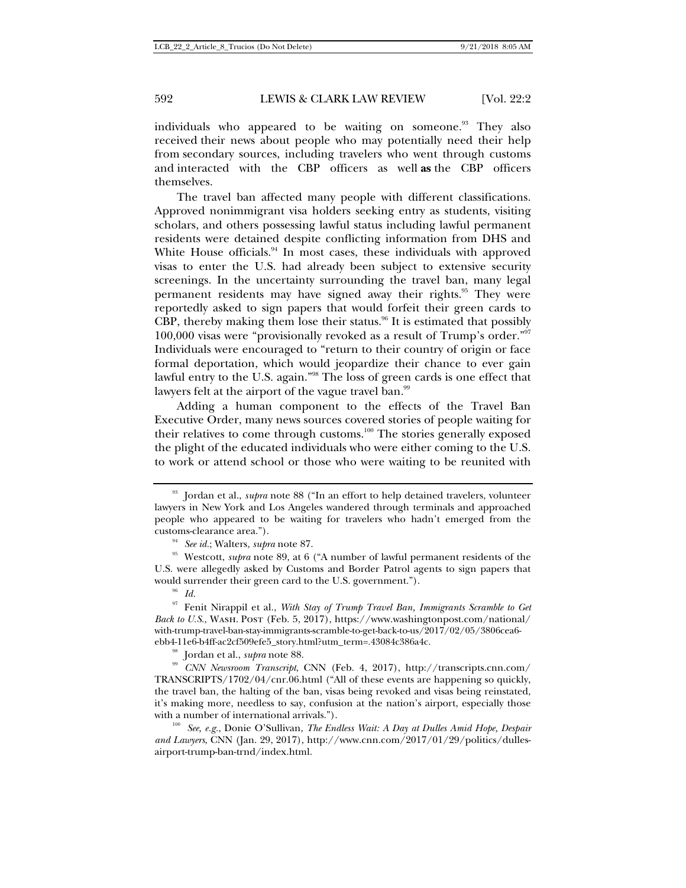individuals who appeared to be waiting on someone.[93] They also received their news about people who may potentially need their help from secondary sources, including travelers who went through customs and interacted with the CBP officers as well **as** the CBP officers themselves.

The travel ban affected many people with different classifications. Approved nonimmigrant visa holders seeking entry as students, visiting scholars, and others possessing lawful status including lawful permanent residents were detained despite conflicting information from DHS and White House officials.[94] In most cases, these individuals with approved visas to enter the U.S. had already been subject to extensive security screenings. In the uncertainty surrounding the travel ban, many legal permanent residents may have signed away their rights.[95] They were reportedly asked to sign papers that would forfeit their green cards to CBP, thereby making them lose their status.[96] It is estimated that possibly 100,000 visas were "provisionally revoked as a result of Trump's order."[97] Individuals were encouraged to "return to their country of origin or face formal deportation, which would jeopardize their chance to ever gain lawful entry to the U.S. again."[98] The loss of green cards is one effect that lawyers felt at the airport of the vague travel ban.[99]

Adding a human component to the effects of the Travel Ban Executive Order, many news sources covered stories of people waiting for their relatives to come through customs.[100] The stories generally exposed the plight of the educated individuals who were either coming to the U.S. to work or attend school or those who were waiting to be reunited with

---

[93] Jordan et al., *supra* note 88 ("In an effort to help detained travelers, volunteer lawyers in New York and Los Angeles wandered through terminals and approached people who appeared to be waiting for travelers who hadn't emerged from the customs-clearance area.").

[94] *See id.*; Walters, *supra* note 87.

[95] Westcott, *supra* note 89, at 6 ("A number of lawful permanent residents of the U.S. were allegedly asked by Customs and Border Patrol agents to sign papers that would surrender their green card to the U.S. government.").

[96] *Id.*

[97] Fenit Nirappil et al., *With Stay of Trump Travel Ban, Immigrants Scramble to Get Back to U.S.*, WASH. POST (Feb. 5, 2017), https://www.washingtonpost.com/national/with-trump-travel-ban-stay-immigrants-scramble-to-get-back-to-us/2017/02/05/3806cea6-ebb4-11e6-b4ff-ac2cf509efe5_story.html?utm_term=.43084c386a4c.

[98] Jordan et al., *supra* note 88.

[99] *CNN Newsroom Transcript*, CNN (Feb. 4, 2017), http://transcripts.cnn.com/TRANSCRIPTS/1702/04/cnr.06.html ("All of these events are happening so quickly, the travel ban, the halting of the ban, visas being revoked and visas being reinstated, it's making more, needless to say, confusion at the nation's airport, especially those with a number of international arrivals.").

[100] *See, e.g.*, Donie O'Sullivan, *The Endless Wait: A Day at Dulles Amid Hope, Despair and Lawyers*, CNN (Jan. 29, 2017), http://www.cnn.com/2017/01/29/politics/dulles-airport-trump-ban-trnd/index.html.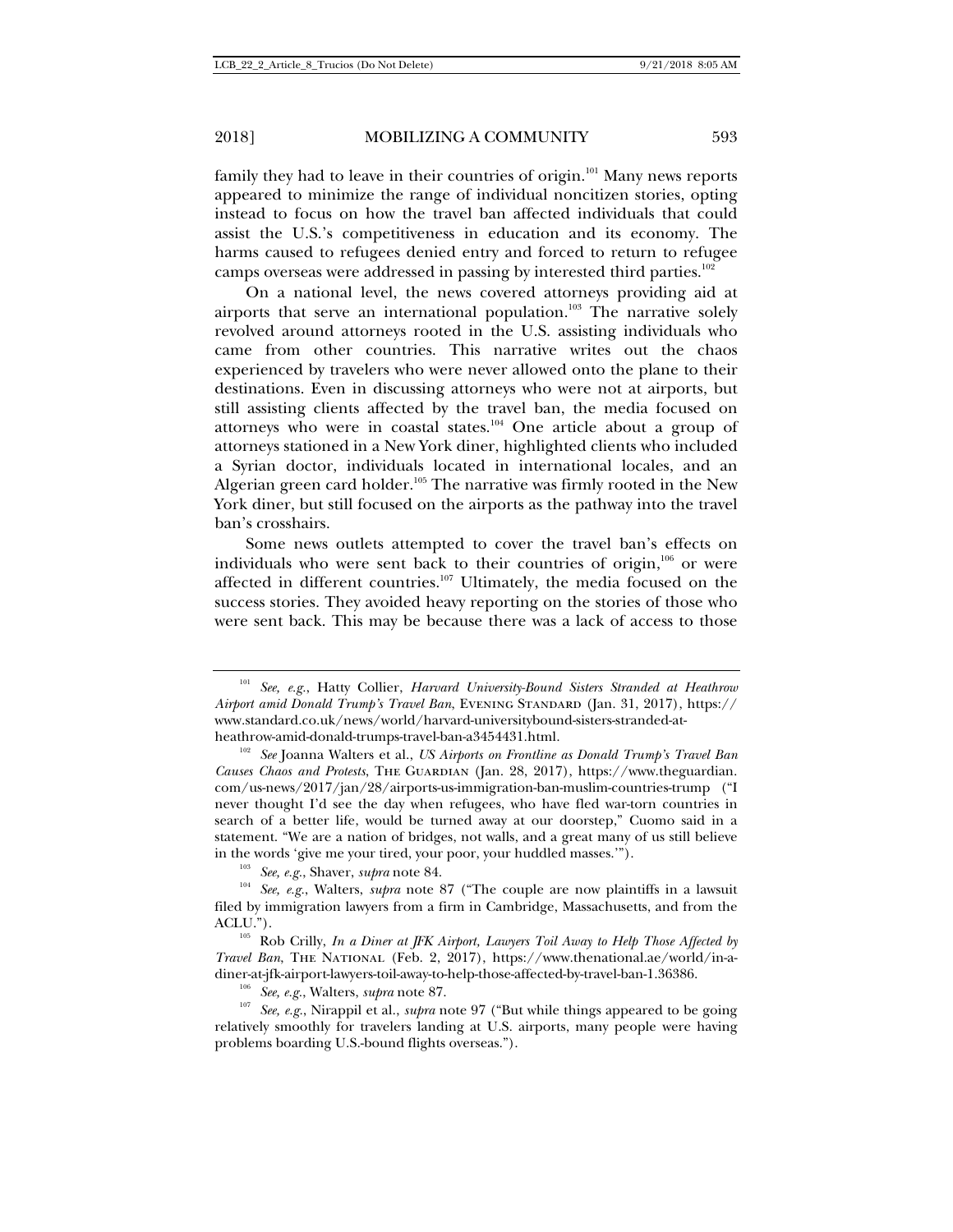family they had to leave in their countries of origin.[101] Many news reports appeared to minimize the range of individual noncitizen stories, opting instead to focus on how the travel ban affected individuals that could assist the U.S.'s competitiveness in education and its economy. The harms caused to refugees denied entry and forced to return to refugee camps overseas were addressed in passing by interested third parties.[102]

On a national level, the news covered attorneys providing aid at airports that serve an international population.[103] The narrative solely revolved around attorneys rooted in the U.S. assisting individuals who came from other countries. This narrative writes out the chaos experienced by travelers who were never allowed onto the plane to their destinations. Even in discussing attorneys who were not at airports, but still assisting clients affected by the travel ban, the media focused on attorneys who were in coastal states.[104] One article about a group of attorneys stationed in a New York diner, highlighted clients who included a Syrian doctor, individuals located in international locales, and an Algerian green card holder.[105] The narrative was firmly rooted in the New York diner, but still focused on the airports as the pathway into the travel ban's crosshairs.

Some news outlets attempted to cover the travel ban's effects on individuals who were sent back to their countries of origin,[106] or were affected in different countries.[107] Ultimately, the media focused on the success stories. They avoided heavy reporting on the stories of those who were sent back. This may be because there was a lack of access to those

---

[101] *See, e.g.*, Hatty Collier, *Harvard University-Bound Sisters Stranded at Heathrow Airport amid Donald Trump's Travel Ban*, EVENING STANDARD (Jan. 31, 2017), https://www.standard.co.uk/news/world/harvard-universitybound-sisters-stranded-at-heathrow-amid-donald-trumps-travel-ban-a3454431.html.

[102] *See* Joanna Walters et al., *US Airports on Frontline as Donald Trump's Travel Ban Causes Chaos and Protests*, THE GUARDIAN (Jan. 28, 2017), https://www.theguardian.com/us-news/2017/jan/28/airports-us-immigration-ban-muslim-countries-trump ("I never thought I'd see the day when refugees, who have fled war-torn countries in search of a better life, would be turned away at our doorstep," Cuomo said in a statement. "We are a nation of bridges, not walls, and a great many of us still believe in the words 'give me your tired, your poor, your huddled masses.'").

[103] *See, e.g.*, Shaver, *supra* note 84.

[104] *See, e.g.*, Walters, *supra* note 87 ("The couple are now plaintiffs in a lawsuit filed by immigration lawyers from a firm in Cambridge, Massachusetts, and from the ACLU.").

[105] Rob Crilly, *In a Diner at JFK Airport, Lawyers Toil Away to Help Those Affected by Travel Ban*, THE NATIONAL (Feb. 2, 2017), https://www.thenational.ae/world/in-a-diner-at-jfk-airport-lawyers-toil-away-to-help-those-affected-by-travel-ban-1.36386.

[106] *See, e.g.*, Walters, *supra* note 87.

[107] *See, e.g.*, Nirappil et al., *supra* note 97 ("But while things appeared to be going relatively smoothly for travelers landing at U.S. airports, many people were having problems boarding U.S.-bound flights overseas.").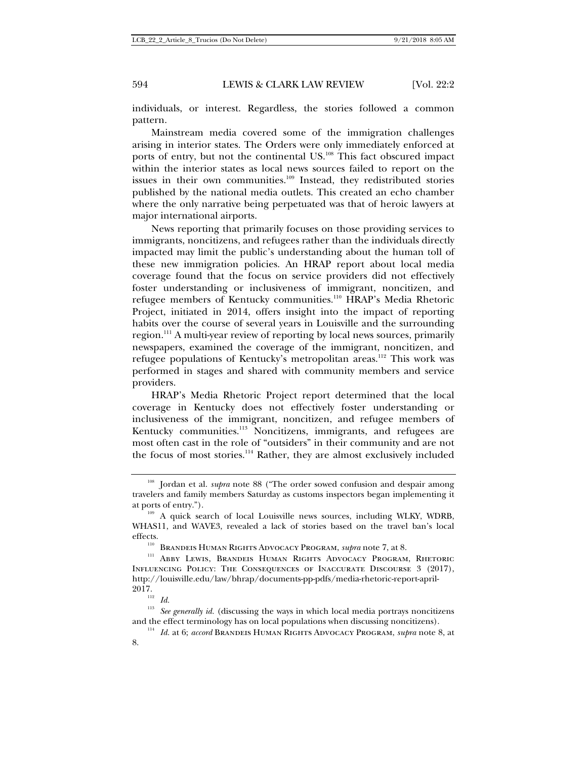individuals, or interest. Regardless, the stories followed a common pattern.

Mainstream media covered some of the immigration challenges arising in interior states. The Orders were only immediately enforced at ports of entry, but not the continental US.[108] This fact obscured impact within the interior states as local news sources failed to report on the issues in their own communities.[109] Instead, they redistributed stories published by the national media outlets. This created an echo chamber where the only narrative being perpetuated was that of heroic lawyers at major international airports.

News reporting that primarily focuses on those providing services to immigrants, noncitizens, and refugees rather than the individuals directly impacted may limit the public's understanding about the human toll of these new immigration policies. An HRAP report about local media coverage found that the focus on service providers did not effectively foster understanding or inclusiveness of immigrant, noncitizen, and refugee members of Kentucky communities.[110] HRAP's Media Rhetoric Project, initiated in 2014, offers insight into the impact of reporting habits over the course of several years in Louisville and the surrounding region.[111] A multi-year review of reporting by local news sources, primarily newspapers, examined the coverage of the immigrant, noncitizen, and refugee populations of Kentucky's metropolitan areas.[112] This work was performed in stages and shared with community members and service providers.

HRAP's Media Rhetoric Project report determined that the local coverage in Kentucky does not effectively foster understanding or inclusiveness of the immigrant, noncitizen, and refugee members of Kentucky communities.[113] Noncitizens, immigrants, and refugees are most often cast in the role of "outsiders" in their community and are not the focus of most stories.[114] Rather, they are almost exclusively included

---

[108] Jordan et al. *supra* note 88 ("The order sowed confusion and despair among travelers and family members Saturday as customs inspectors began implementing it at ports of entry.").

[109] A quick search of local Louisville news sources, including WLKY, WDRB, WHAS11, and WAVE3, revealed a lack of stories based on the travel ban's local effects.

[110] BRANDEIS HUMAN RIGHTS ADVOCACY PROGRAM, *supra* note 7, at 8.

[111] ABBY LEWIS, BRANDEIS HUMAN RIGHTS ADVOCACY PROGRAM, RHETORIC INFLUENCING POLICY: THE CONSEQUENCES OF INACCURATE DISCOURSE 3 (2017), http://louisville.edu/law/bhrap/documents-pp-pdfs/media-rhetoric-report-april-2017.

[112] *Id.*

[113] *See generally id.* (discussing the ways in which local media portrays noncitizens and the effect terminology has on local populations when discussing noncitizens).

[114] *Id.* at 6; *accord* BRANDEIS HUMAN RIGHTS ADVOCACY PROGRAM, *supra* note 8, at 8.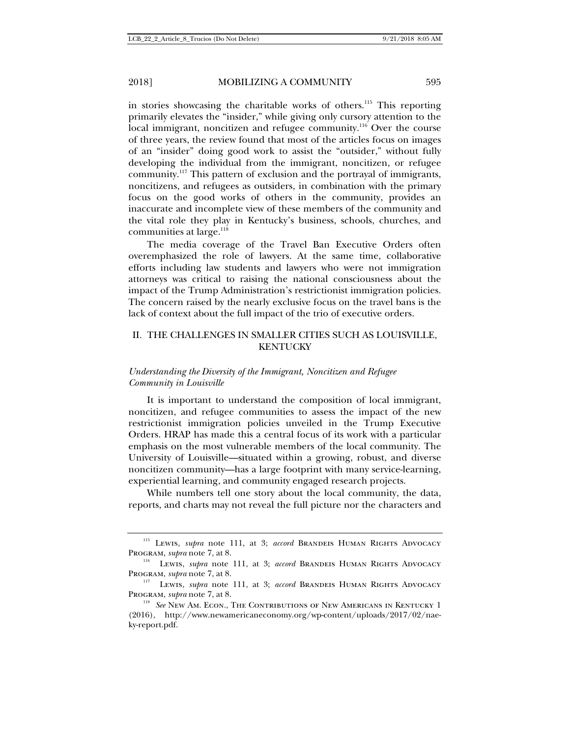in stories showcasing the charitable works of others.[115] This reporting primarily elevates the "insider," while giving only cursory attention to the local immigrant, noncitizen and refugee community.[116] Over the course of three years, the review found that most of the articles focus on images of an "insider" doing good work to assist the "outsider," without fully developing the individual from the immigrant, noncitizen, or refugee community.[117] This pattern of exclusion and the portrayal of immigrants, noncitizens, and refugees as outsiders, in combination with the primary focus on the good works of others in the community, provides an inaccurate and incomplete view of these members of the community and the vital role they play in Kentucky's business, schools, churches, and communities at large.[118]

The media coverage of the Travel Ban Executive Orders often overemphasized the role of lawyers. At the same time, collaborative efforts including law students and lawyers who were not immigration attorneys was critical to raising the national consciousness about the impact of the Trump Administration's restrictionist immigration policies. The concern raised by the nearly exclusive focus on the travel bans is the lack of context about the full impact of the trio of executive orders.

## II. THE CHALLENGES IN SMALLER CITIES SUCH AS LOUISVILLE, KENTUCKY

### *Understanding the Diversity of the Immigrant, Noncitizen and Refugee Community in Louisville*

It is important to understand the composition of local immigrant, noncitizen, and refugee communities to assess the impact of the new restrictionist immigration policies unveiled in the Trump Executive Orders. HRAP has made this a central focus of its work with a particular emphasis on the most vulnerable members of the local community. The University of Louisville—situated within a growing, robust, and diverse noncitizen community—has a large footprint with many service-learning, experiential learning, and community engaged research projects.

While numbers tell one story about the local community, the data, reports, and charts may not reveal the full picture nor the characters and

---

[115] LEWIS, *supra* note 111, at 3; *accord* BRANDEIS HUMAN RIGHTS ADVOCACY PROGRAM, *supra* note 7, at 8.

[116] LEWIS, *supra* note 111, at 3; *accord* BRANDEIS HUMAN RIGHTS ADVOCACY PROGRAM, *supra* note 7, at 8.

[117] LEWIS, *supra* note 111, at 3; *accord* BRANDEIS HUMAN RIGHTS ADVOCACY PROGRAM, *supra* note 7, at 8.

[118] *See* NEW AM. ECON., THE CONTRIBUTIONS OF NEW AMERICANS IN KENTUCKY 1 (2016), http://www.newamericaneconomy.org/wp-content/uploads/2017/02/nae-ky-report.pdf.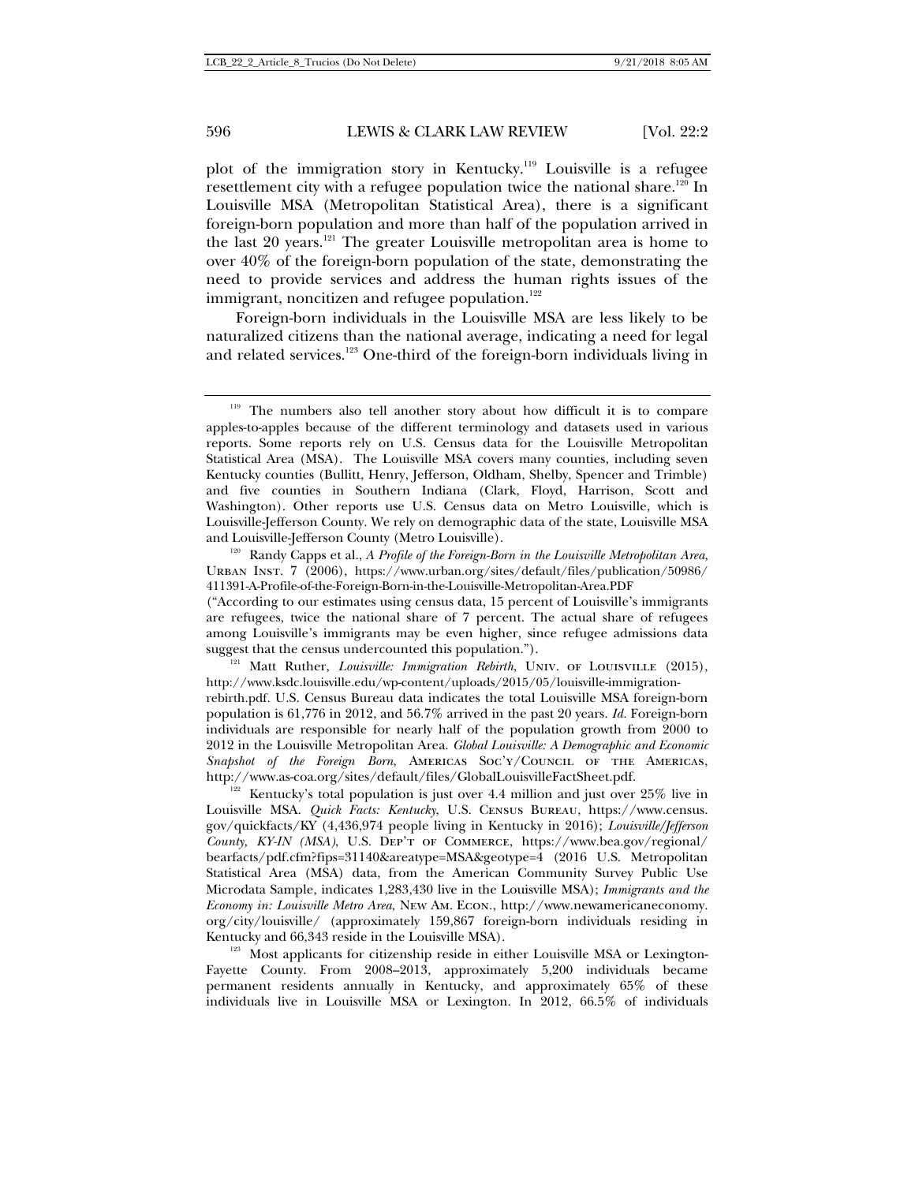plot of the immigration story in Kentucky.[119] Louisville is a refugee resettlement city with a refugee population twice the national share.[120] In Louisville MSA (Metropolitan Statistical Area), there is a significant foreign-born population and more than half of the population arrived in the last 20 years.[121] The greater Louisville metropolitan area is home to over 40% of the foreign-born population of the state, demonstrating the need to provide services and address the human rights issues of the immigrant, noncitizen and refugee population.[122]

Foreign-born individuals in the Louisville MSA are less likely to be naturalized citizens than the national average, indicating a need for legal and related services.[123] One-third of the foreign-born individuals living in

---

[119] The numbers also tell another story about how difficult it is to compare apples-to-apples because of the different terminology and datasets used in various reports. Some reports rely on U.S. Census data for the Louisville Metropolitan Statistical Area (MSA). The Louisville MSA covers many counties, including seven Kentucky counties (Bullitt, Henry, Jefferson, Oldham, Shelby, Spencer and Trimble) and five counties in Southern Indiana (Clark, Floyd, Harrison, Scott and Washington). Other reports use U.S. Census data on Metro Louisville, which is Louisville-Jefferson County. We rely on demographic data of the state, Louisville MSA and Louisville-Jefferson County (Metro Louisville).

[120] Randy Capps et al., *A Profile of the Foreign-Born in the Louisville Metropolitan Area*, Urban Inst. 7 (2006), https://www.urban.org/sites/default/files/publication/50986/411391-A-Profile-of-the-Foreign-Born-in-the-Louisville-Metropolitan-Area.PDF ("According to our estimates using census data, 15 percent of Louisville's immigrants are refugees, twice the national share of 7 percent. The actual share of refugees among Louisville's immigrants may be even higher, since refugee admissions data suggest that the census undercounted this population.").

[121] Matt Ruther, *Louisville: Immigration Rebirth*, Univ. of Louisville (2015), http://www.ksdc.louisville.edu/wp-content/uploads/2015/05/louisville-immigration-rebirth.pdf. U.S. Census Bureau data indicates the total Louisville MSA foreign-born population is 61,776 in 2012, and 56.7% arrived in the past 20 years. *Id.* Foreign-born individuals are responsible for nearly half of the population growth from 2000 to 2012 in the Louisville Metropolitan Area. *Global Louisville: A Demographic and Economic Snapshot of the Foreign Born*, Americas Soc'y/Council of the Americas, http://www.as-coa.org/sites/default/files/GlobalLouisvilleFactSheet.pdf.

[122] Kentucky's total population is just over 4.4 million and just over 25% live in Louisville MSA. *Quick Facts: Kentucky*, U.S. Census Bureau, https://www.census.gov/quickfacts/KY (4,436,974 people living in Kentucky in 2016); *Louisville/Jefferson County, KY-IN (MSA)*, U.S. Dep't of Commerce, https://www.bea.gov/regional/bearfacts/pdf.cfm?fips=31140&areatype=MSA&geotype=4 (2016 U.S. Metropolitan Statistical Area (MSA) data, from the American Community Survey Public Use Microdata Sample, indicates 1,283,430 live in the Louisville MSA); *Immigrants and the Economy in: Louisville Metro Area*, New Am. Econ., http://www.newamericaneconomy.org/city/louisville/ (approximately 159,867 foreign-born individuals residing in Kentucky and 66,343 reside in the Louisville MSA).

[123] Most applicants for citizenship reside in either Louisville MSA or Lexington-Fayette County. From 2008–2013, approximately 5,200 individuals became permanent residents annually in Kentucky, and approximately 65% of these individuals live in Louisville MSA or Lexington. In 2012, 66.5% of individuals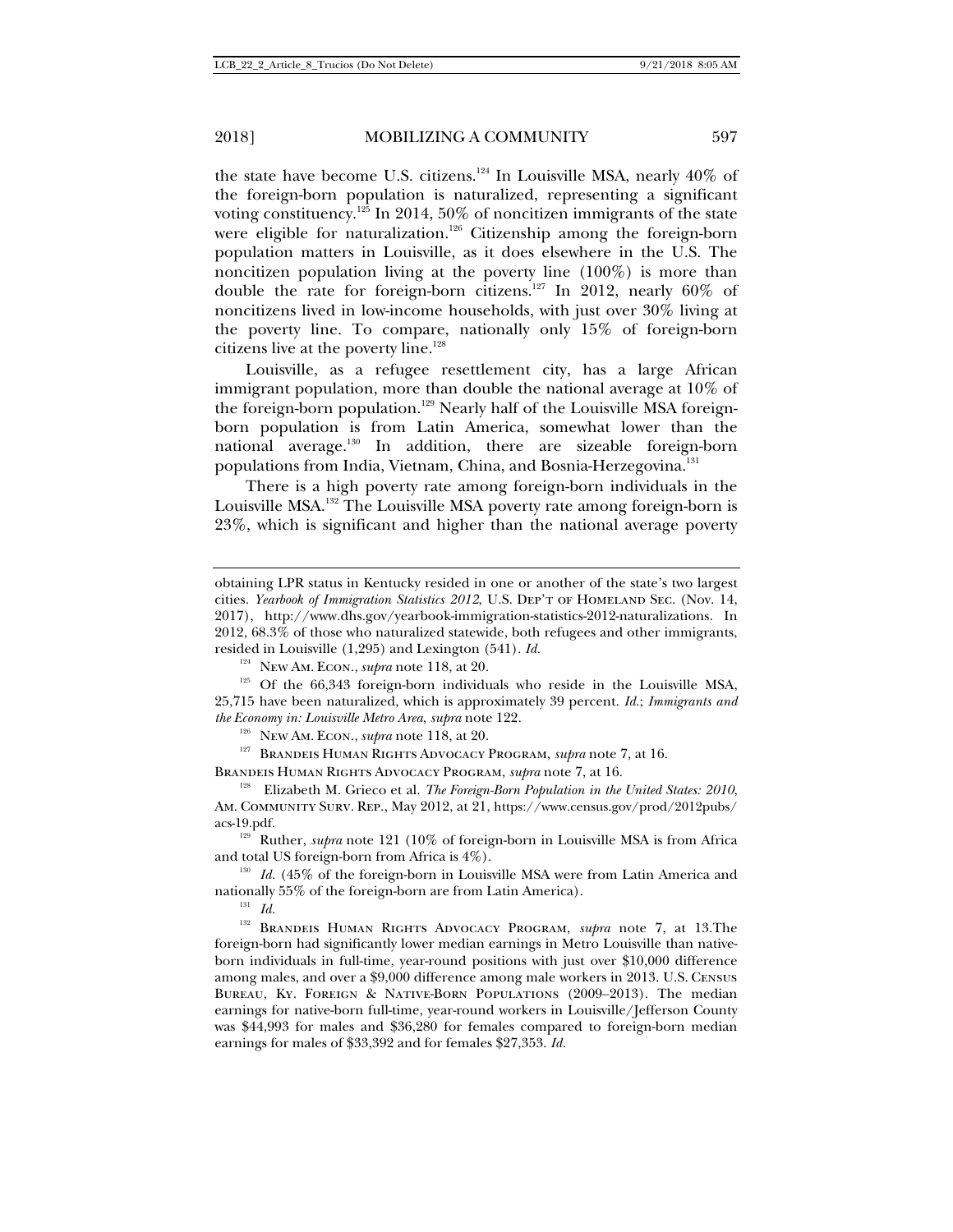the state have become U.S. citizens.[124] In Louisville MSA, nearly 40% of the foreign-born population is naturalized, representing a significant voting constituency.[125] In 2014, 50% of noncitizen immigrants of the state were eligible for naturalization.[126] Citizenship among the foreign-born population matters in Louisville, as it does elsewhere in the U.S. The noncitizen population living at the poverty line (100%) is more than double the rate for foreign-born citizens.[127] In 2012, nearly 60% of noncitizens lived in low-income households, with just over 30% living at the poverty line. To compare, nationally only 15% of foreign-born citizens live at the poverty line.[128]

Louisville, as a refugee resettlement city, has a large African immigrant population, more than double the national average at 10% of the foreign-born population.[129] Nearly half of the Louisville MSA foreign-born population is from Latin America, somewhat lower than the national average.[130] In addition, there are sizeable foreign-born populations from India, Vietnam, China, and Bosnia-Herzegovina.[131]

There is a high poverty rate among foreign-born individuals in the Louisville MSA.[132] The Louisville MSA poverty rate among foreign-born is 23%, which is significant and higher than the national average poverty

---

obtaining LPR status in Kentucky resided in one or another of the state's two largest cities. *Yearbook of Immigration Statistics 2012*, U.S. DEP'T OF HOMELAND SEC. (Nov. 14, 2017), http://www.dhs.gov/yearbook-immigration-statistics-2012-naturalizations. In 2012, 68.3% of those who naturalized statewide, both refugees and other immigrants, resided in Louisville (1,295) and Lexington (541). *Id.*

[124] NEW AM. ECON., *supra* note 118, at 20.

[125] Of the 66,343 foreign-born individuals who reside in the Louisville MSA, 25,715 have been naturalized, which is approximately 39 percent. *Id.*; *Immigrants and the Economy in: Louisville Metro Area*, *supra* note 122.

[126] NEW AM. ECON., *supra* note 118, at 20.

[127] BRANDEIS HUMAN RIGHTS ADVOCACY PROGRAM, *supra* note 7, at 16.

BRANDEIS HUMAN RIGHTS ADVOCACY PROGRAM, *supra* note 7, at 16.

[128] Elizabeth M. Grieco et al. *The Foreign-Born Population in the United States: 2010*, AM. COMMUNITY SURV. REP., May 2012, at 21, https://www.census.gov/prod/2012pubs/acs-19.pdf.

[129] Ruther, *supra* note 121 (10% of foreign-born in Louisville MSA is from Africa and total US foreign-born from Africa is 4%).

[130] *Id.* (45% of the foreign-born in Louisville MSA were from Latin America and nationally 55% of the foreign-born are from Latin America).

[131] *Id.*

[132] BRANDEIS HUMAN RIGHTS ADVOCACY PROGRAM, *supra* note 7, at 13.The foreign-born had significantly lower median earnings in Metro Louisville than native-born individuals in full-time, year-round positions with just over $10,000 difference among males, and over a $9,000 difference among male workers in 2013. U.S. CENSUS BUREAU, KY. FOREIGN & NATIVE-BORN POPULATIONS (2009–2013). The median earnings for native-born full-time, year-round workers in Louisville/Jefferson County was $44,993 for males and $36,280 for females compared to foreign-born median earnings for males of $33,392 and for females $27,353. *Id.*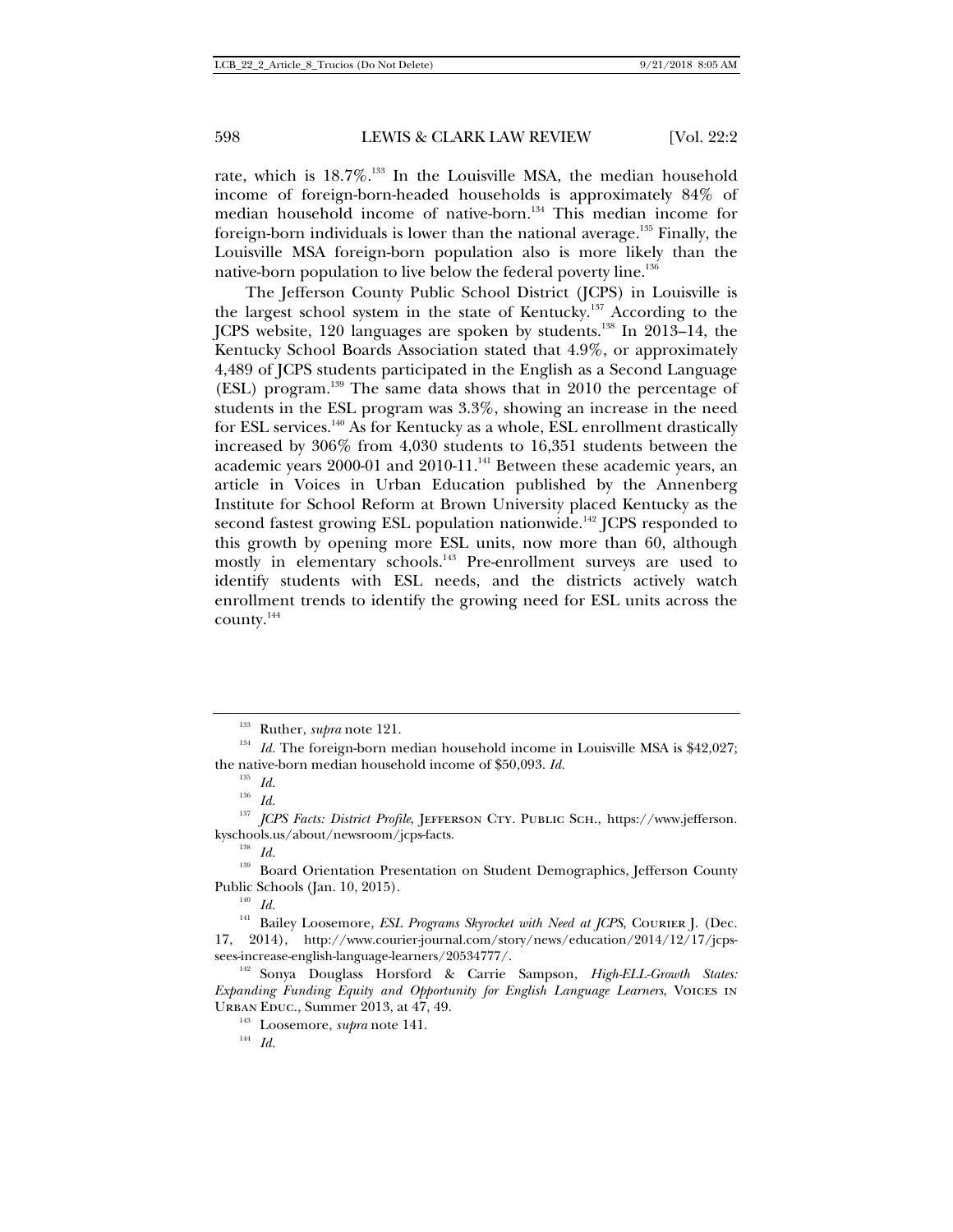rate, which is 18.7%.[133] In the Louisville MSA, the median household income of foreign-born-headed households is approximately 84% of median household income of native-born.[134] This median income for foreign-born individuals is lower than the national average.[135] Finally, the Louisville MSA foreign-born population also is more likely than the native-born population to live below the federal poverty line.[136]

The Jefferson County Public School District (JCPS) in Louisville is the largest school system in the state of Kentucky.[137] According to the JCPS website, 120 languages are spoken by students.[138] In 2013–14, the Kentucky School Boards Association stated that 4.9%, or approximately 4,489 of JCPS students participated in the English as a Second Language (ESL) program.[139] The same data shows that in 2010 the percentage of students in the ESL program was 3.3%, showing an increase in the need for ESL services.[140] As for Kentucky as a whole, ESL enrollment drastically increased by 306% from 4,030 students to 16,351 students between the academic years 2000-01 and 2010-11.[141] Between these academic years, an article in Voices in Urban Education published by the Annenberg Institute for School Reform at Brown University placed Kentucky as the second fastest growing ESL population nationwide.[142] JCPS responded to this growth by opening more ESL units, now more than 60, although mostly in elementary schools.[143] Pre-enrollment surveys are used to identify students with ESL needs, and the districts actively watch enrollment trends to identify the growing need for ESL units across the county.[144]

---

[133] Ruther, *supra* note 121.

[134] *Id.* The foreign-born median household income in Louisville MSA is $42,027; the native-born median household income of $50,093. *Id.*

[135] *Id.*

[136] *Id.*

[137] *JCPS Facts: District Profile*, JEFFERSON CTY. PUBLIC SCH., https://www.jefferson.kyschools.us/about/newsroom/jcps-facts.

[138] *Id.*

[139] Board Orientation Presentation on Student Demographics, Jefferson County Public Schools (Jan. 10, 2015).

[140] *Id.*

[141] Bailey Loosemore, *ESL Programs Skyrocket with Need at JCPS*, COURIER J. (Dec. 17, 2014), http://www.courier-journal.com/story/news/education/2014/12/17/jcps-sees-increase-english-language-learners/20534777/.

[142] Sonya Douglass Horsford & Carrie Sampson, *High-ELL-Growth States: Expanding Funding Equity and Opportunity for English Language Learners*, VOICES IN URBAN EDUC., Summer 2013, at 47, 49.

[143] Loosemore, *supra* note 141.

[144] *Id.*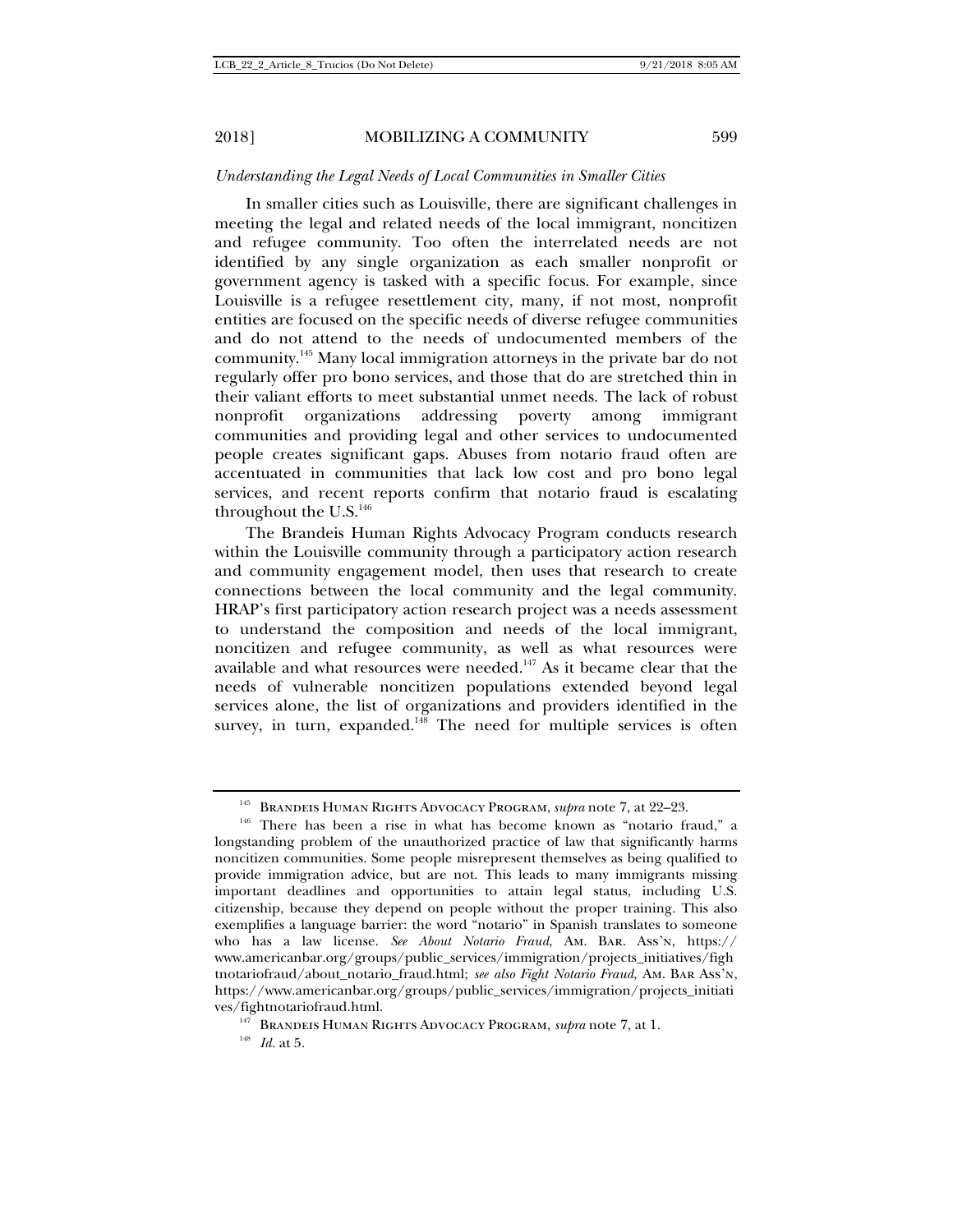*Understanding the Legal Needs of Local Communities in Smaller Cities*

In smaller cities such as Louisville, there are significant challenges in meeting the legal and related needs of the local immigrant, noncitizen and refugee community. Too often the interrelated needs are not identified by any single organization as each smaller nonprofit or government agency is tasked with a specific focus. For example, since Louisville is a refugee resettlement city, many, if not most, nonprofit entities are focused on the specific needs of diverse refugee communities and do not attend to the needs of undocumented members of the community.[145] Many local immigration attorneys in the private bar do not regularly offer pro bono services, and those that do are stretched thin in their valiant efforts to meet substantial unmet needs. The lack of robust nonprofit organizations addressing poverty among immigrant communities and providing legal and other services to undocumented people creates significant gaps. Abuses from notario fraud often are accentuated in communities that lack low cost and pro bono legal services, and recent reports confirm that notario fraud is escalating throughout the U.S.[146]

The Brandeis Human Rights Advocacy Program conducts research within the Louisville community through a participatory action research and community engagement model, then uses that research to create connections between the local community and the legal community. HRAP's first participatory action research project was a needs assessment to understand the composition and needs of the local immigrant, noncitizen and refugee community, as well as what resources were available and what resources were needed.[147] As it became clear that the needs of vulnerable noncitizen populations extended beyond legal services alone, the list of organizations and providers identified in the survey, in turn, expanded.[148] The need for multiple services is often

---

[145] Brandeis Human Rights Advocacy Program, *supra* note 7, at 22–23.

[146] There has been a rise in what has become known as "notario fraud," a longstanding problem of the unauthorized practice of law that significantly harms noncitizen communities. Some people misrepresent themselves as being qualified to provide immigration advice, but are not. This leads to many immigrants missing important deadlines and opportunities to attain legal status, including U.S. citizenship, because they depend on people without the proper training. This also exemplifies a language barrier: the word "notario" in Spanish translates to someone who has a law license. *See About Notario Fraud*, Am. Bar. Ass'n, https://www.americanbar.org/groups/public_services/immigration/projects_initiatives/fightnotariofraud/about_notario_fraud.html; *see also Fight Notario Fraud*, Am. Bar Ass'n, https://www.americanbar.org/groups/public_services/immigration/projects_initiatives/fightnotariofraud.html.

[147] Brandeis Human Rights Advocacy Program, *supra* note 7, at 1.

[148] *Id.* at 5.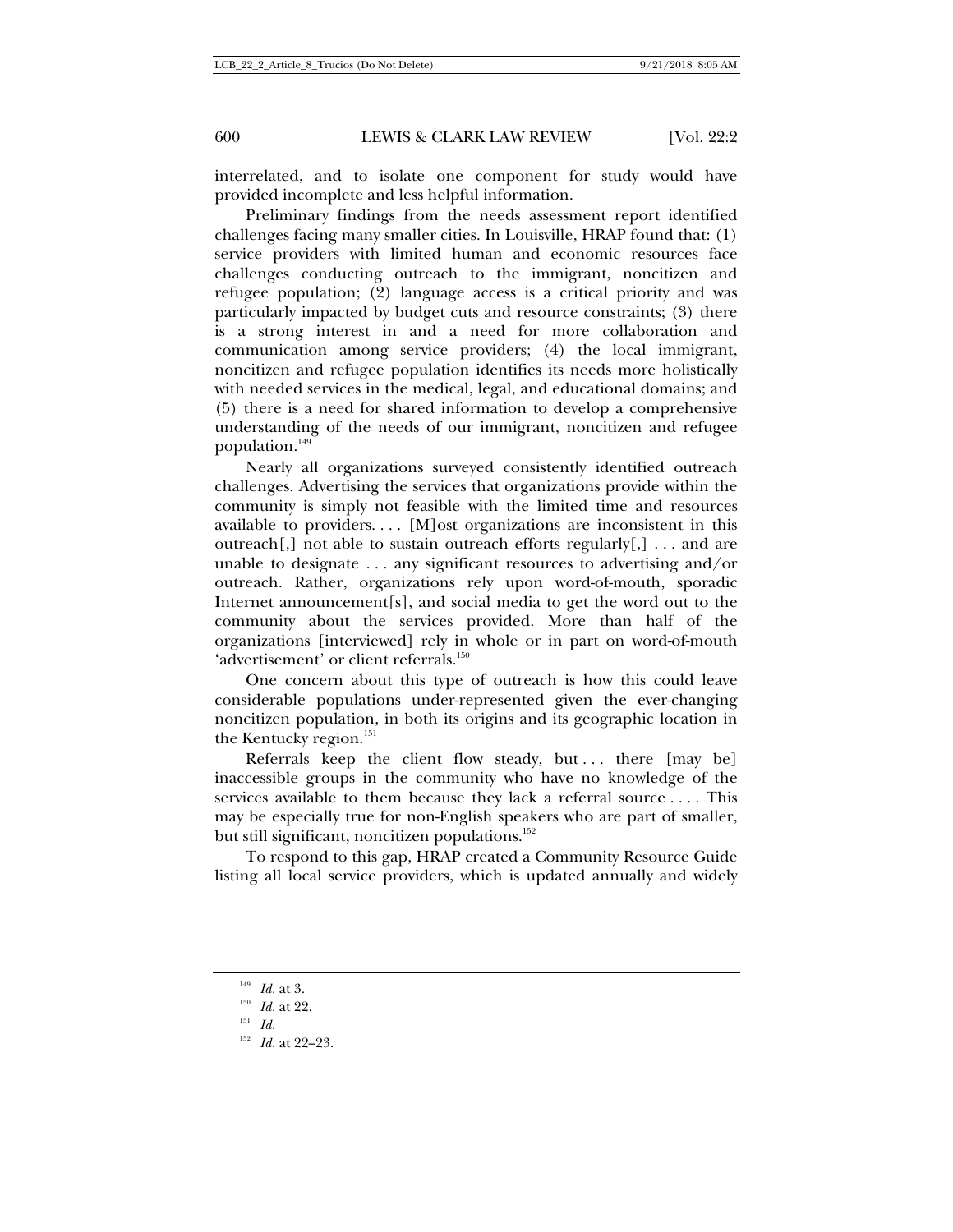interrelated, and to isolate one component for study would have provided incomplete and less helpful information.

Preliminary findings from the needs assessment report identified challenges facing many smaller cities. In Louisville, HRAP found that: (1) service providers with limited human and economic resources face challenges conducting outreach to the immigrant, noncitizen and refugee population; (2) language access is a critical priority and was particularly impacted by budget cuts and resource constraints; (3) there is a strong interest in and a need for more collaboration and communication among service providers; (4) the local immigrant, noncitizen and refugee population identifies its needs more holistically with needed services in the medical, legal, and educational domains; and (5) there is a need for shared information to develop a comprehensive understanding of the needs of our immigrant, noncitizen and refugee population.[149]

> Nearly all organizations surveyed consistently identified outreach challenges. Advertising the services that organizations provide within the community is simply not feasible with the limited time and resources available to providers. . . . [M]ost organizations are inconsistent in this outreach[,] not able to sustain outreach efforts regularly[,] . . . and are unable to designate . . . any significant resources to advertising and/or outreach. Rather, organizations rely upon word-of-mouth, sporadic Internet announcement[s], and social media to get the word out to the community about the services provided. More than half of the organizations [interviewed] rely in whole or in part on word-of-mouth 'advertisement' or client referrals.[150]

One concern about this type of outreach is how this could leave considerable populations under-represented given the ever-changing noncitizen population, in both its origins and its geographic location in the Kentucky region.[151]

> Referrals keep the client flow steady, but . . . there [may be] inaccessible groups in the community who have no knowledge of the services available to them because they lack a referral source . . . . This may be especially true for non-English speakers who are part of smaller, but still significant, noncitizen populations.[152]

To respond to this gap, HRAP created a Community Resource Guide listing all local service providers, which is updated annually and widely

---

[149] *Id.* at 3.

[150] *Id.* at 22.

[151] *Id.*

[152] *Id.* at 22–23.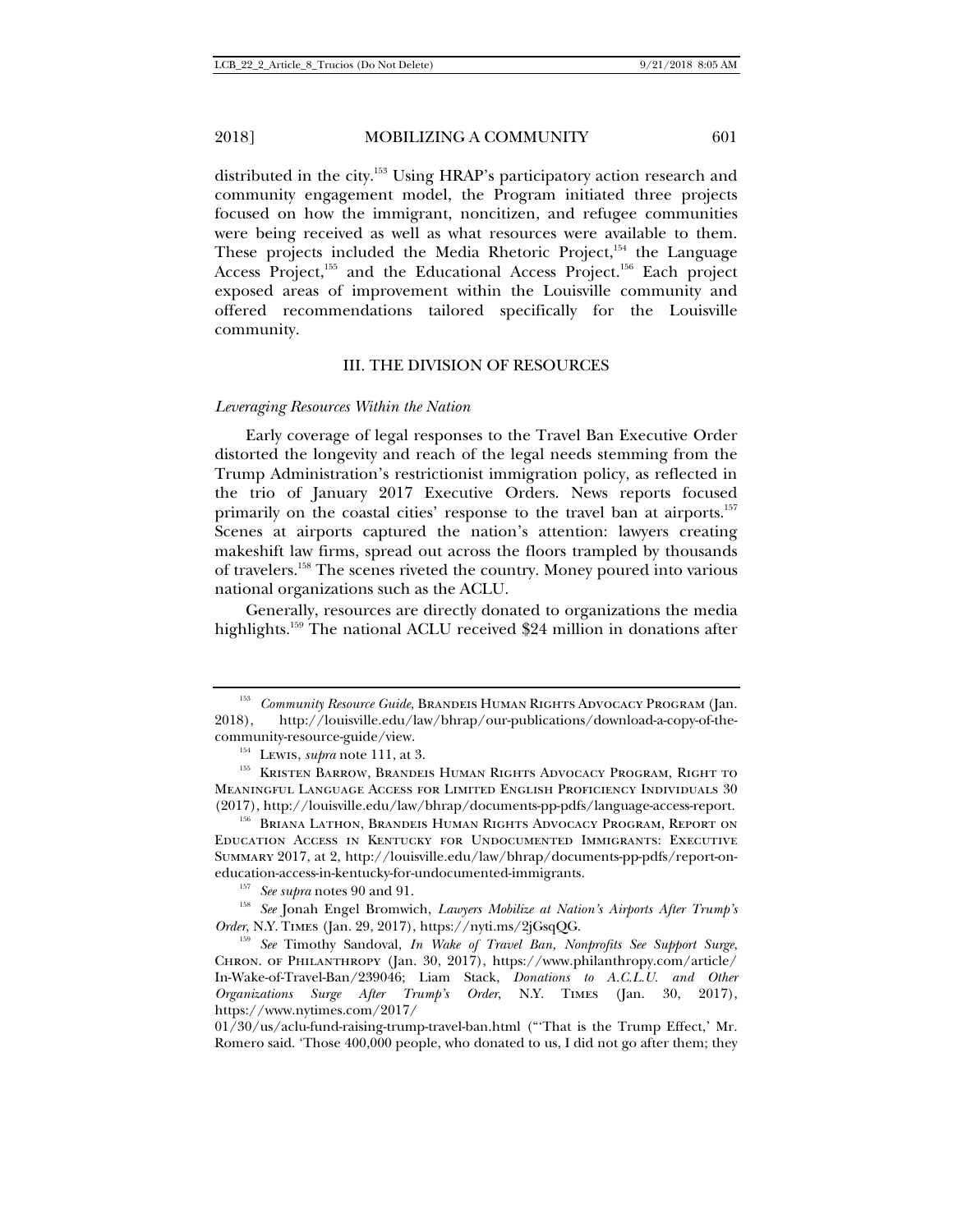distributed in the city.[153] Using HRAP's participatory action research and community engagement model, the Program initiated three projects focused on how the immigrant, noncitizen, and refugee communities were being received as well as what resources were available to them. These projects included the Media Rhetoric Project,[154] the Language Access Project,[155] and the Educational Access Project.[156] Each project exposed areas of improvement within the Louisville community and offered recommendations tailored specifically for the Louisville community.

## III. THE DIVISION OF RESOURCES

### *Leveraging Resources Within the Nation*

Early coverage of legal responses to the Travel Ban Executive Order distorted the longevity and reach of the legal needs stemming from the Trump Administration's restrictionist immigration policy, as reflected in the trio of January 2017 Executive Orders. News reports focused primarily on the coastal cities' response to the travel ban at airports.[157] Scenes at airports captured the nation's attention: lawyers creating makeshift law firms, spread out across the floors trampled by thousands of travelers.[158] The scenes riveted the country. Money poured into various national organizations such as the ACLU.

Generally, resources are directly donated to organizations the media highlights.[159] The national ACLU received $24 million in donations after

---

[153] *Community Resource Guide*, Brandeis Human Rights Advocacy Program (Jan. 2018), http://louisville.edu/law/bhrap/our-publications/download-a-copy-of-the-community-resource-guide/view.

[154] Lewis, *supra* note 111, at 3.

[155] Kristen Barrow, Brandeis Human Rights Advocacy Program, Right to Meaningful Language Access for Limited English Proficiency Individuals 30 (2017), http://louisville.edu/law/bhrap/documents-pp-pdfs/language-access-report.

[156] Briana Lathon, Brandeis Human Rights Advocacy Program, Report on Education Access in Kentucky for Undocumented Immigrants: Executive Summary 2017, at 2, http://louisville.edu/law/bhrap/documents-pp-pdfs/report-on-education-access-in-kentucky-for-undocumented-immigrants.

[157] *See supra* notes 90 and 91.

[158] *See* Jonah Engel Bromwich, *Lawyers Mobilize at Nation's Airports After Trump's Order*, N.Y. Times (Jan. 29, 2017), https://nyti.ms/2jGsqQG.

[159] *See* Timothy Sandoval, *In Wake of Travel Ban, Nonprofits See Support Surge*, Chron. of Philanthropy (Jan. 30, 2017), https://www.philanthropy.com/article/In-Wake-of-Travel-Ban/239046; Liam Stack, *Donations to A.C.L.U. and Other Organizations Surge After Trump's Order*, N.Y. Times (Jan. 30, 2017), https://www.nytimes.com/2017/01/30/us/aclu-fund-raising-trump-travel-ban.html ("'That is the Trump Effect,' Mr. Romero said. 'Those 400,000 people, who donated to us, I did not go after them; they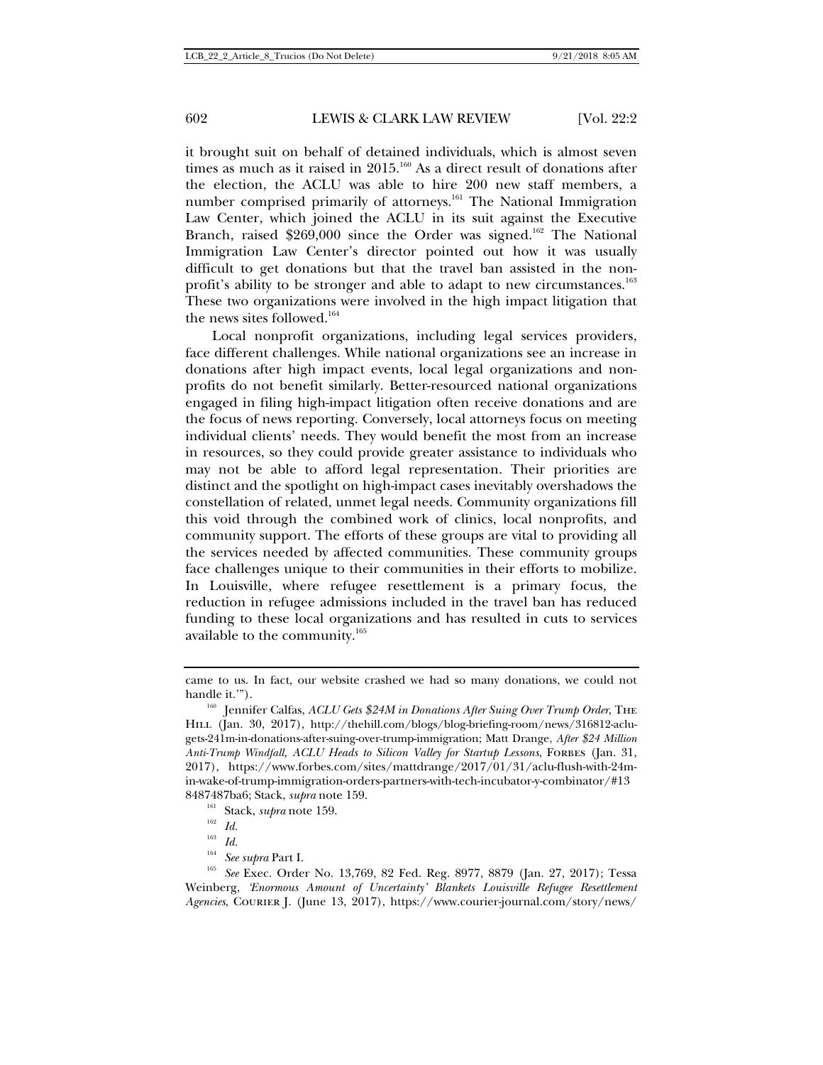it brought suit on behalf of detained individuals, which is almost seven times as much as it raised in 2015.[160] As a direct result of donations after the election, the ACLU was able to hire 200 new staff members, a number comprised primarily of attorneys.[161] The National Immigration Law Center, which joined the ACLU in its suit against the Executive Branch, raised $269,000 since the Order was signed.[162] The National Immigration Law Center's director pointed out how it was usually difficult to get donations but that the travel ban assisted in the non-profit's ability to be stronger and able to adapt to new circumstances.[163] These two organizations were involved in the high impact litigation that the news sites followed.[164]

Local nonprofit organizations, including legal services providers, face different challenges. While national organizations see an increase in donations after high impact events, local legal organizations and non-profits do not benefit similarly. Better-resourced national organizations engaged in filing high-impact litigation often receive donations and are the focus of news reporting. Conversely, local attorneys focus on meeting individual clients' needs. They would benefit the most from an increase in resources, so they could provide greater assistance to individuals who may not be able to afford legal representation. Their priorities are distinct and the spotlight on high-impact cases inevitably overshadows the constellation of related, unmet legal needs. Community organizations fill this void through the combined work of clinics, local nonprofits, and community support. The efforts of these groups are vital to providing all the services needed by affected communities. These community groups face challenges unique to their communities in their efforts to mobilize. In Louisville, where refugee resettlement is a primary focus, the reduction in refugee admissions included in the travel ban has reduced funding to these local organizations and has resulted in cuts to services available to the community.[165]

---

came to us. In fact, our website crashed we had so many donations, we could not handle it.'").

[160] Jennifer Calfas, *ACLU Gets $24M in Donations After Suing Over Trump Order*, THE HILL (Jan. 30, 2017), http://thehill.com/blogs/blog-briefing-room/news/316812-aclu-gets-241m-in-donations-after-suing-over-trump-immigration; Matt Drange, *After $24 Million Anti-Trump Windfall, ACLU Heads to Silicon Valley for Startup Lessons*, FORBES (Jan. 31, 2017), https://www.forbes.com/sites/mattdrange/2017/01/31/aclu-flush-with-24m-in-wake-of-trump-immigration-orders-partners-with-tech-incubator-y-combinator/#138487487ba6; Stack, *supra* note 159.

[161] Stack, *supra* note 159.

[162] *Id.*

[163] *Id.*

[164] *See supra* Part I.

[165] *See* Exec. Order No. 13,769, 82 Fed. Reg. 8977, 8879 (Jan. 27, 2017); Tessa Weinberg, *'Enormous Amount of Uncertainty' Blankets Louisville Refugee Resettlement Agencies*, COURIER J. (June 13, 2017), https://www.courier-journal.com/story/news/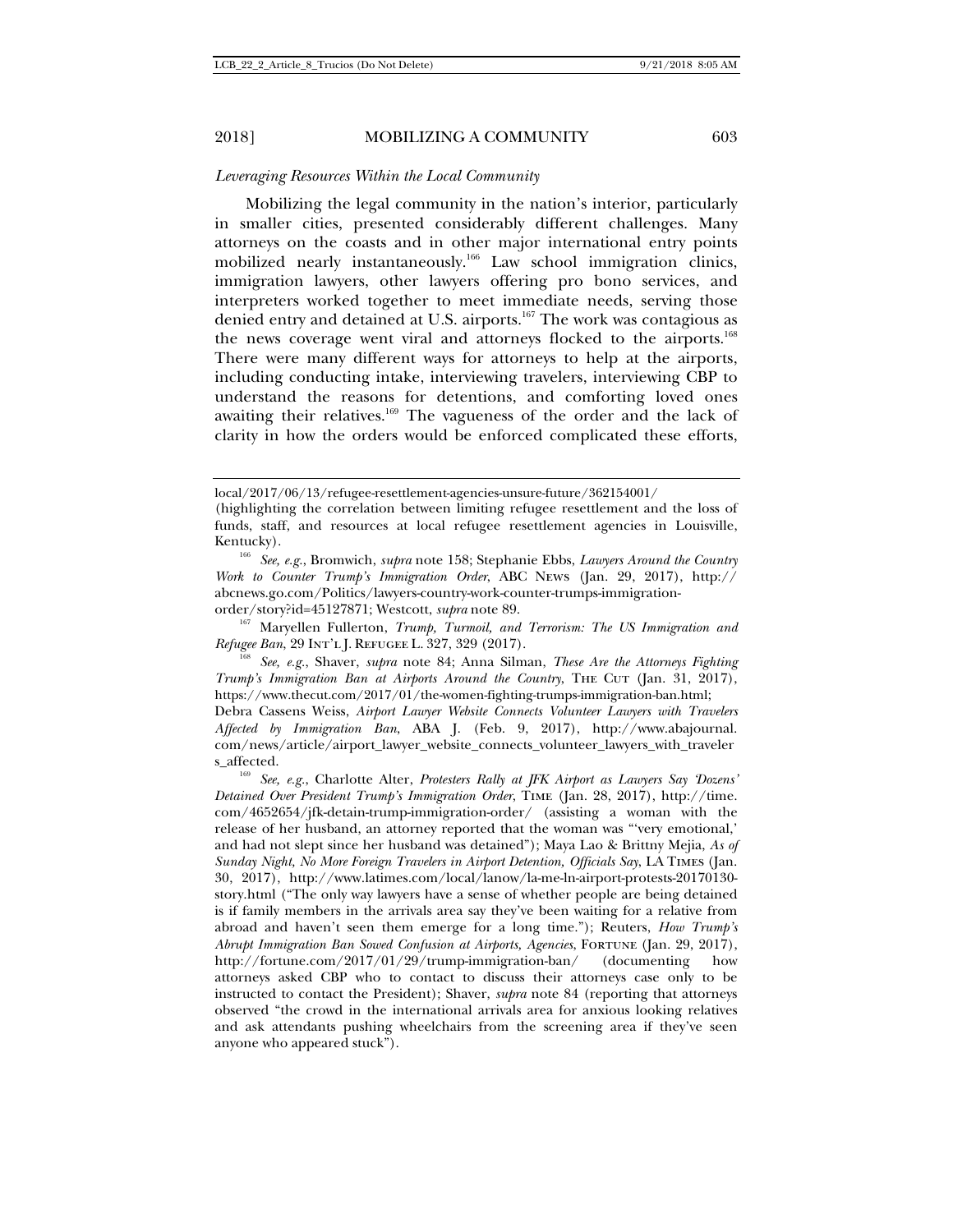*Leveraging Resources Within the Local Community*

Mobilizing the legal community in the nation's interior, particularly in smaller cities, presented considerably different challenges. Many attorneys on the coasts and in other major international entry points mobilized nearly instantaneously.[166] Law school immigration clinics, immigration lawyers, other lawyers offering pro bono services, and interpreters worked together to meet immediate needs, serving those denied entry and detained at U.S. airports.[167] The work was contagious as the news coverage went viral and attorneys flocked to the airports.[168] There were many different ways for attorneys to help at the airports, including conducting intake, interviewing travelers, interviewing CBP to understand the reasons for detentions, and comforting loved ones awaiting their relatives.[169] The vagueness of the order and the lack of clarity in how the orders would be enforced complicated these efforts,

---

local/2017/06/13/refugee-resettlement-agencies-unsure-future/362154001/ (highlighting the correlation between limiting refugee resettlement and the loss of funds, staff, and resources at local refugee resettlement agencies in Louisville, Kentucky).

[166] *See, e.g.*, Bromwich, *supra* note 158; Stephanie Ebbs, *Lawyers Around the Country Work to Counter Trump's Immigration Order*, ABC NEWS (Jan. 29, 2017), http://abcnews.go.com/Politics/lawyers-country-work-counter-trumps-immigration-order/story?id=45127871; Westcott, *supra* note 89.

[167] Maryellen Fullerton, *Trump, Turmoil, and Terrorism: The US Immigration and Refugee Ban*, 29 INT'L J. REFUGEE L. 327, 329 (2017).

[168] *See, e.g.*, Shaver, *supra* note 84; Anna Silman, *These Are the Attorneys Fighting Trump's Immigration Ban at Airports Around the Country*, THE CUT (Jan. 31, 2017), https://www.thecut.com/2017/01/the-women-fighting-trumps-immigration-ban.html; Debra Cassens Weiss, *Airport Lawyer Website Connects Volunteer Lawyers with Travelers Affected by Immigration Ban*, ABA J. (Feb. 9, 2017), http://www.abajournal.com/news/article/airport_lawyer_website_connects_volunteer_lawyers_with_travelers_affected.

[169] *See, e.g.*, Charlotte Alter, *Protesters Rally at JFK Airport as Lawyers Say 'Dozens' Detained Over President Trump's Immigration Order*, TIME (Jan. 28, 2017), http://time.com/4652654/jfk-detain-trump-immigration-order/ (assisting a woman with the release of her husband, an attorney reported that the woman was "'very emotional,' and had not slept since her husband was detained"); Maya Lao & Brittny Mejia, *As of Sunday Night, No More Foreign Travelers in Airport Detention, Officials Say*, LA TIMES (Jan. 30, 2017), http://www.latimes.com/local/lanow/la-me-ln-airport-protests-20170130-story.html ("The only way lawyers have a sense of whether people are being detained is if family members in the arrivals area say they've been waiting for a relative from abroad and haven't seen them emerge for a long time."); Reuters, *How Trump's Abrupt Immigration Ban Sowed Confusion at Airports, Agencies*, FORTUNE (Jan. 29, 2017), http://fortune.com/2017/01/29/trump-immigration-ban/ (documenting how attorneys asked CBP who to contact to discuss their attorneys case only to be instructed to contact the President); Shaver, *supra* note 84 (reporting that attorneys observed "the crowd in the international arrivals area for anxious looking relatives and ask attendants pushing wheelchairs from the screening area if they've seen anyone who appeared stuck").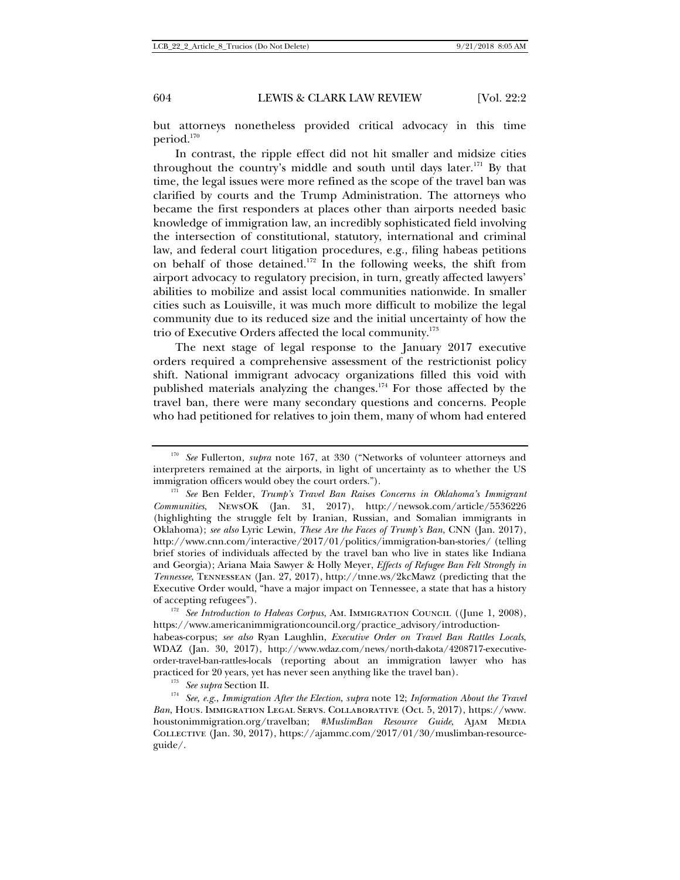but attorneys nonetheless provided critical advocacy in this time period.[170]

In contrast, the ripple effect did not hit smaller and midsize cities throughout the country's middle and south until days later.[171] By that time, the legal issues were more refined as the scope of the travel ban was clarified by courts and the Trump Administration. The attorneys who became the first responders at places other than airports needed basic knowledge of immigration law, an incredibly sophisticated field involving the intersection of constitutional, statutory, international and criminal law, and federal court litigation procedures, e.g., filing habeas petitions on behalf of those detained.[172] In the following weeks, the shift from airport advocacy to regulatory precision, in turn, greatly affected lawyers' abilities to mobilize and assist local communities nationwide. In smaller cities such as Louisville, it was much more difficult to mobilize the legal community due to its reduced size and the initial uncertainty of how the trio of Executive Orders affected the local community.[173]

The next stage of legal response to the January 2017 executive orders required a comprehensive assessment of the restrictionist policy shift. National immigrant advocacy organizations filled this void with published materials analyzing the changes.[174] For those affected by the travel ban, there were many secondary questions and concerns. People who had petitioned for relatives to join them, many of whom had entered

---

[170] *See* Fullerton*, supra* note 167, at 330 ("Networks of volunteer attorneys and interpreters remained at the airports, in light of uncertainty as to whether the US immigration officers would obey the court orders.").

[171] *See* Ben Felder, *Trump's Travel Ban Raises Concerns in Oklahoma's Immigrant Communities*, NewsOK (Jan. 31, 2017), http://newsok.com/article/5536226 (highlighting the struggle felt by Iranian, Russian, and Somalian immigrants in Oklahoma); *see also* Lyric Lewin, *These Are the Faces of Trump's Ban*, CNN (Jan. 2017), http://www.cnn.com/interactive/2017/01/politics/immigration-ban-stories/ (telling brief stories of individuals affected by the travel ban who live in states like Indiana and Georgia); Ariana Maia Sawyer & Holly Meyer, *Effects of Refugee Ban Felt Strongly in Tennessee*, Tennessean (Jan. 27, 2017), http://tnne.ws/2kcMawz (predicting that the Executive Order would, "have a major impact on Tennessee, a state that has a history of accepting refugees").

[172] *See Introduction to Habeas Corpus*, Am. Immigration Council ((June 1, 2008), https://www.americanimmigrationcouncil.org/practice_advisory/introduction-habeas-corpus; *see also* Ryan Laughlin, *Executive Order on Travel Ban Rattles Locals*, WDAZ (Jan. 30, 2017), http://www.wdaz.com/news/north-dakota/4208717-executive-order-travel-ban-rattles-locals (reporting about an immigration lawyer who has practiced for 20 years, yet has never seen anything like the travel ban).

[173] *See supra* Section II.

[174] *See, e.g.*, *Immigration After the Election*, *supra* note 12; *Information About the Travel Ban*, Hous. Immigration Legal Servs. Collaborative (Oct. 5, 2017), https://www.houstonimmigration.org/travelban; *#MuslimBan Resource Guide*, Ajam Media Collective (Jan. 30, 2017), https://ajammc.com/2017/01/30/muslimban-resource-guide/.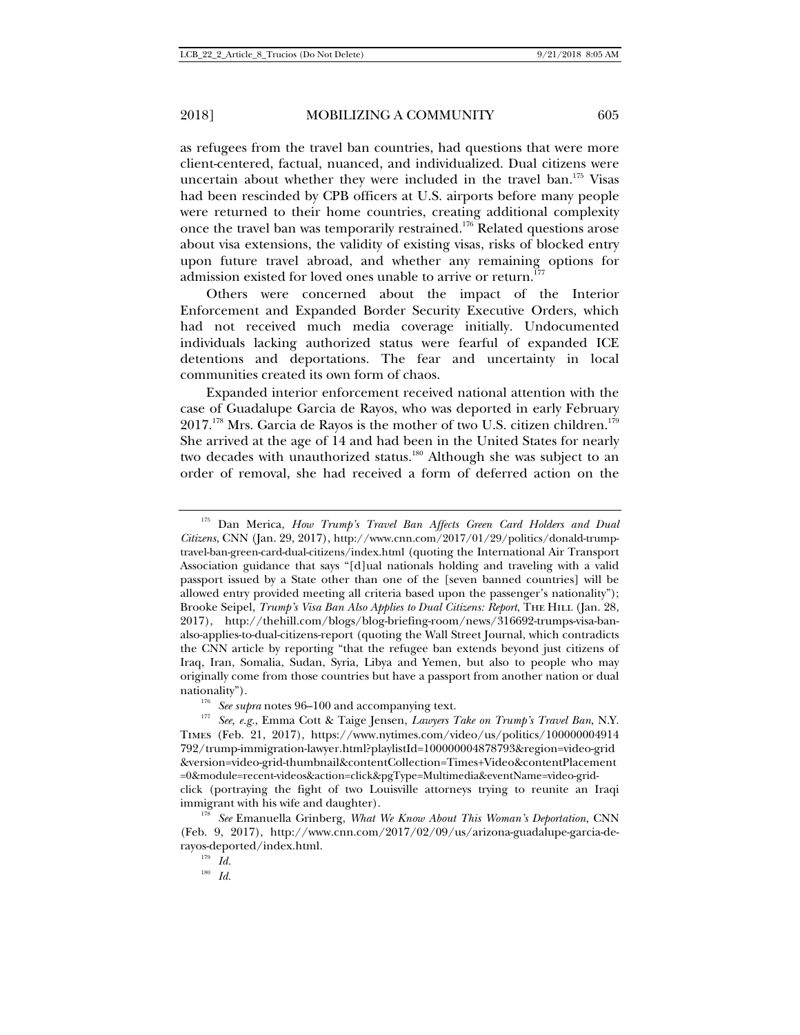as refugees from the travel ban countries, had questions that were more client-centered, factual, nuanced, and individualized. Dual citizens were uncertain about whether they were included in the travel ban.[175] Visas had been rescinded by CPB officers at U.S. airports before many people were returned to their home countries, creating additional complexity once the travel ban was temporarily restrained.[176] Related questions arose about visa extensions, the validity of existing visas, risks of blocked entry upon future travel abroad, and whether any remaining options for admission existed for loved ones unable to arrive or return.[177]

Others were concerned about the impact of the Interior Enforcement and Expanded Border Security Executive Orders, which had not received much media coverage initially. Undocumented individuals lacking authorized status were fearful of expanded ICE detentions and deportations. The fear and uncertainty in local communities created its own form of chaos.

Expanded interior enforcement received national attention with the case of Guadalupe Garcia de Rayos, who was deported in early February 2017.[178] Mrs. Garcia de Rayos is the mother of two U.S. citizen children.[179] She arrived at the age of 14 and had been in the United States for nearly two decades with unauthorized status.[180] Although she was subject to an order of removal, she had received a form of deferred action on the

---

[175] Dan Merica, *How Trump's Travel Ban Affects Green Card Holders and Dual Citizens*, CNN (Jan. 29, 2017), http://www.cnn.com/2017/01/29/politics/donald-trump-travel-ban-green-card-dual-citizens/index.html (quoting the International Air Transport Association guidance that says "[d]ual nationals holding and traveling with a valid passport issued by a State other than one of the [seven banned countries] will be allowed entry provided meeting all criteria based upon the passenger's nationality"); Brooke Seipel, *Trump's Visa Ban Also Applies to Dual Citizens: Report*, THE HILL (Jan. 28, 2017), http://thehill.com/blogs/blog-briefing-room/news/316692-trumps-visa-ban-also-applies-to-dual-citizens-report (quoting the Wall Street Journal, which contradicts the CNN article by reporting "that the refugee ban extends beyond just citizens of Iraq, Iran, Somalia, Sudan, Syria, Libya and Yemen, but also to people who may originally come from those countries but have a passport from another nation or dual nationality").

[176] *See supra* notes 96–100 and accompanying text.

[177] *See, e.g.*, Emma Cott & Taige Jensen, *Lawyers Take on Trump's Travel Ban*, N.Y. TIMES (Feb. 21, 2017), https://www.nytimes.com/video/us/politics/100000004914792/trump-immigration-lawyer.html?playlistId=100000004878793&region=video-grid&version=video-grid-thumbnail&contentCollection=Times+Video&contentPlacement=0&module=recent-videos&action=click&pgType=Multimedia&eventName=video-grid-click (portraying the fight of two Louisville attorneys trying to reunite an Iraqi immigrant with his wife and daughter).

[178] *See* Emanuella Grinberg, *What We Know About This Woman's Deportation*, CNN (Feb. 9, 2017), http://www.cnn.com/2017/02/09/us/arizona-guadalupe-garcia-de-rayos-deported/index.html.

[179] *Id.*

[180] *Id.*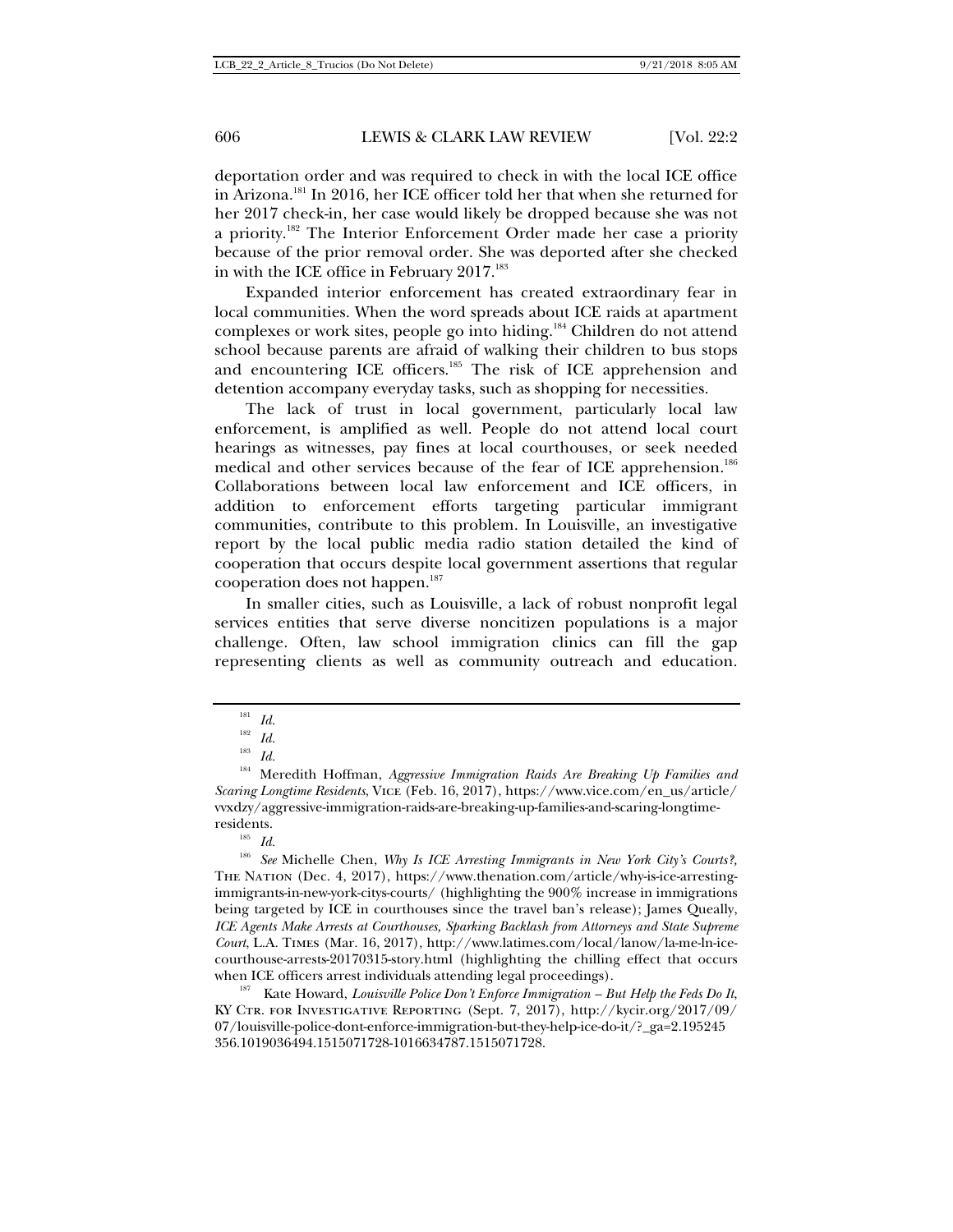deportation order and was required to check in with the local ICE office in Arizona.[181] In 2016, her ICE officer told her that when she returned for her 2017 check-in, her case would likely be dropped because she was not a priority.[182] The Interior Enforcement Order made her case a priority because of the prior removal order. She was deported after she checked in with the ICE office in February 2017.[183]

Expanded interior enforcement has created extraordinary fear in local communities. When the word spreads about ICE raids at apartment complexes or work sites, people go into hiding.[184] Children do not attend school because parents are afraid of walking their children to bus stops and encountering ICE officers.[185] The risk of ICE apprehension and detention accompany everyday tasks, such as shopping for necessities.

The lack of trust in local government, particularly local law enforcement, is amplified as well. People do not attend local court hearings as witnesses, pay fines at local courthouses, or seek needed medical and other services because of the fear of ICE apprehension.[186] Collaborations between local law enforcement and ICE officers, in addition to enforcement efforts targeting particular immigrant communities, contribute to this problem. In Louisville, an investigative report by the local public media radio station detailed the kind of cooperation that occurs despite local government assertions that regular cooperation does not happen.[187]

In smaller cities, such as Louisville, a lack of robust nonprofit legal services entities that serve diverse noncitizen populations is a major challenge. Often, law school immigration clinics can fill the gap representing clients as well as community outreach and education.

---

[181] *Id.*

[182] *Id.*

[183] *Id.*

[184] Meredith Hoffman, *Aggressive Immigration Raids Are Breaking Up Families and Scaring Longtime Residents*, VICE (Feb. 16, 2017), https://www.vice.com/en_us/article/vvxdzy/aggressive-immigration-raids-are-breaking-up-families-and-scaring-longtime-residents.

[185] *Id.*

[186] *See* Michelle Chen, *Why Is ICE Arresting Immigrants in New York City's Courts?*, THE NATION (Dec. 4, 2017), https://www.thenation.com/article/why-is-ice-arresting-immigrants-in-new-york-citys-courts/ (highlighting the 900% increase in immigrations being targeted by ICE in courthouses since the travel ban's release); James Queally, *ICE Agents Make Arrests at Courthouses, Sparking Backlash from Attorneys and State Supreme Court*, L.A. TIMES (Mar. 16, 2017), http://www.latimes.com/local/lanow/la-me-ln-ice-courthouse-arrests-20170315-story.html (highlighting the chilling effect that occurs when ICE officers arrest individuals attending legal proceedings).

[187] Kate Howard, *Louisville Police Don't Enforce Immigration – But Help the Feds Do It*, KY CTR. FOR INVESTIGATIVE REPORTING (Sept. 7, 2017), http://kycir.org/2017/09/07/louisville-police-dont-enforce-immigration-but-they-help-ice-do-it/?_ga=2.195245356.1019036494.1515071728-1016634787.1515071728.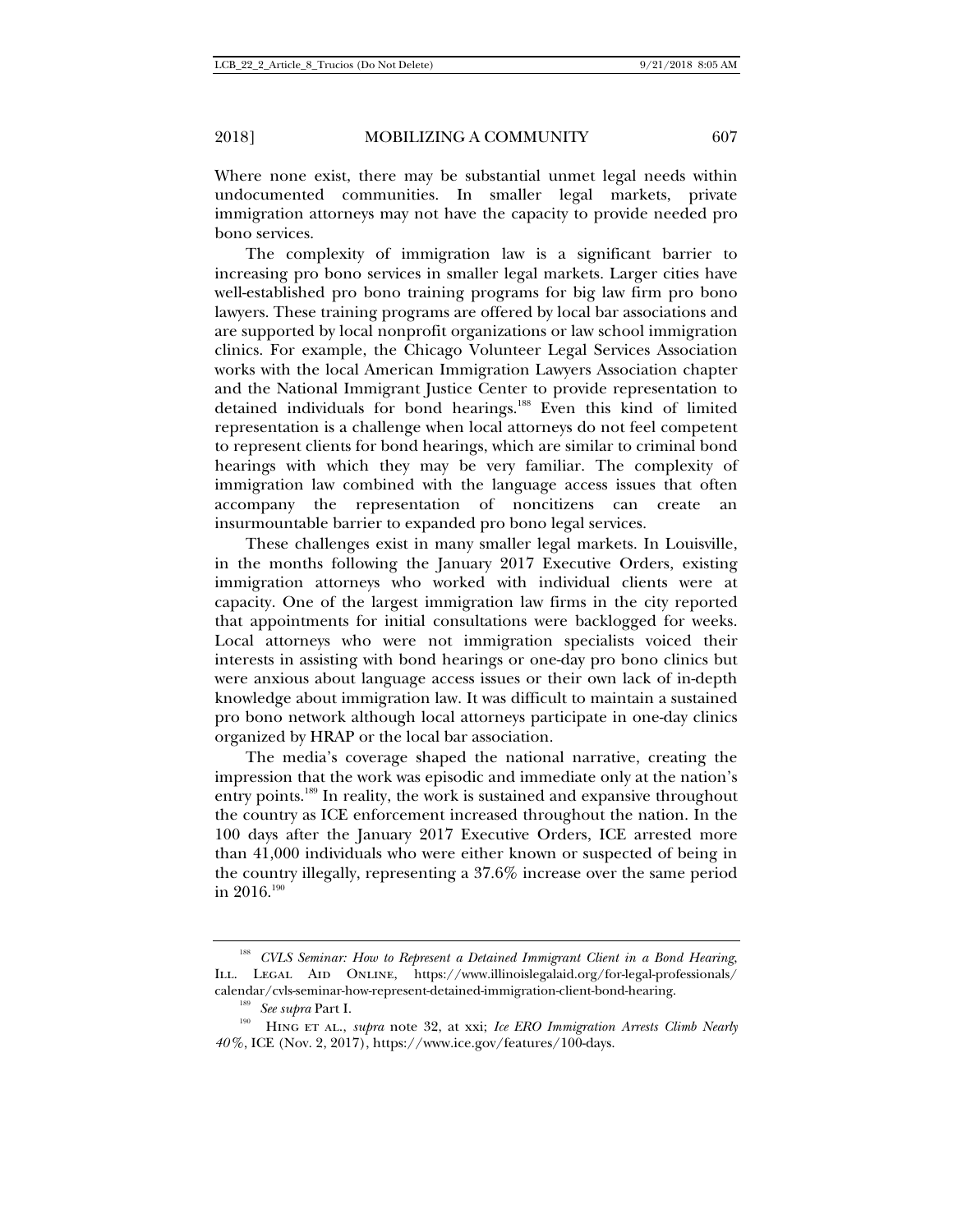Where none exist, there may be substantial unmet legal needs within undocumented communities. In smaller legal markets, private immigration attorneys may not have the capacity to provide needed pro bono services.

The complexity of immigration law is a significant barrier to increasing pro bono services in smaller legal markets. Larger cities have well-established pro bono training programs for big law firm pro bono lawyers. These training programs are offered by local bar associations and are supported by local nonprofit organizations or law school immigration clinics. For example, the Chicago Volunteer Legal Services Association works with the local American Immigration Lawyers Association chapter and the National Immigrant Justice Center to provide representation to detained individuals for bond hearings.[188] Even this kind of limited representation is a challenge when local attorneys do not feel competent to represent clients for bond hearings, which are similar to criminal bond hearings with which they may be very familiar. The complexity of immigration law combined with the language access issues that often accompany the representation of noncitizens can create an insurmountable barrier to expanded pro bono legal services.

These challenges exist in many smaller legal markets. In Louisville, in the months following the January 2017 Executive Orders, existing immigration attorneys who worked with individual clients were at capacity. One of the largest immigration law firms in the city reported that appointments for initial consultations were backlogged for weeks. Local attorneys who were not immigration specialists voiced their interests in assisting with bond hearings or one-day pro bono clinics but were anxious about language access issues or their own lack of in-depth knowledge about immigration law. It was difficult to maintain a sustained pro bono network although local attorneys participate in one-day clinics organized by HRAP or the local bar association.

The media's coverage shaped the national narrative, creating the impression that the work was episodic and immediate only at the nation's entry points.[189] In reality, the work is sustained and expansive throughout the country as ICE enforcement increased throughout the nation. In the 100 days after the January 2017 Executive Orders, ICE arrested more than 41,000 individuals who were either known or suspected of being in the country illegally, representing a 37.6% increase over the same period in 2016.[190]

---

[188] *CVLS Seminar: How to Represent a Detained Immigrant Client in a Bond Hearing*, Ill. Legal Aid Online, https://www.illinoislegalaid.org/for-legal-professionals/calendar/cvls-seminar-how-represent-detained-immigration-client-bond-hearing.

[189] *See supra* Part I.

[190] Hing et al., *supra* note 32, at xxi; *Ice ERO Immigration Arrests Climb Nearly 40%*, ICE (Nov. 2, 2017), https://www.ice.gov/features/100-days.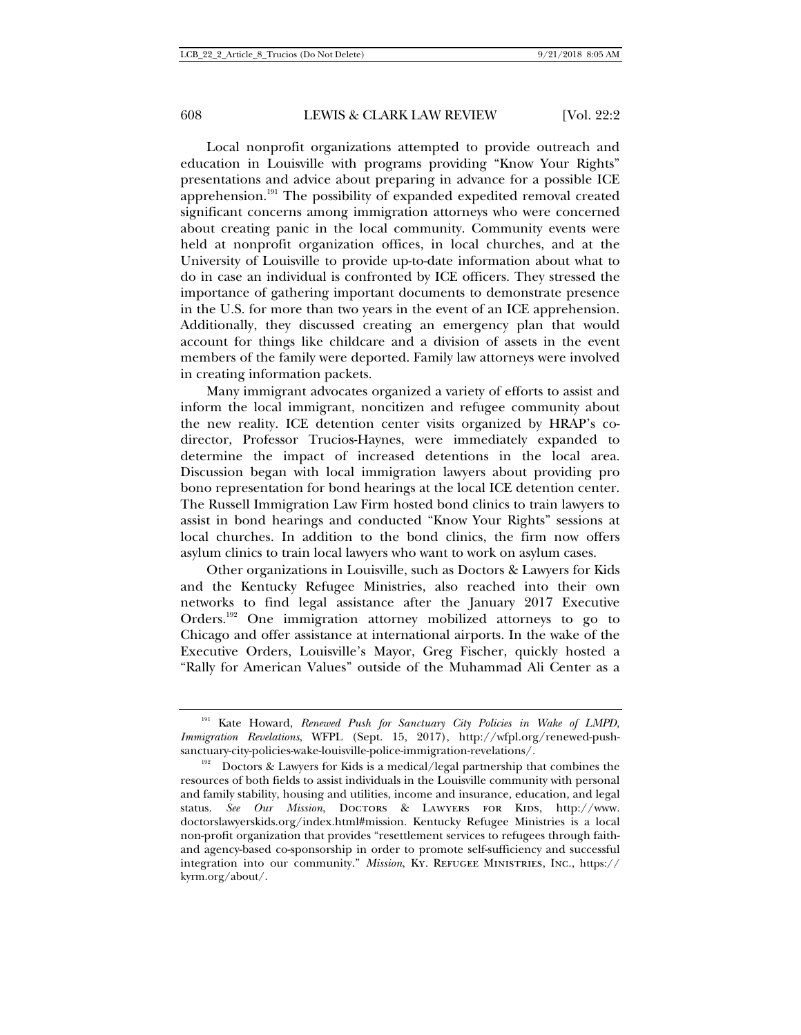Local nonprofit organizations attempted to provide outreach and education in Louisville with programs providing "Know Your Rights" presentations and advice about preparing in advance for a possible ICE apprehension.[191] The possibility of expanded expedited removal created significant concerns among immigration attorneys who were concerned about creating panic in the local community. Community events were held at nonprofit organization offices, in local churches, and at the University of Louisville to provide up-to-date information about what to do in case an individual is confronted by ICE officers. They stressed the importance of gathering important documents to demonstrate presence in the U.S. for more than two years in the event of an ICE apprehension. Additionally, they discussed creating an emergency plan that would account for things like childcare and a division of assets in the event members of the family were deported. Family law attorneys were involved in creating information packets.

Many immigrant advocates organized a variety of efforts to assist and inform the local immigrant, noncitizen and refugee community about the new reality. ICE detention center visits organized by HRAP's co-director, Professor Trucios-Haynes, were immediately expanded to determine the impact of increased detentions in the local area. Discussion began with local immigration lawyers about providing pro bono representation for bond hearings at the local ICE detention center. The Russell Immigration Law Firm hosted bond clinics to train lawyers to assist in bond hearings and conducted "Know Your Rights" sessions at local churches. In addition to the bond clinics, the firm now offers asylum clinics to train local lawyers who want to work on asylum cases.

Other organizations in Louisville, such as Doctors & Lawyers for Kids and the Kentucky Refugee Ministries, also reached into their own networks to find legal assistance after the January 2017 Executive Orders.[192] One immigration attorney mobilized attorneys to go to Chicago and offer assistance at international airports. In the wake of the Executive Orders, Louisville's Mayor, Greg Fischer, quickly hosted a "Rally for American Values" outside of the Muhammad Ali Center as a

---

[191] Kate Howard, *Renewed Push for Sanctuary City Policies in Wake of LMPD, Immigration Revelations*, WFPL (Sept. 15, 2017), http://wfpl.org/renewed-push-sanctuary-city-policies-wake-louisville-police-immigration-revelations/.

[192] Doctors & Lawyers for Kids is a medical/legal partnership that combines the resources of both fields to assist individuals in the Louisville community with personal and family stability, housing and utilities, income and insurance, education, and legal status. *See Our Mission*, Doctors & Lawyers for Kids, http://www.doctorslawyerskids.org/index.html#mission. Kentucky Refugee Ministries is a local non-profit organization that provides "resettlement services to refugees through faith- and agency-based co-sponsorship in order to promote self-sufficiency and successful integration into our community." *Mission*, Ky. Refugee Ministries, Inc., https://kyrm.org/about/.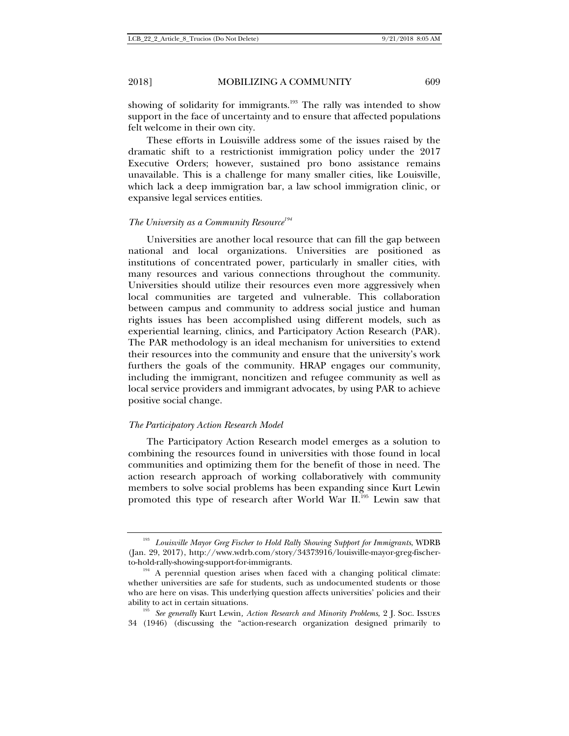showing of solidarity for immigrants.[193] The rally was intended to show support in the face of uncertainty and to ensure that affected populations felt welcome in their own city.

These efforts in Louisville address some of the issues raised by the dramatic shift to a restrictionist immigration policy under the 2017 Executive Orders; however, sustained pro bono assistance remains unavailable. This is a challenge for many smaller cities, like Louisville, which lack a deep immigration bar, a law school immigration clinic, or expansive legal services entities.

### *The University as a Community Resource*[194]

Universities are another local resource that can fill the gap between national and local organizations. Universities are positioned as institutions of concentrated power, particularly in smaller cities, with many resources and various connections throughout the community. Universities should utilize their resources even more aggressively when local communities are targeted and vulnerable. This collaboration between campus and community to address social justice and human rights issues has been accomplished using different models, such as experiential learning, clinics, and Participatory Action Research (PAR). The PAR methodology is an ideal mechanism for universities to extend their resources into the community and ensure that the university's work furthers the goals of the community. HRAP engages our community, including the immigrant, noncitizen and refugee community as well as local service providers and immigrant advocates, by using PAR to achieve positive social change.

### *The Participatory Action Research Model*

The Participatory Action Research model emerges as a solution to combining the resources found in universities with those found in local communities and optimizing them for the benefit of those in need. The action research approach of working collaboratively with community members to solve social problems has been expanding since Kurt Lewin promoted this type of research after World War II.[195] Lewin saw that

---

[193] *Louisville Mayor Greg Fischer to Hold Rally Showing Support for Immigrants*, WDRB (Jan. 29, 2017), http://www.wdrb.com/story/34373916/louisville-mayor-greg-fischer-to-hold-rally-showing-support-for-immigrants.

[194] A perennial question arises when faced with a changing political climate: whether universities are safe for students, such as undocumented students or those who are here on visas. This underlying question affects universities' policies and their ability to act in certain situations.

[195] *See generally* Kurt Lewin*, Action Research and Minority Problems*, 2 J. Soc. Issues 34 (1946) (discussing the "action-research organization designed primarily to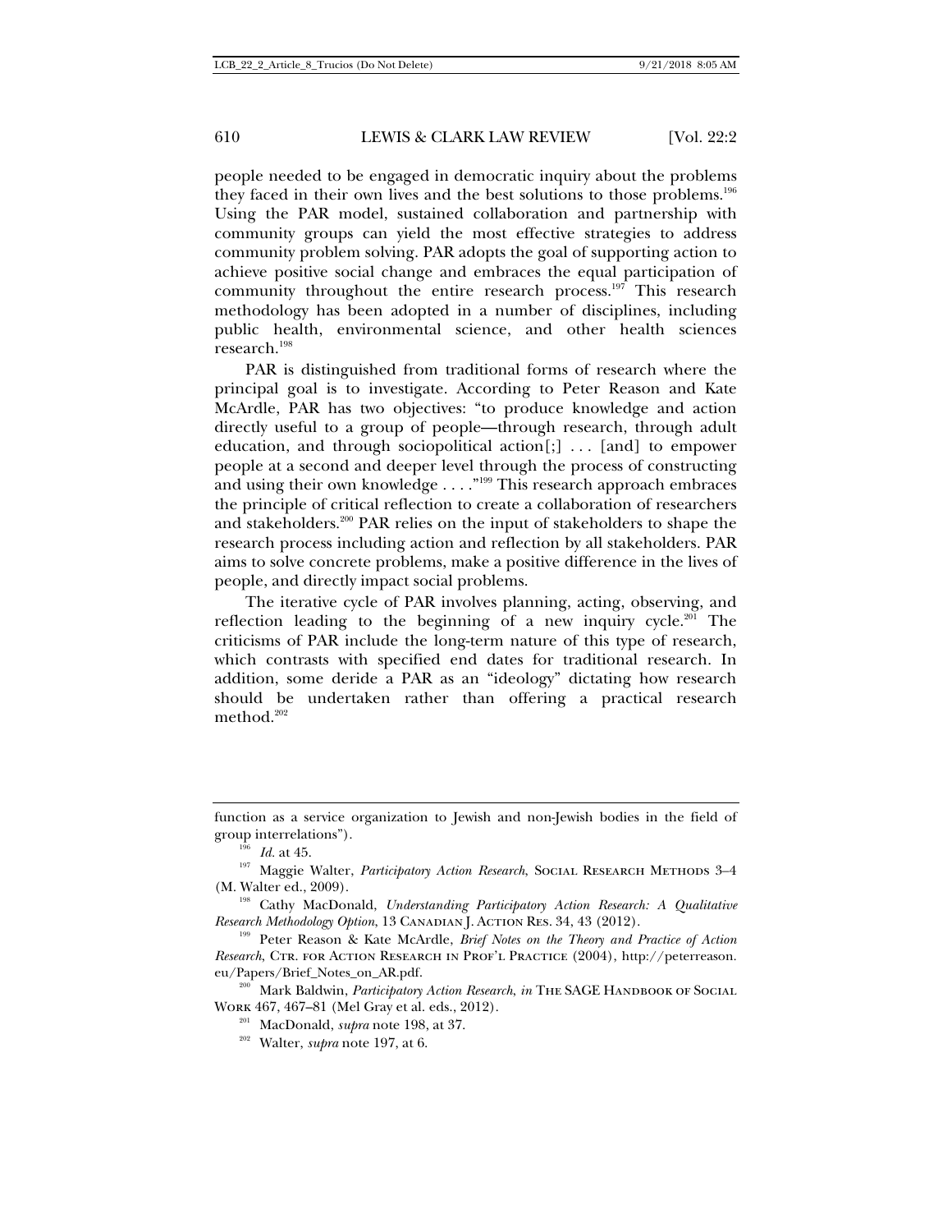people needed to be engaged in democratic inquiry about the problems they faced in their own lives and the best solutions to those problems.[196] Using the PAR model, sustained collaboration and partnership with community groups can yield the most effective strategies to address community problem solving. PAR adopts the goal of supporting action to achieve positive social change and embraces the equal participation of community throughout the entire research process.[197] This research methodology has been adopted in a number of disciplines, including public health, environmental science, and other health sciences research.[198]

PAR is distinguished from traditional forms of research where the principal goal is to investigate. According to Peter Reason and Kate McArdle, PAR has two objectives: "to produce knowledge and action directly useful to a group of people—through research, through adult education, and through sociopolitical action[;] . . . [and] to empower people at a second and deeper level through the process of constructing and using their own knowledge . . . ."[199] This research approach embraces the principle of critical reflection to create a collaboration of researchers and stakeholders.[200] PAR relies on the input of stakeholders to shape the research process including action and reflection by all stakeholders. PAR aims to solve concrete problems, make a positive difference in the lives of people, and directly impact social problems.

The iterative cycle of PAR involves planning, acting, observing, and reflection leading to the beginning of a new inquiry cycle.[201] The criticisms of PAR include the long-term nature of this type of research, which contrasts with specified end dates for traditional research. In addition, some deride a PAR as an "ideology" dictating how research should be undertaken rather than offering a practical research method.[202]

---

function as a service organization to Jewish and non-Jewish bodies in the field of group interrelations").

[196] *Id.* at 45.

[197] Maggie Walter, *Participatory Action Research*, SOCIAL RESEARCH METHODS 3–4 (M. Walter ed., 2009).

[198] Cathy MacDonald, *Understanding Participatory Action Research: A Qualitative Research Methodology Option*, 13 CANADIAN J. ACTION RES. 34, 43 (2012).

[199] Peter Reason & Kate McArdle, *Brief Notes on the Theory and Practice of Action Research*, CTR. FOR ACTION RESEARCH IN PROF'L PRACTICE (2004), http://peterreason.eu/Papers/Brief_Notes_on_AR.pdf.

[200] Mark Baldwin, *Participatory Action Research*, *in* THE SAGE HANDBOOK OF SOCIAL WORK 467, 467–81 (Mel Gray et al. eds., 2012).

[201] MacDonald, *supra* note 198, at 37.

[202] Walter, *supra* note 197, at 6.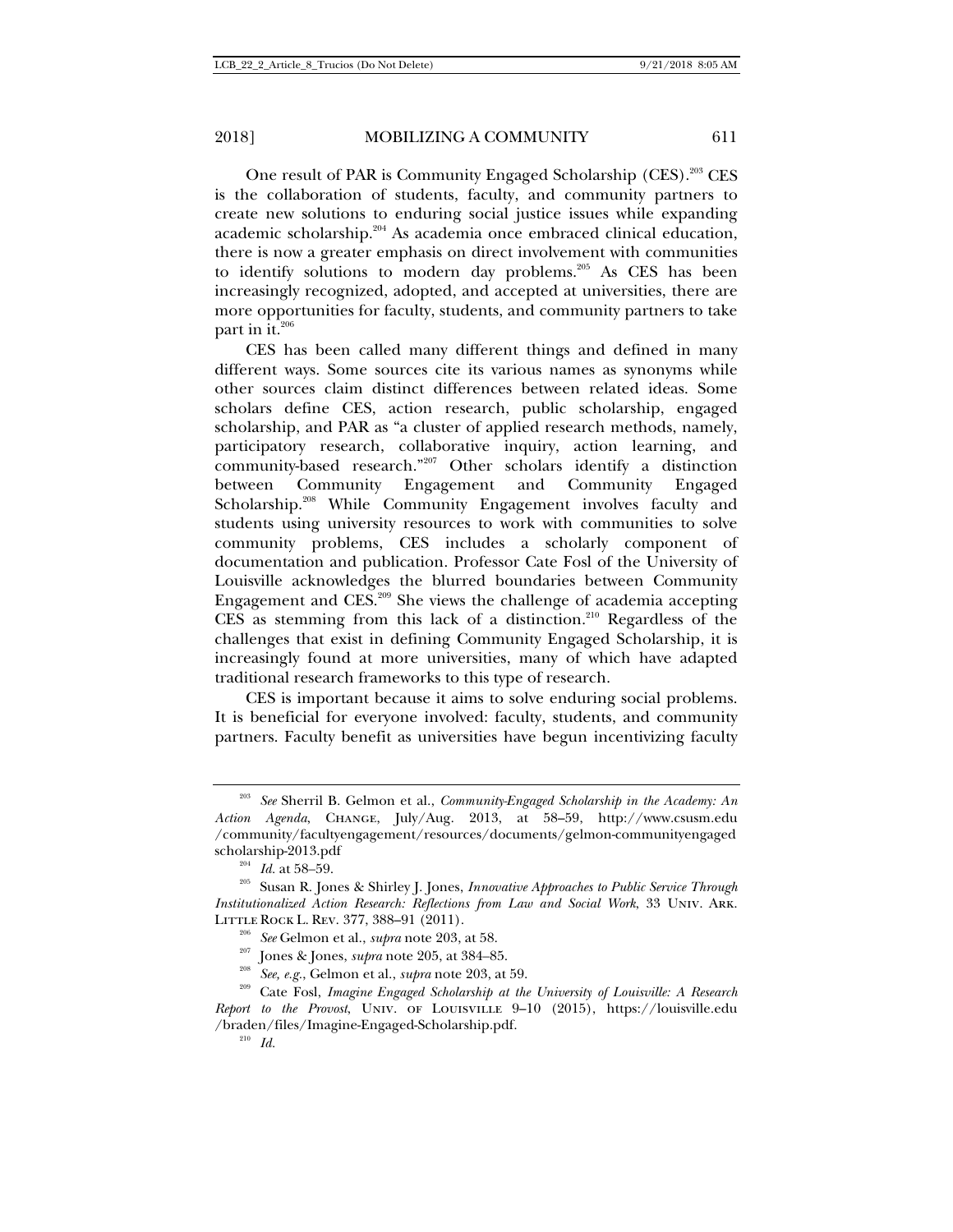One result of PAR is Community Engaged Scholarship (CES).[203] CES is the collaboration of students, faculty, and community partners to create new solutions to enduring social justice issues while expanding academic scholarship.[204] As academia once embraced clinical education, there is now a greater emphasis on direct involvement with communities to identify solutions to modern day problems.[205] As CES has been increasingly recognized, adopted, and accepted at universities, there are more opportunities for faculty, students, and community partners to take part in it.[206]

CES has been called many different things and defined in many different ways. Some sources cite its various names as synonyms while other sources claim distinct differences between related ideas. Some scholars define CES, action research, public scholarship, engaged scholarship, and PAR as "a cluster of applied research methods, namely, participatory research, collaborative inquiry, action learning, and community-based research."[207] Other scholars identify a distinction between Community Engagement and Community Engaged Scholarship.[208] While Community Engagement involves faculty and students using university resources to work with communities to solve community problems, CES includes a scholarly component of documentation and publication. Professor Cate Fosl of the University of Louisville acknowledges the blurred boundaries between Community Engagement and CES.[209] She views the challenge of academia accepting CES as stemming from this lack of a distinction.[210] Regardless of the challenges that exist in defining Community Engaged Scholarship, it is increasingly found at more universities, many of which have adapted traditional research frameworks to this type of research.

CES is important because it aims to solve enduring social problems. It is beneficial for everyone involved: faculty, students, and community partners. Faculty benefit as universities have begun incentivizing faculty

---

[203] *See* Sherril B. Gelmon et al., *Community-Engaged Scholarship in the Academy: An Action Agenda*, CHANGE, July/Aug. 2013, at 58–59, http://www.csusm.edu/community/facultyengagement/resources/documents/gelmon-communityengagedscholarship-2013.pdf

[204] *Id.* at 58–59.

[205] Susan R. Jones & Shirley J. Jones, *Innovative Approaches to Public Service Through Institutionalized Action Research: Reflections from Law and Social Work*, 33 UNIV. ARK. LITTLE ROCK L. REV. 377, 388–91 (2011).

[206] *See* Gelmon et al., *supra* note 203, at 58.

[207] Jones & Jones, *supra* note 205, at 384–85.

[208] *See, e.g.*, Gelmon et al., *supra* note 203, at 59.

[209] Cate Fosl, *Imagine Engaged Scholarship at the University of Louisville: A Research Report to the Provost*, UNIV. OF LOUISVILLE 9–10 (2015), https://louisville.edu/braden/files/Imagine-Engaged-Scholarship.pdf.

[210] *Id.*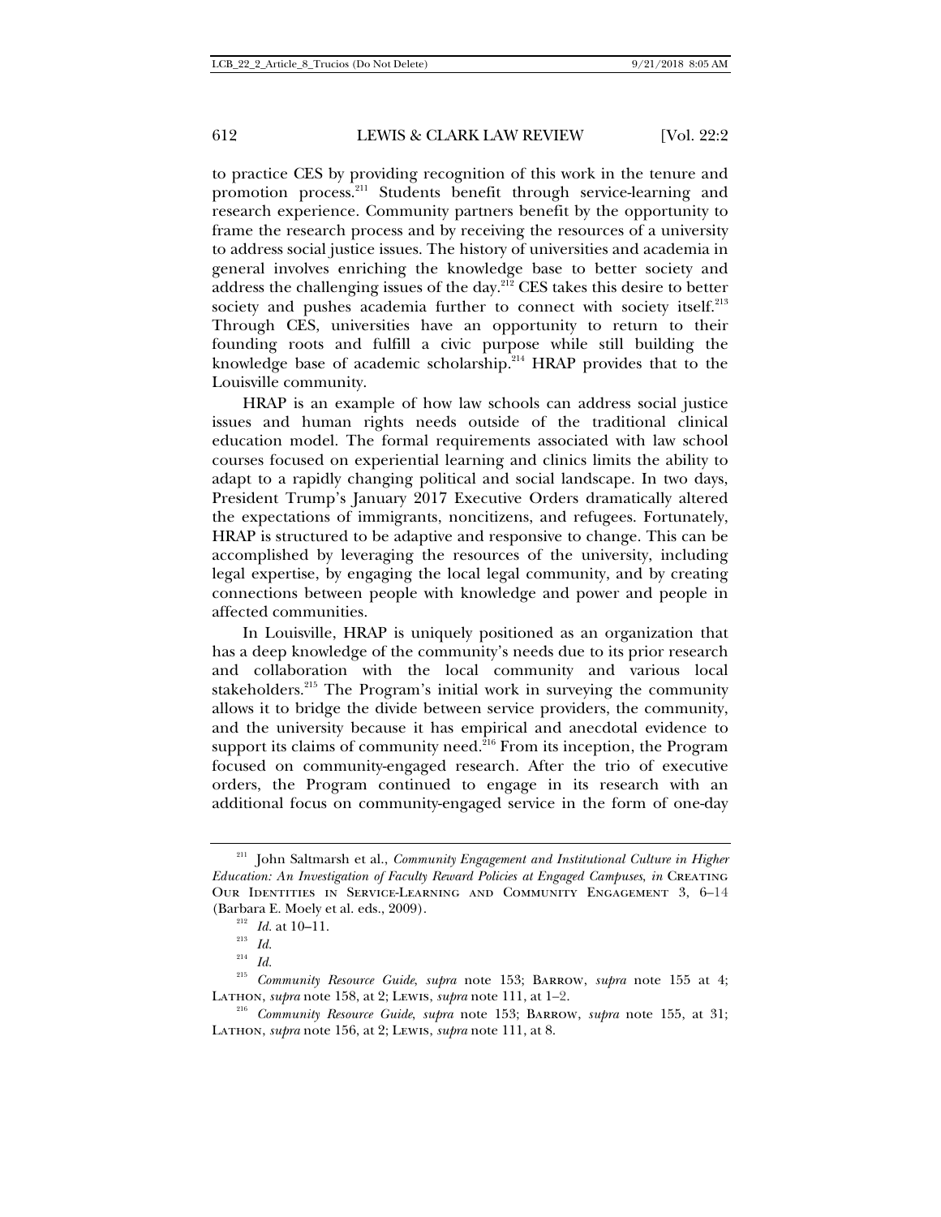to practice CES by providing recognition of this work in the tenure and promotion process.[211] Students benefit through service-learning and research experience. Community partners benefit by the opportunity to frame the research process and by receiving the resources of a university to address social justice issues. The history of universities and academia in general involves enriching the knowledge base to better society and address the challenging issues of the day.[212] CES takes this desire to better society and pushes academia further to connect with society itself.[213] Through CES, universities have an opportunity to return to their founding roots and fulfill a civic purpose while still building the knowledge base of academic scholarship.[214] HRAP provides that to the Louisville community.

HRAP is an example of how law schools can address social justice issues and human rights needs outside of the traditional clinical education model. The formal requirements associated with law school courses focused on experiential learning and clinics limits the ability to adapt to a rapidly changing political and social landscape. In two days, President Trump's January 2017 Executive Orders dramatically altered the expectations of immigrants, noncitizens, and refugees. Fortunately, HRAP is structured to be adaptive and responsive to change. This can be accomplished by leveraging the resources of the university, including legal expertise, by engaging the local legal community, and by creating connections between people with knowledge and power and people in affected communities.

In Louisville, HRAP is uniquely positioned as an organization that has a deep knowledge of the community's needs due to its prior research and collaboration with the local community and various local stakeholders.[215] The Program's initial work in surveying the community allows it to bridge the divide between service providers, the community, and the university because it has empirical and anecdotal evidence to support its claims of community need.[216] From its inception, the Program focused on community-engaged research. After the trio of executive orders, the Program continued to engage in its research with an additional focus on community-engaged service in the form of one-day

---

[211] John Saltmarsh et al., *Community Engagement and Institutional Culture in Higher Education: An Investigation of Faculty Reward Policies at Engaged Campuses*, *in* CREATING OUR IDENTITIES IN SERVICE-LEARNING AND COMMUNITY ENGAGEMENT 3, 6–14 (Barbara E. Moely et al. eds., 2009).

[212] *Id.* at 10–11.

[213] *Id.*

[214] *Id.*

[215] *Community Resource Guide*, *supra* note 153; BARROW, *supra* note 155 at 4; LATHON, *supra* note 158, at 2; LEWIS, *supra* note 111, at 1–2.

[216] *Community Resource Guide*, *supra* note 153; BARROW, *supra* note 155, at 31; LATHON, *supra* note 156, at 2; LEWIS, *supra* note 111, at 8.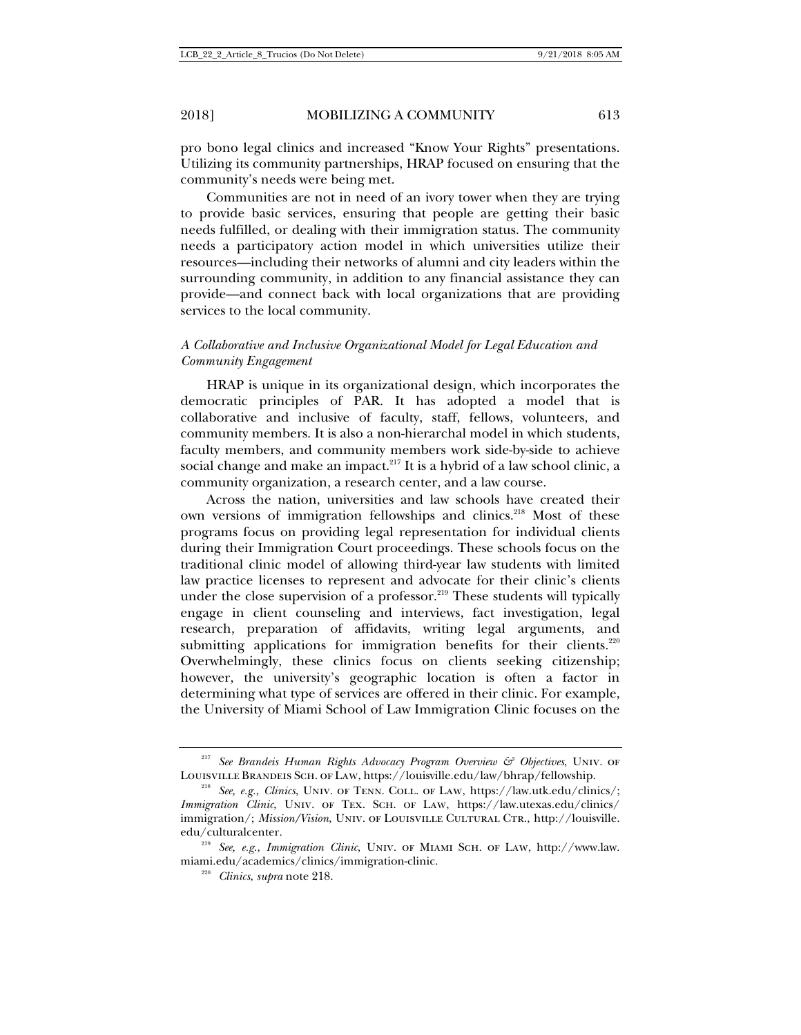pro bono legal clinics and increased "Know Your Rights" presentations. Utilizing its community partnerships, HRAP focused on ensuring that the community's needs were being met.

Communities are not in need of an ivory tower when they are trying to provide basic services, ensuring that people are getting their basic needs fulfilled, or dealing with their immigration status. The community needs a participatory action model in which universities utilize their resources—including their networks of alumni and city leaders within the surrounding community, in addition to any financial assistance they can provide—and connect back with local organizations that are providing services to the local community.

*A Collaborative and Inclusive Organizational Model for Legal Education and Community Engagement*

HRAP is unique in its organizational design, which incorporates the democratic principles of PAR. It has adopted a model that is collaborative and inclusive of faculty, staff, fellows, volunteers, and community members. It is also a non-hierarchal model in which students, faculty members, and community members work side-by-side to achieve social change and make an impact.[217] It is a hybrid of a law school clinic, a community organization, a research center, and a law course.

Across the nation, universities and law schools have created their own versions of immigration fellowships and clinics.[218] Most of these programs focus on providing legal representation for individual clients during their Immigration Court proceedings. These schools focus on the traditional clinic model of allowing third-year law students with limited law practice licenses to represent and advocate for their clinic's clients under the close supervision of a professor.[219] These students will typically engage in client counseling and interviews, fact investigation, legal research, preparation of affidavits, writing legal arguments, and submitting applications for immigration benefits for their clients.[220] Overwhelmingly, these clinics focus on clients seeking citizenship; however, the university's geographic location is often a factor in determining what type of services are offered in their clinic. For example, the University of Miami School of Law Immigration Clinic focuses on the

---

[217] *See Brandeis Human Rights Advocacy Program Overview & Objectives*, Univ. of Louisville Brandeis Sch. of Law, https://louisville.edu/law/bhrap/fellowship.

[218] *See, e.g.*, *Clinics*, Univ. of Tenn. Coll. of Law, https://law.utk.edu/clinics/; *Immigration Clinic*, Univ. of Tex. Sch. of Law, https://law.utexas.edu/clinics/immigration/; *Mission/Vision*, Univ. of Louisville Cultural Ctr., http://louisville.edu/culturalcenter.

[219] *See, e.g.*, *Immigration Clinic*, Univ. of Miami Sch. of Law, http://www.law.miami.edu/academics/clinics/immigration-clinic.

[220] *Clinics*, *supra* note 218.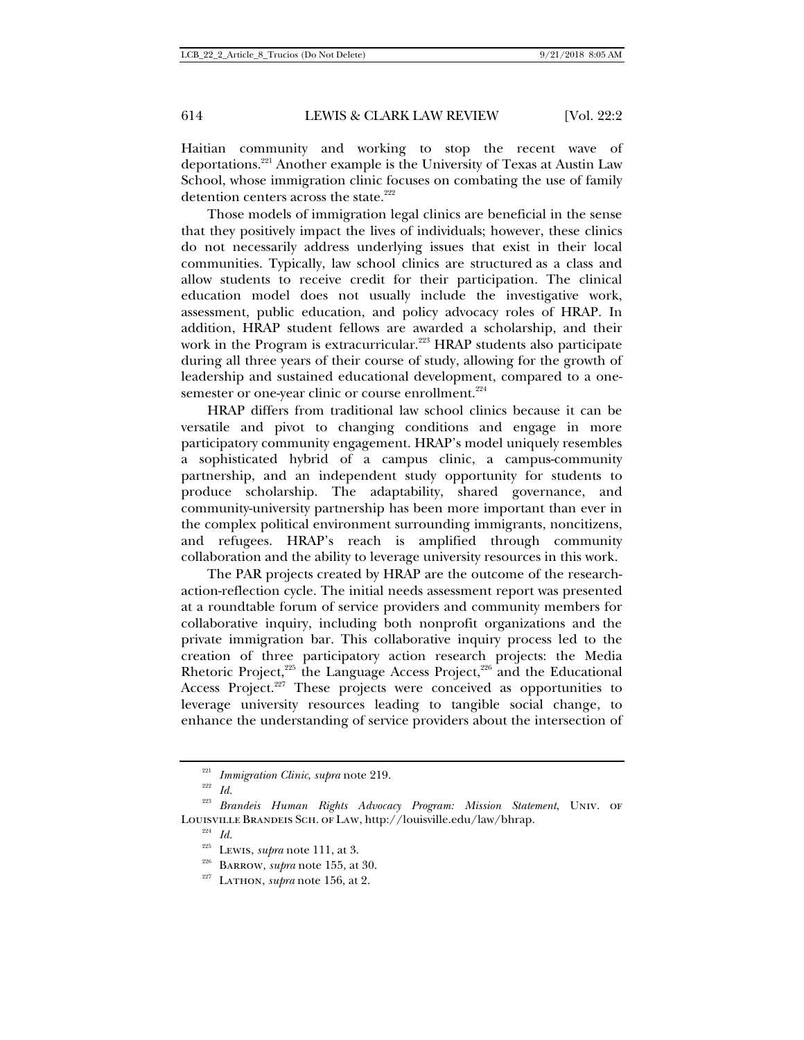Haitian community and working to stop the recent wave of deportations.[221] Another example is the University of Texas at Austin Law School, whose immigration clinic focuses on combating the use of family detention centers across the state.[222]

Those models of immigration legal clinics are beneficial in the sense that they positively impact the lives of individuals; however, these clinics do not necessarily address underlying issues that exist in their local communities. Typically, law school clinics are structured as a class and allow students to receive credit for their participation. The clinical education model does not usually include the investigative work, assessment, public education, and policy advocacy roles of HRAP. In addition, HRAP student fellows are awarded a scholarship, and their work in the Program is extracurricular.[223] HRAP students also participate during all three years of their course of study, allowing for the growth of leadership and sustained educational development, compared to a one-semester or one-year clinic or course enrollment.[224]

HRAP differs from traditional law school clinics because it can be versatile and pivot to changing conditions and engage in more participatory community engagement. HRAP's model uniquely resembles a sophisticated hybrid of a campus clinic, a campus-community partnership, and an independent study opportunity for students to produce scholarship. The adaptability, shared governance, and community-university partnership has been more important than ever in the complex political environment surrounding immigrants, noncitizens, and refugees. HRAP's reach is amplified through community collaboration and the ability to leverage university resources in this work.

The PAR projects created by HRAP are the outcome of the research-action-reflection cycle. The initial needs assessment report was presented at a roundtable forum of service providers and community members for collaborative inquiry, including both nonprofit organizations and the private immigration bar. This collaborative inquiry process led to the creation of three participatory action research projects: the Media Rhetoric Project,[225] the Language Access Project,[226] and the Educational Access Project.[227] These projects were conceived as opportunities to leverage university resources leading to tangible social change, to enhance the understanding of service providers about the intersection of

---

[221] *Immigration Clinic*, *supra* note 219.

[222] *Id.*

[223] *Brandeis Human Rights Advocacy Program: Mission Statement*, Univ. of Louisville Brandeis Sch. of Law, http://louisville.edu/law/bhrap.

[224] *Id.*

[225] Lewis, *supra* note 111, at 3.

[226] Barrow, *supra* note 155, at 30.

[227] Lathon, *supra* note 156, at 2.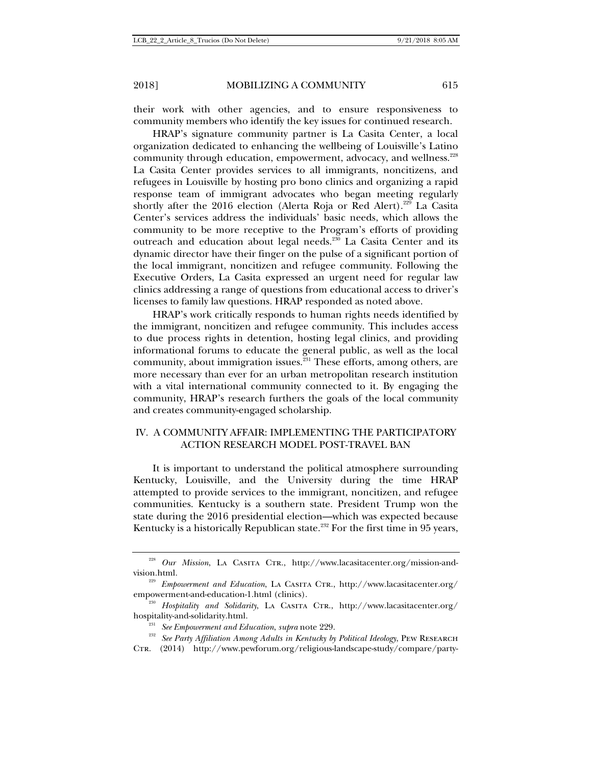their work with other agencies, and to ensure responsiveness to community members who identify the key issues for continued research.

HRAP's signature community partner is La Casita Center, a local organization dedicated to enhancing the wellbeing of Louisville's Latino community through education, empowerment, advocacy, and wellness.[228] La Casita Center provides services to all immigrants, noncitizens, and refugees in Louisville by hosting pro bono clinics and organizing a rapid response team of immigrant advocates who began meeting regularly shortly after the 2016 election (Alerta Roja or Red Alert).[229] La Casita Center's services address the individuals' basic needs, which allows the community to be more receptive to the Program's efforts of providing outreach and education about legal needs.[230] La Casita Center and its dynamic director have their finger on the pulse of a significant portion of the local immigrant, noncitizen and refugee community. Following the Executive Orders, La Casita expressed an urgent need for regular law clinics addressing a range of questions from educational access to driver's licenses to family law questions. HRAP responded as noted above.

HRAP's work critically responds to human rights needs identified by the immigrant, noncitizen and refugee community. This includes access to due process rights in detention, hosting legal clinics, and providing informational forums to educate the general public, as well as the local community, about immigration issues.[231] These efforts, among others, are more necessary than ever for an urban metropolitan research institution with a vital international community connected to it. By engaging the community, HRAP's research furthers the goals of the local community and creates community-engaged scholarship.

## IV. A COMMUNITY AFFAIR: IMPLEMENTING THE PARTICIPATORY ACTION RESEARCH MODEL POST-TRAVEL BAN

It is important to understand the political atmosphere surrounding Kentucky, Louisville, and the University during the time HRAP attempted to provide services to the immigrant, noncitizen, and refugee communities. Kentucky is a southern state. President Trump won the state during the 2016 presidential election—which was expected because Kentucky is a historically Republican state.[232] For the first time in 95 years,

---

[228] *Our Mission*, LA CASITA CTR., http://www.lacasitacenter.org/mission-and-vision.html.

[229] *Empowerment and Education*, LA CASITA CTR., http://www.lacasitacenter.org/empowerment-and-education-1.html (clinics).

[230] *Hospitality and Solidarity*, LA CASITA CTR., http://www.lacasitacenter.org/hospitality-and-solidarity.html.

[231] *See Empowerment and Education*, *supra* note 229.

[232] *See Party Affiliation Among Adults in Kentucky by Political Ideology*, PEW RESEARCH CTR. (2014) http://www.pewforum.org/religious-landscape-study/compare/party-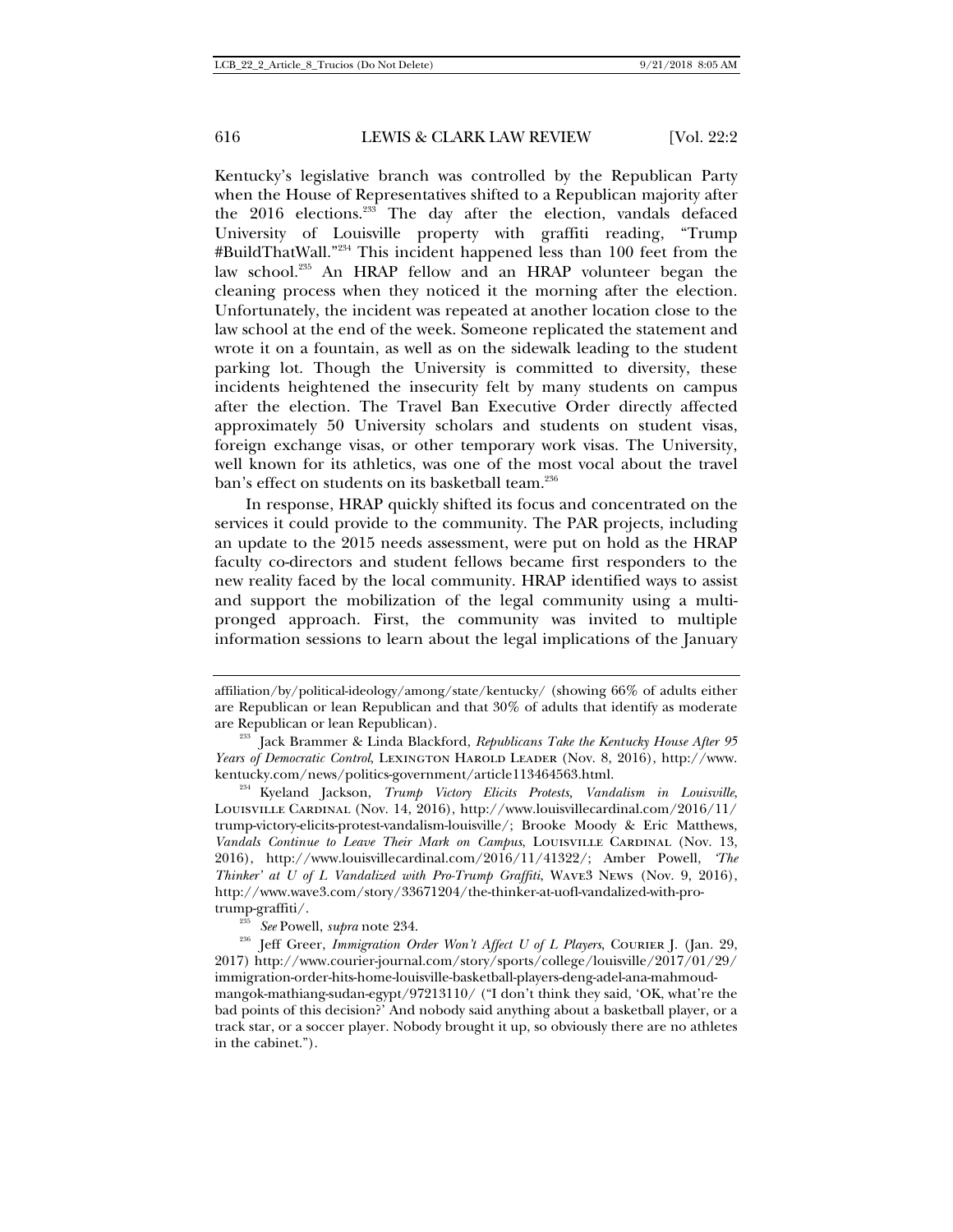Kentucky's legislative branch was controlled by the Republican Party when the House of Representatives shifted to a Republican majority after the 2016 elections.[233] The day after the election, vandals defaced University of Louisville property with graffiti reading, "Trump #BuildThatWall."[234] This incident happened less than 100 feet from the law school.[235] An HRAP fellow and an HRAP volunteer began the cleaning process when they noticed it the morning after the election. Unfortunately, the incident was repeated at another location close to the law school at the end of the week. Someone replicated the statement and wrote it on a fountain, as well as on the sidewalk leading to the student parking lot. Though the University is committed to diversity, these incidents heightened the insecurity felt by many students on campus after the election. The Travel Ban Executive Order directly affected approximately 50 University scholars and students on student visas, foreign exchange visas, or other temporary work visas. The University, well known for its athletics, was one of the most vocal about the travel ban's effect on students on its basketball team.[236]

In response, HRAP quickly shifted its focus and concentrated on the services it could provide to the community. The PAR projects, including an update to the 2015 needs assessment, were put on hold as the HRAP faculty co-directors and student fellows became first responders to the new reality faced by the local community. HRAP identified ways to assist and support the mobilization of the legal community using a multi-pronged approach. First, the community was invited to multiple information sessions to learn about the legal implications of the January

---

affiliation/by/political-ideology/among/state/kentucky/ (showing 66% of adults either are Republican or lean Republican and that 30% of adults that identify as moderate are Republican or lean Republican).

[233] Jack Brammer & Linda Blackford, *Republicans Take the Kentucky House After 95 Years of Democratic Control*, LEXINGTON HAROLD LEADER (Nov. 8, 2016), http://www.kentucky.com/news/politics-government/article113464563.html.

[234] Kyeland Jackson, *Trump Victory Elicits Protests, Vandalism in Louisville*, LOUISVILLE CARDINAL (Nov. 14, 2016), http://www.louisvillecardinal.com/2016/11/trump-victory-elicits-protest-vandalism-louisville/; Brooke Moody & Eric Matthews, *Vandals Continue to Leave Their Mark on Campus*, LOUISVILLE CARDINAL (Nov. 13, 2016), http://www.louisvillecardinal.com/2016/11/41322/; Amber Powell, *'The Thinker' at U of L Vandalized with Pro-Trump Graffiti*, WAVE3 NEWS (Nov. 9, 2016), http://www.wave3.com/story/33671204/the-thinker-at-uofl-vandalized-with-pro-trump-graffiti/.

[235] *See* Powell, *supra* note 234.

[236] Jeff Greer, *Immigration Order Won't Affect U of L Players*, COURIER J. (Jan. 29, 2017) http://www.courier-journal.com/story/sports/college/louisville/2017/01/29/immigration-order-hits-home-louisville-basketball-players-deng-adel-ana-mahmoud-mangok-mathiang-sudan-egypt/97213110/ ("I don't think they said, 'OK, what're the bad points of this decision?' And nobody said anything about a basketball player, or a track star, or a soccer player. Nobody brought it up, so obviously there are no athletes in the cabinet.").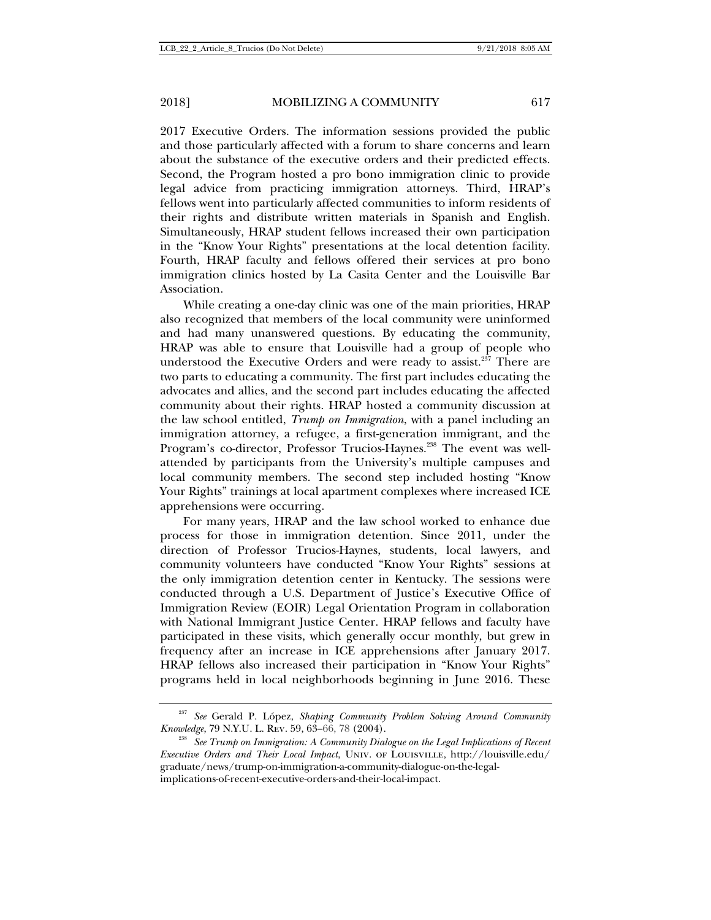2017 Executive Orders. The information sessions provided the public and those particularly affected with a forum to share concerns and learn about the substance of the executive orders and their predicted effects. Second, the Program hosted a pro bono immigration clinic to provide legal advice from practicing immigration attorneys. Third, HRAP's fellows went into particularly affected communities to inform residents of their rights and distribute written materials in Spanish and English. Simultaneously, HRAP student fellows increased their own participation in the "Know Your Rights" presentations at the local detention facility. Fourth, HRAP faculty and fellows offered their services at pro bono immigration clinics hosted by La Casita Center and the Louisville Bar Association.

While creating a one-day clinic was one of the main priorities, HRAP also recognized that members of the local community were uninformed and had many unanswered questions. By educating the community, HRAP was able to ensure that Louisville had a group of people who understood the Executive Orders and were ready to assist.[237] There are two parts to educating a community. The first part includes educating the advocates and allies, and the second part includes educating the affected community about their rights. HRAP hosted a community discussion at the law school entitled, *Trump on Immigration*, with a panel including an immigration attorney, a refugee, a first-generation immigrant, and the Program's co-director, Professor Trucios-Haynes.[238] The event was well-attended by participants from the University's multiple campuses and local community members. The second step included hosting "Know Your Rights" trainings at local apartment complexes where increased ICE apprehensions were occurring.

For many years, HRAP and the law school worked to enhance due process for those in immigration detention. Since 2011, under the direction of Professor Trucios-Haynes, students, local lawyers, and community volunteers have conducted "Know Your Rights" sessions at the only immigration detention center in Kentucky. The sessions were conducted through a U.S. Department of Justice's Executive Office of Immigration Review (EOIR) Legal Orientation Program in collaboration with National Immigrant Justice Center. HRAP fellows and faculty have participated in these visits, which generally occur monthly, but grew in frequency after an increase in ICE apprehensions after January 2017. HRAP fellows also increased their participation in "Know Your Rights" programs held in local neighborhoods beginning in June 2016. These

---

[237] *See* Gerald P. López, *Shaping Community Problem Solving Around Community Knowledge*, 79 N.Y.U. L. REV. 59, 63–66, 78 (2004).

[238] *See Trump on Immigration: A Community Dialogue on the Legal Implications of Recent Executive Orders and Their Local Impact*, UNIV. OF LOUISVILLE, http://louisville.edu/graduate/news/trump-on-immigration-a-community-dialogue-on-the-legal-implications-of-recent-executive-orders-and-their-local-impact.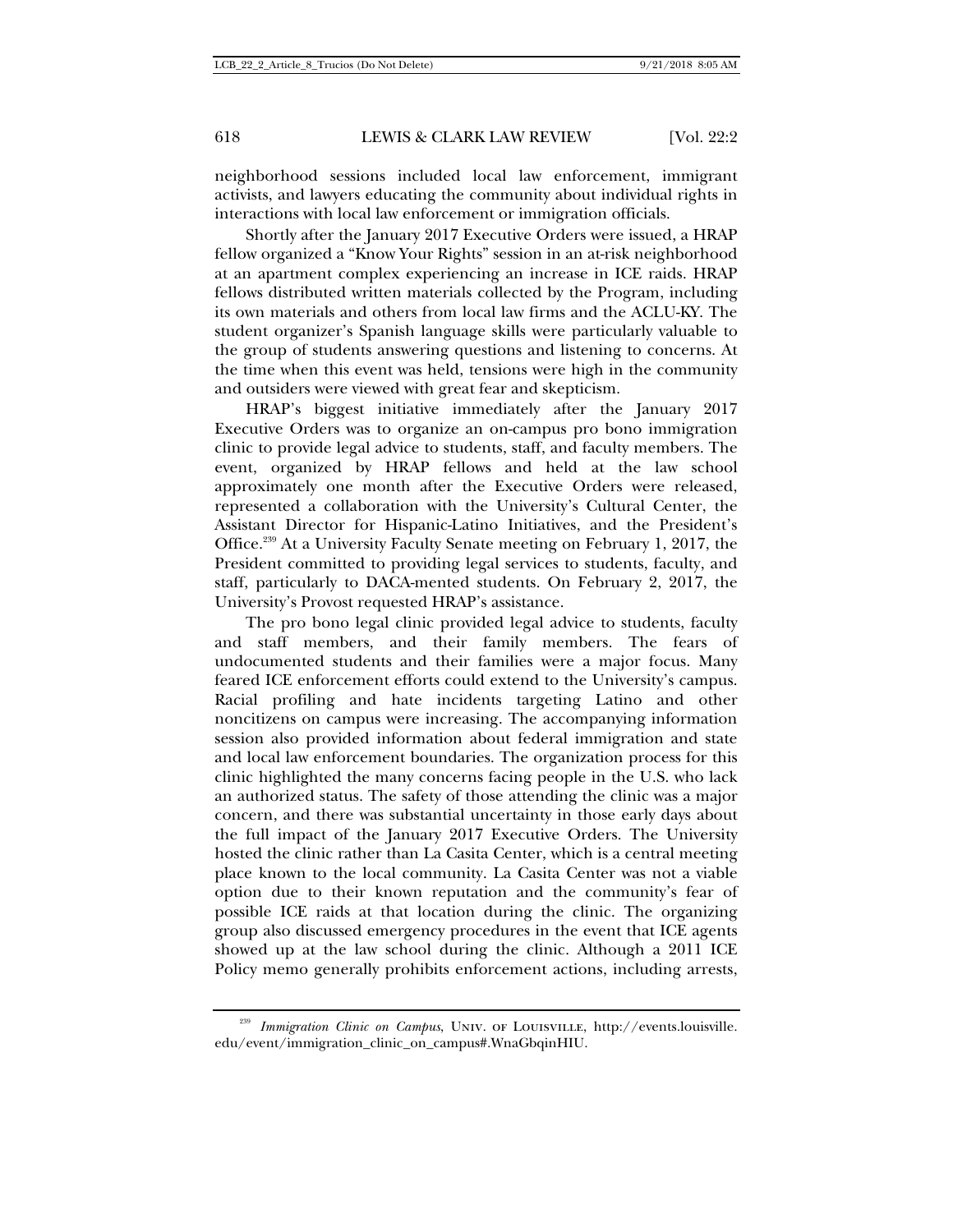neighborhood sessions included local law enforcement, immigrant activists, and lawyers educating the community about individual rights in interactions with local law enforcement or immigration officials.

Shortly after the January 2017 Executive Orders were issued, a HRAP fellow organized a "Know Your Rights" session in an at-risk neighborhood at an apartment complex experiencing an increase in ICE raids. HRAP fellows distributed written materials collected by the Program, including its own materials and others from local law firms and the ACLU-KY. The student organizer's Spanish language skills were particularly valuable to the group of students answering questions and listening to concerns. At the time when this event was held, tensions were high in the community and outsiders were viewed with great fear and skepticism.

HRAP's biggest initiative immediately after the January 2017 Executive Orders was to organize an on-campus pro bono immigration clinic to provide legal advice to students, staff, and faculty members. The event, organized by HRAP fellows and held at the law school approximately one month after the Executive Orders were released, represented a collaboration with the University's Cultural Center, the Assistant Director for Hispanic-Latino Initiatives, and the President's Office.[239] At a University Faculty Senate meeting on February 1, 2017, the President committed to providing legal services to students, faculty, and staff, particularly to DACA-mented students. On February 2, 2017, the University's Provost requested HRAP's assistance.

The pro bono legal clinic provided legal advice to students, faculty and staff members, and their family members. The fears of undocumented students and their families were a major focus. Many feared ICE enforcement efforts could extend to the University's campus. Racial profiling and hate incidents targeting Latino and other noncitizens on campus were increasing. The accompanying information session also provided information about federal immigration and state and local law enforcement boundaries. The organization process for this clinic highlighted the many concerns facing people in the U.S. who lack an authorized status. The safety of those attending the clinic was a major concern, and there was substantial uncertainty in those early days about the full impact of the January 2017 Executive Orders. The University hosted the clinic rather than La Casita Center, which is a central meeting place known to the local community. La Casita Center was not a viable option due to their known reputation and the community's fear of possible ICE raids at that location during the clinic. The organizing group also discussed emergency procedures in the event that ICE agents showed up at the law school during the clinic. Although a 2011 ICE Policy memo generally prohibits enforcement actions, including arrests,

---

[239] *Immigration Clinic on Campus*, UNIV. OF LOUISVILLE, http://events.louisville.edu/event/immigration_clinic_on_campus#.WnaGbqinHIU.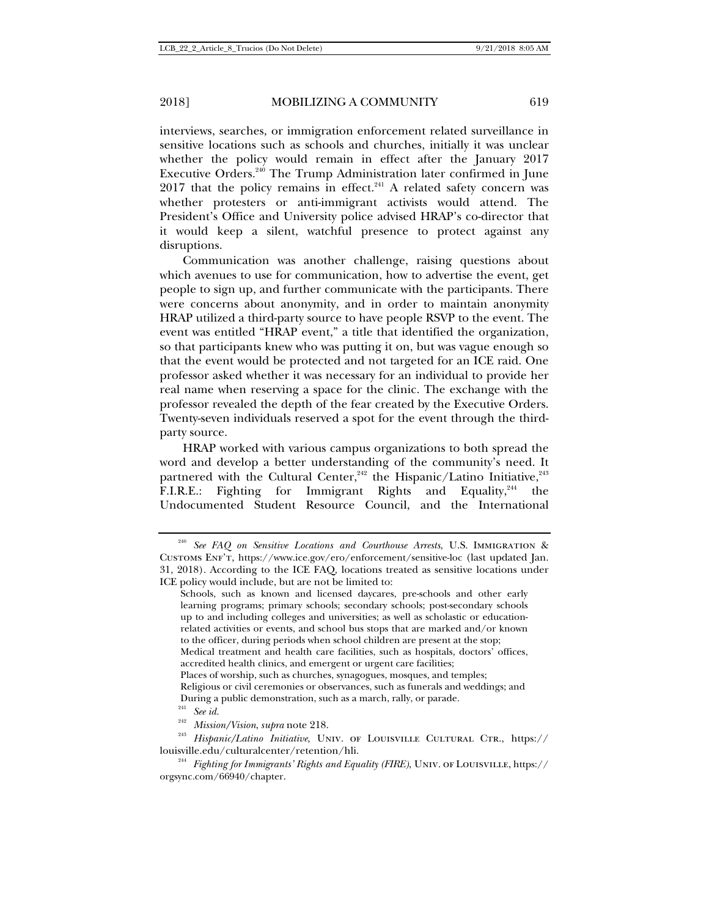interviews, searches, or immigration enforcement related surveillance in sensitive locations such as schools and churches, initially it was unclear whether the policy would remain in effect after the January 2017 Executive Orders.[240] The Trump Administration later confirmed in June 2017 that the policy remains in effect.[241] A related safety concern was whether protesters or anti-immigrant activists would attend. The President's Office and University police advised HRAP's co-director that it would keep a silent, watchful presence to protect against any disruptions.

Communication was another challenge, raising questions about which avenues to use for communication, how to advertise the event, get people to sign up, and further communicate with the participants. There were concerns about anonymity, and in order to maintain anonymity HRAP utilized a third-party source to have people RSVP to the event. The event was entitled "HRAP event," a title that identified the organization, so that participants knew who was putting it on, but was vague enough so that the event would be protected and not targeted for an ICE raid. One professor asked whether it was necessary for an individual to provide her real name when reserving a space for the clinic. The exchange with the professor revealed the depth of the fear created by the Executive Orders. Twenty-seven individuals reserved a spot for the event through the third-party source.

HRAP worked with various campus organizations to both spread the word and develop a better understanding of the community's need. It partnered with the Cultural Center,[242] the Hispanic/Latino Initiative,[243] F.I.R.E.: Fighting for Immigrant Rights and Equality,[244] the Undocumented Student Resource Council, and the International

---

[240] *See FAQ on Sensitive Locations and Courthouse Arrests*, U.S. IMMIGRATION & CUSTOMS ENF'T, https://www.ice.gov/ero/enforcement/sensitive-loc (last updated Jan. 31, 2018). According to the ICE FAQ, locations treated as sensitive locations under ICE policy would include, but are not be limited to:

> Schools, such as known and licensed daycares, pre-schools and other early learning programs; primary schools; secondary schools; post-secondary schools up to and including colleges and universities; as well as scholastic or education-related activities or events, and school bus stops that are marked and/or known to the officer, during periods when school children are present at the stop;
> Medical treatment and health care facilities, such as hospitals, doctors' offices, accredited health clinics, and emergent or urgent care facilities;
> Places of worship, such as churches, synagogues, mosques, and temples;
> Religious or civil ceremonies or observances, such as funerals and weddings; and
> During a public demonstration, such as a march, rally, or parade.

[241] *See id.*

[242] *Mission/Vision*, *supra* note 218.

[243] *Hispanic/Latino Initiative*, UNIV. OF LOUISVILLE CULTURAL CTR., https://louisville.edu/culturalcenter/retention/hli.

[244] *Fighting for Immigrants' Rights and Equality (FIRE)*, UNIV. OF LOUISVILLE, https://orgsync.com/66940/chapter.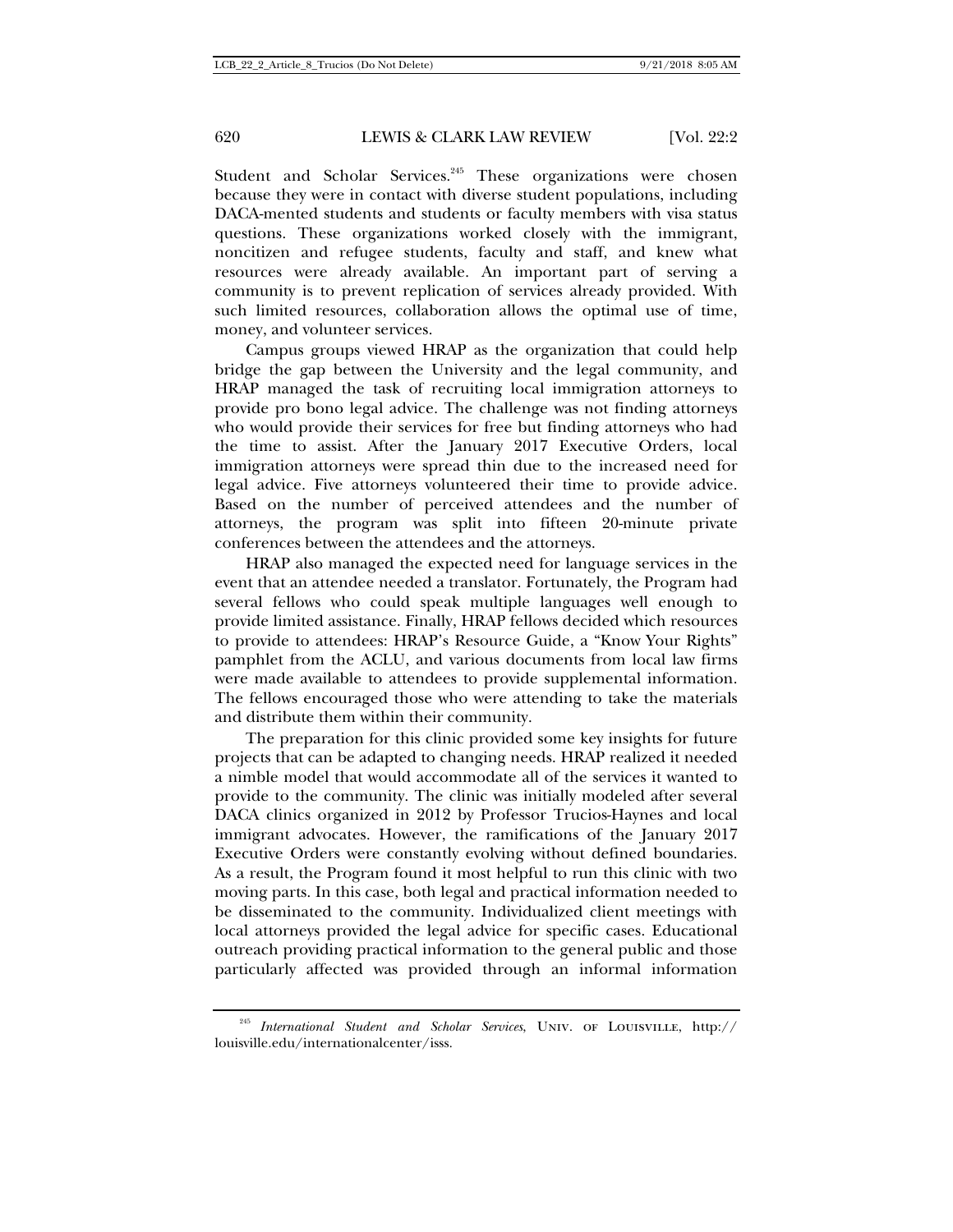Student and Scholar Services.[245] These organizations were chosen because they were in contact with diverse student populations, including DACA-mented students and students or faculty members with visa status questions. These organizations worked closely with the immigrant, noncitizen and refugee students, faculty and staff, and knew what resources were already available. An important part of serving a community is to prevent replication of services already provided. With such limited resources, collaboration allows the optimal use of time, money, and volunteer services.

Campus groups viewed HRAP as the organization that could help bridge the gap between the University and the legal community, and HRAP managed the task of recruiting local immigration attorneys to provide pro bono legal advice. The challenge was not finding attorneys who would provide their services for free but finding attorneys who had the time to assist. After the January 2017 Executive Orders, local immigration attorneys were spread thin due to the increased need for legal advice. Five attorneys volunteered their time to provide advice. Based on the number of perceived attendees and the number of attorneys, the program was split into fifteen 20-minute private conferences between the attendees and the attorneys.

HRAP also managed the expected need for language services in the event that an attendee needed a translator. Fortunately, the Program had several fellows who could speak multiple languages well enough to provide limited assistance. Finally, HRAP fellows decided which resources to provide to attendees: HRAP's Resource Guide, a "Know Your Rights" pamphlet from the ACLU, and various documents from local law firms were made available to attendees to provide supplemental information. The fellows encouraged those who were attending to take the materials and distribute them within their community.

The preparation for this clinic provided some key insights for future projects that can be adapted to changing needs. HRAP realized it needed a nimble model that would accommodate all of the services it wanted to provide to the community. The clinic was initially modeled after several DACA clinics organized in 2012 by Professor Trucios-Haynes and local immigrant advocates. However, the ramifications of the January 2017 Executive Orders were constantly evolving without defined boundaries. As a result, the Program found it most helpful to run this clinic with two moving parts. In this case, both legal and practical information needed to be disseminated to the community. Individualized client meetings with local attorneys provided the legal advice for specific cases. Educational outreach providing practical information to the general public and those particularly affected was provided through an informal information

---

[245] *International Student and Scholar Services*, UNIV. OF LOUISVILLE, http://louisville.edu/internationalcenter/isss.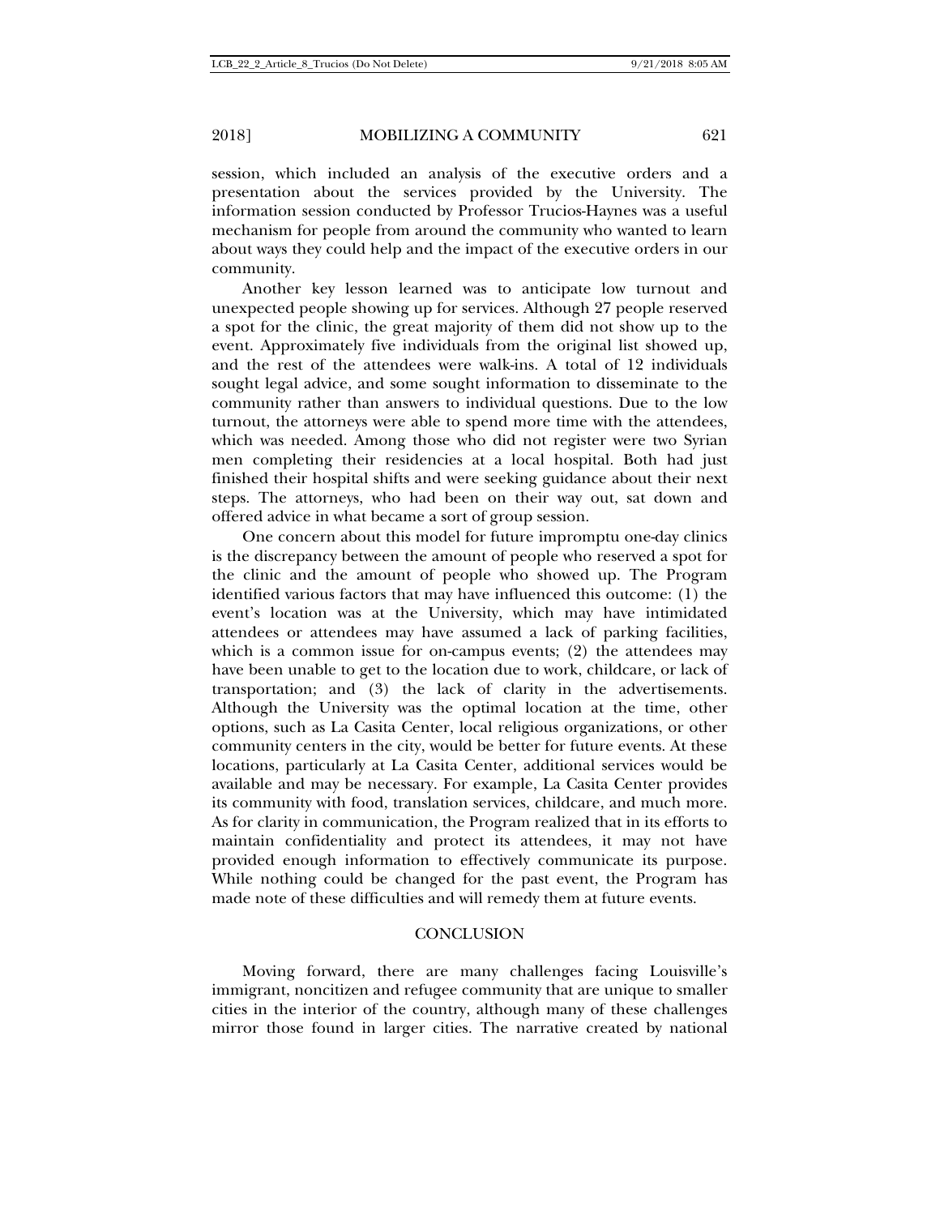session, which included an analysis of the executive orders and a presentation about the services provided by the University. The information session conducted by Professor Trucios-Haynes was a useful mechanism for people from around the community who wanted to learn about ways they could help and the impact of the executive orders in our community.

Another key lesson learned was to anticipate low turnout and unexpected people showing up for services. Although 27 people reserved a spot for the clinic, the great majority of them did not show up to the event. Approximately five individuals from the original list showed up, and the rest of the attendees were walk-ins. A total of 12 individuals sought legal advice, and some sought information to disseminate to the community rather than answers to individual questions. Due to the low turnout, the attorneys were able to spend more time with the attendees, which was needed. Among those who did not register were two Syrian men completing their residencies at a local hospital. Both had just finished their hospital shifts and were seeking guidance about their next steps. The attorneys, who had been on their way out, sat down and offered advice in what became a sort of group session.

One concern about this model for future impromptu one-day clinics is the discrepancy between the amount of people who reserved a spot for the clinic and the amount of people who showed up. The Program identified various factors that may have influenced this outcome: (1) the event's location was at the University, which may have intimidated attendees or attendees may have assumed a lack of parking facilities, which is a common issue for on-campus events; (2) the attendees may have been unable to get to the location due to work, childcare, or lack of transportation; and (3) the lack of clarity in the advertisements. Although the University was the optimal location at the time, other options, such as La Casita Center, local religious organizations, or other community centers in the city, would be better for future events. At these locations, particularly at La Casita Center, additional services would be available and may be necessary. For example, La Casita Center provides its community with food, translation services, childcare, and much more. As for clarity in communication, the Program realized that in its efforts to maintain confidentiality and protect its attendees, it may not have provided enough information to effectively communicate its purpose. While nothing could be changed for the past event, the Program has made note of these difficulties and will remedy them at future events.

## CONCLUSION

Moving forward, there are many challenges facing Louisville's immigrant, noncitizen and refugee community that are unique to smaller cities in the interior of the country, although many of these challenges mirror those found in larger cities. The narrative created by national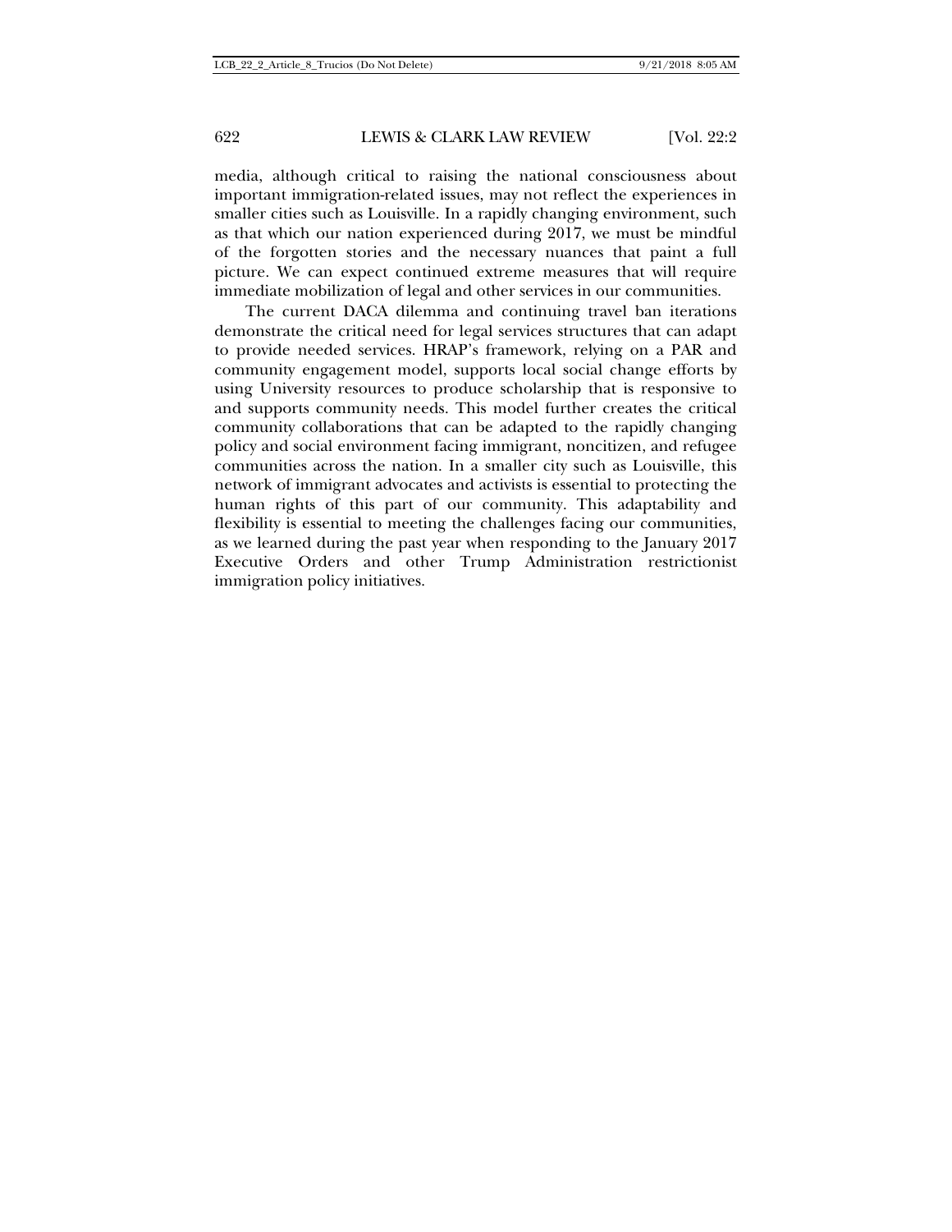media, although critical to raising the national consciousness about important immigration-related issues, may not reflect the experiences in smaller cities such as Louisville. In a rapidly changing environment, such as that which our nation experienced during 2017, we must be mindful of the forgotten stories and the necessary nuances that paint a full picture. We can expect continued extreme measures that will require immediate mobilization of legal and other services in our communities.

The current DACA dilemma and continuing travel ban iterations demonstrate the critical need for legal services structures that can adapt to provide needed services. HRAP's framework, relying on a PAR and community engagement model, supports local social change efforts by using University resources to produce scholarship that is responsive to and supports community needs. This model further creates the critical community collaborations that can be adapted to the rapidly changing policy and social environment facing immigrant, noncitizen, and refugee communities across the nation. In a smaller city such as Louisville, this network of immigrant advocates and activists is essential to protecting the human rights of this part of our community. This adaptability and flexibility is essential to meeting the challenges facing our communities, as we learned during the past year when responding to the January 2017 Executive Orders and other Trump Administration restrictionist immigration policy initiatives.